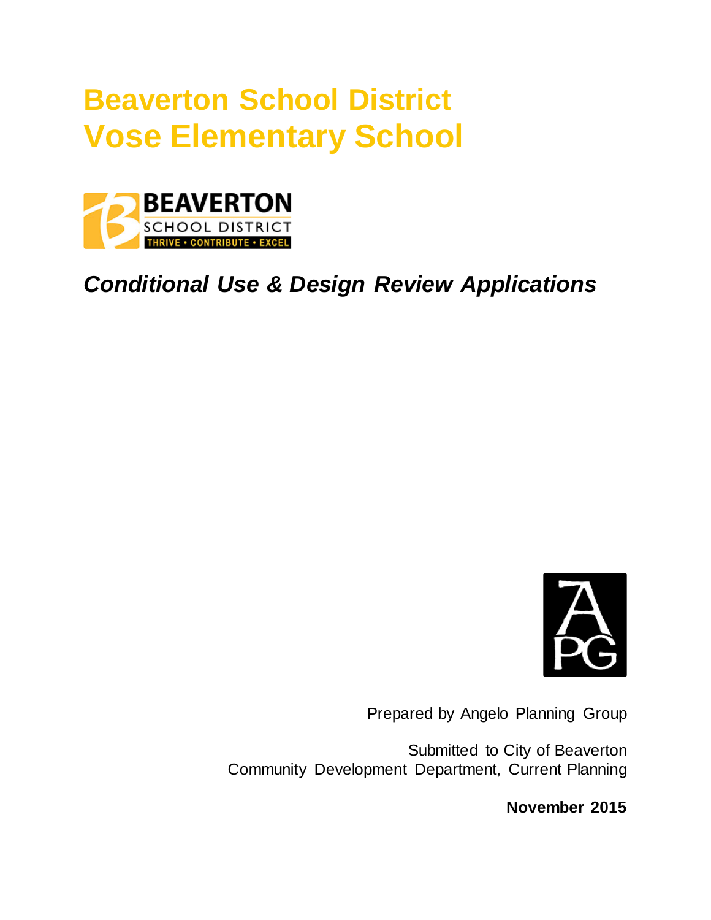# Beaverton School District
# Vose Elementary School

***Conditional Use & Design Review Applications***

Prepared by Angelo Planning Group

Submitted to City of Beaverton
Community Development Department, Current Planning

**November 2015**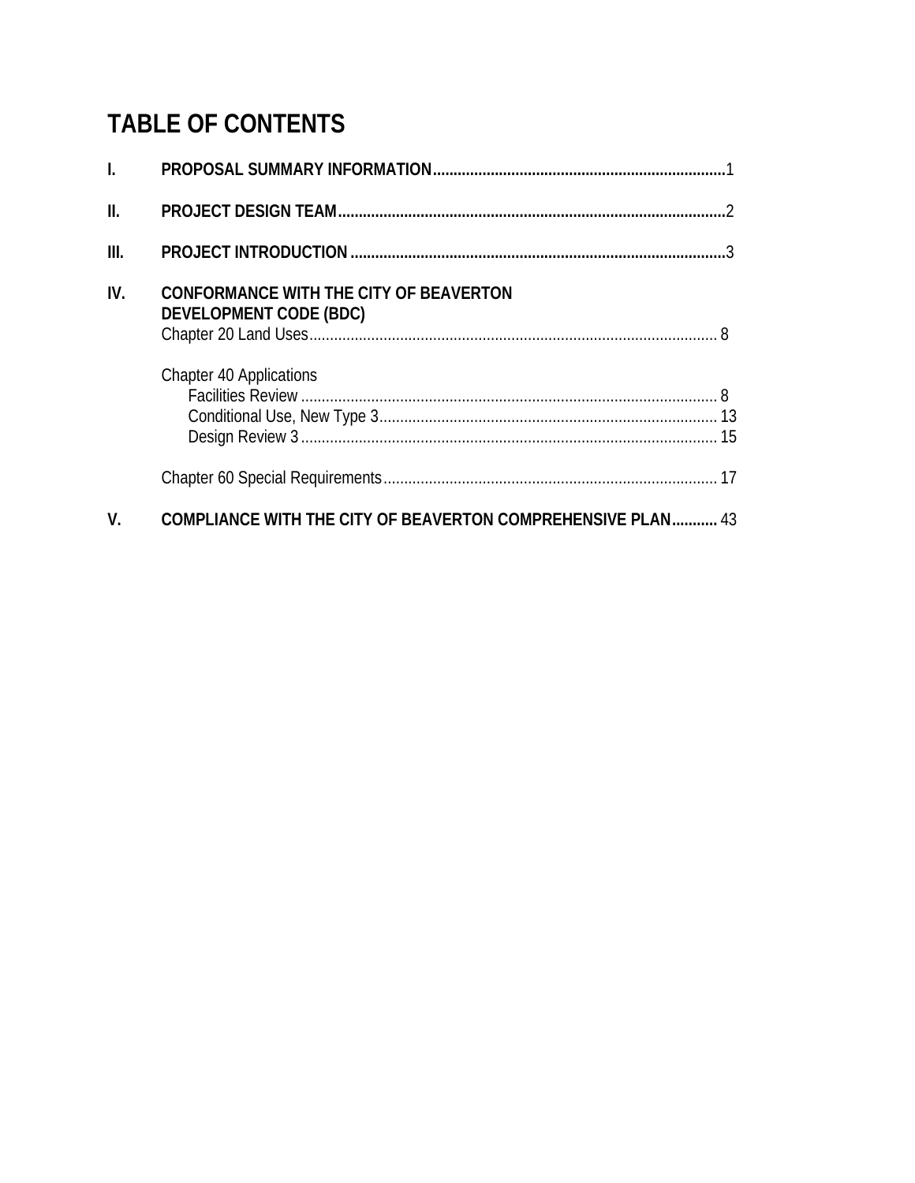# TABLE OF CONTENTS

**I. PROPOSAL SUMMARY INFORMATION**......................................................................1

**II. PROJECT DESIGN TEAM**.............................................................................................2

**III. PROJECT INTRODUCTION**..........................................................................................3

**IV. CONFORMANCE WITH THE CITY OF BEAVERTON DEVELOPMENT CODE (BDC)**

Chapter 20 Land Uses.................................................................................................. 8

Chapter 40 Applications

- Facilities Review .................................................................................................... 8
- Conditional Use, New Type 3................................................................................. 13
- Design Review 3.................................................................................................... 15

Chapter 60 Special Requirements................................................................................ 17

**V. COMPLIANCE WITH THE CITY OF BEAVERTON COMPREHENSIVE PLAN**........... 43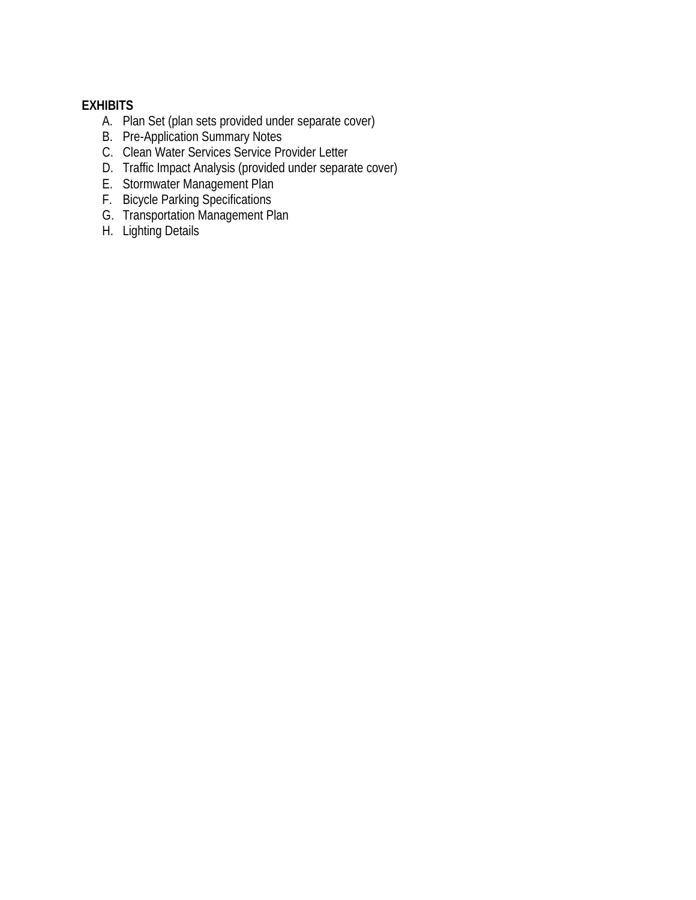**EXHIBITS**

A. Plan Set (plan sets provided under separate cover)
B. Pre-Application Summary Notes
C. Clean Water Services Service Provider Letter
D. Traffic Impact Analysis (provided under separate cover)
E. Stormwater Management Plan
F. Bicycle Parking Specifications
G. Transportation Management Plan
H. Lighting Details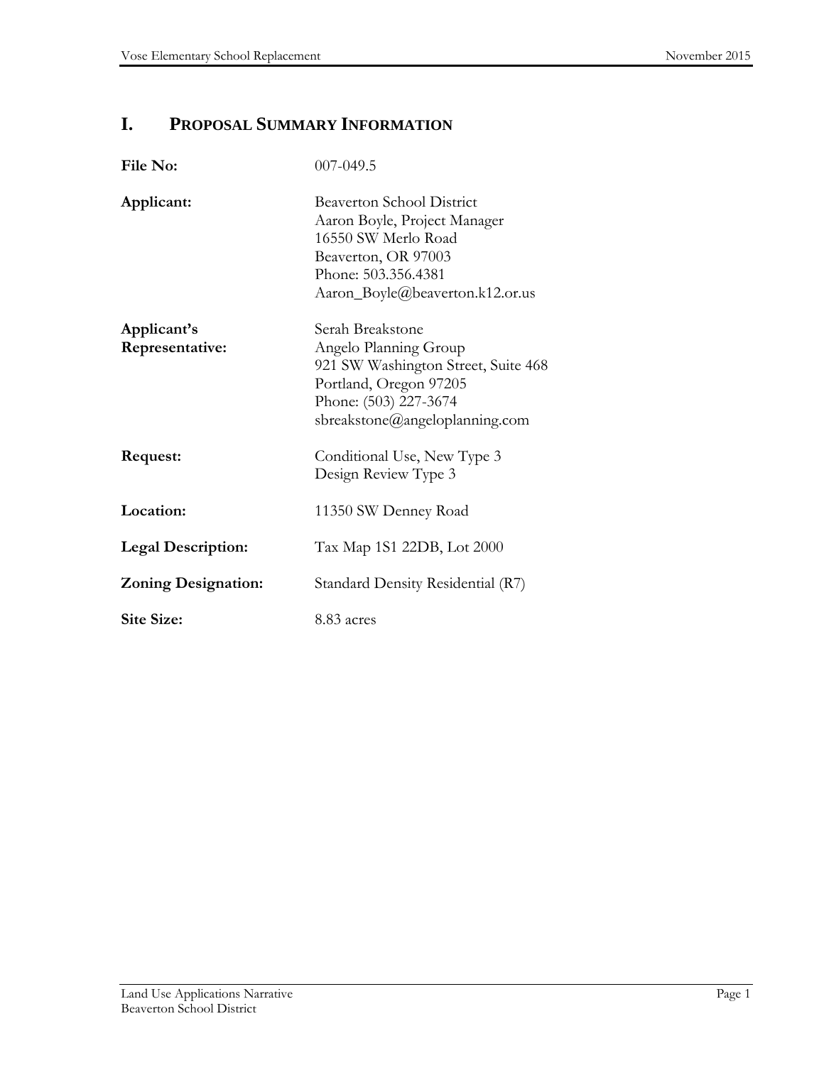# I. PROPOSAL SUMMARY INFORMATION

| | |
|---|---|
| **File No:** | 007-049.5 |
| **Applicant:** | Beaverton School District<br>Aaron Boyle, Project Manager<br>16550 SW Merlo Road<br>Beaverton, OR 97003<br>Phone: 503.356.4381<br>Aaron_Boyle@beaverton.k12.or.us |
| **Applicant's Representative:** | Serah Breakstone<br>Angelo Planning Group<br>921 SW Washington Street, Suite 468<br>Portland, Oregon 97205<br>Phone: (503) 227-3674<br>sbreakstone@angeloplanning.com |
| **Request:** | Conditional Use, New Type 3<br>Design Review Type 3 |
| **Location:** | 11350 SW Denney Road |
| **Legal Description:** | Tax Map 1S1 22DB, Lot 2000 |
| **Zoning Designation:** | Standard Density Residential (R7) |
| **Site Size:** | 8.83 acres |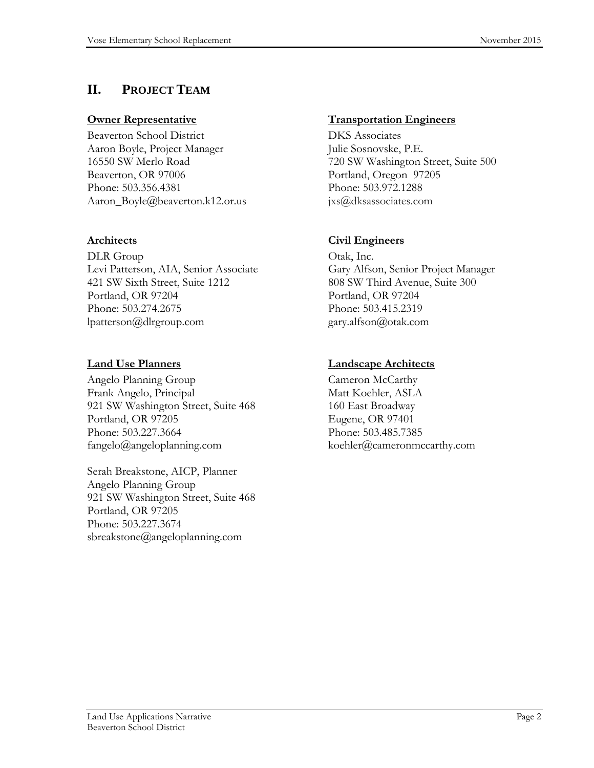## II. PROJECT TEAM

**Owner Representative**

Beaverton School District
Aaron Boyle, Project Manager
16550 SW Merlo Road
Beaverton, OR 97006
Phone: 503.356.4381
Aaron_Boyle@beaverton.k12.or.us

**Architects**

DLR Group
Levi Patterson, AIA, Senior Associate
421 SW Sixth Street, Suite 1212
Portland, OR 97204
Phone: 503.274.2675
lpatterson@dlrgroup.com

**Land Use Planners**

Angelo Planning Group
Frank Angelo, Principal
921 SW Washington Street, Suite 468
Portland, OR 97205
Phone: 503.227.3664
fangelo@angeloplanning.com

Serah Breakstone, AICP, Planner
Angelo Planning Group
921 SW Washington Street, Suite 468
Portland, OR 97205
Phone: 503.227.3674
sbreakstone@angeloplanning.com

**Transportation Engineers**

DKS Associates
Julie Sosnovske, P.E.
720 SW Washington Street, Suite 500
Portland, Oregon 97205
Phone: 503.972.1288
jxs@dksassociates.com

**Civil Engineers**

Otak, Inc.
Gary Alfson, Senior Project Manager
808 SW Third Avenue, Suite 300
Portland, OR 97204
Phone: 503.415.2319
gary.alfson@otak.com

**Landscape Architects**

Cameron McCarthy
Matt Koehler, ASLA
160 East Broadway
Eugene, OR 97401
Phone: 503.485.7385
koehler@cameronmccarthy.com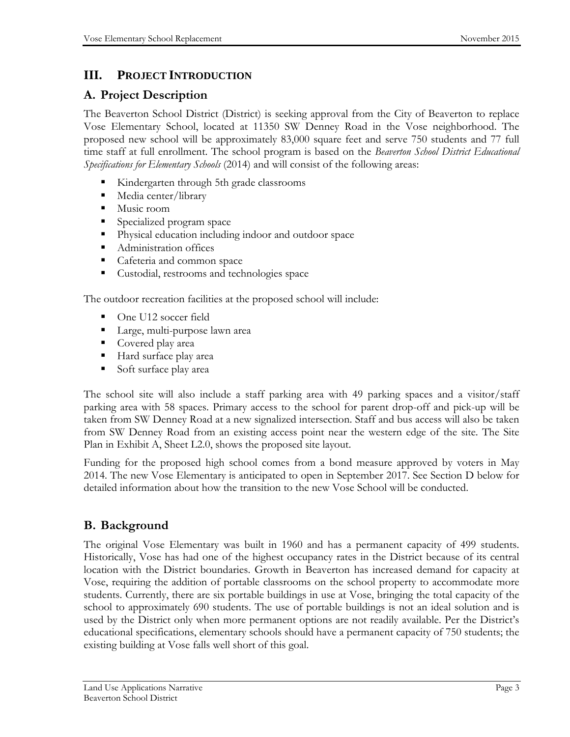## III. Project Introduction

### A. Project Description

The Beaverton School District (District) is seeking approval from the City of Beaverton to replace Vose Elementary School, located at 11350 SW Denney Road in the Vose neighborhood. The proposed new school will be approximately 83,000 square feet and serve 750 students and 77 full time staff at full enrollment. The school program is based on the *Beaverton School District Educational Specifications for Elementary Schools* (2014) and will consist of the following areas:

- Kindergarten through 5th grade classrooms
- Media center/library
- Music room
- Specialized program space
- Physical education including indoor and outdoor space
- Administration offices
- Cafeteria and common space
- Custodial, restrooms and technologies space

The outdoor recreation facilities at the proposed school will include:

- One U12 soccer field
- Large, multi-purpose lawn area
- Covered play area
- Hard surface play area
- Soft surface play area

The school site will also include a staff parking area with 49 parking spaces and a visitor/staff parking area with 58 spaces. Primary access to the school for parent drop-off and pick-up will be taken from SW Denney Road at a new signalized intersection. Staff and bus access will also be taken from SW Denney Road from an existing access point near the western edge of the site. The Site Plan in Exhibit A, Sheet L2.0, shows the proposed site layout.

Funding for the proposed high school comes from a bond measure approved by voters in May 2014. The new Vose Elementary is anticipated to open in September 2017. See Section D below for detailed information about how the transition to the new Vose School will be conducted.

### B. Background

The original Vose Elementary was built in 1960 and has a permanent capacity of 499 students. Historically, Vose has had one of the highest occupancy rates in the District because of its central location with the District boundaries. Growth in Beaverton has increased demand for capacity at Vose, requiring the addition of portable classrooms on the school property to accommodate more students. Currently, there are six portable buildings in use at Vose, bringing the total capacity of the school to approximately 690 students. The use of portable buildings is not an ideal solution and is used by the District only when more permanent options are not readily available. Per the District's educational specifications, elementary schools should have a permanent capacity of 750 students; the existing building at Vose falls well short of this goal.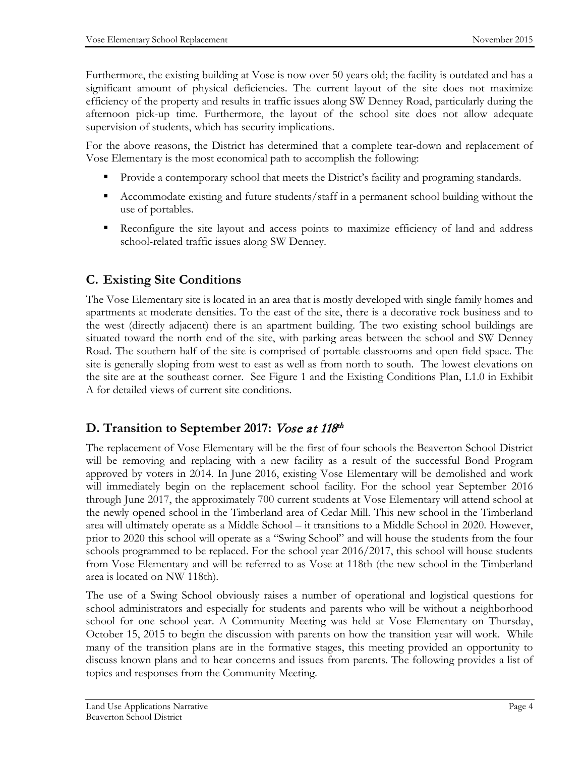Furthermore, the existing building at Vose is now over 50 years old; the facility is outdated and has a significant amount of physical deficiencies. The current layout of the site does not maximize efficiency of the property and results in traffic issues along SW Denney Road, particularly during the afternoon pick-up time. Furthermore, the layout of the school site does not allow adequate supervision of students, which has security implications.

For the above reasons, the District has determined that a complete tear-down and replacement of Vose Elementary is the most economical path to accomplish the following:

- Provide a contemporary school that meets the District's facility and programing standards.
- Accommodate existing and future students/staff in a permanent school building without the use of portables.
- Reconfigure the site layout and access points to maximize efficiency of land and address school-related traffic issues along SW Denney.

## C. Existing Site Conditions

The Vose Elementary site is located in an area that is mostly developed with single family homes and apartments at moderate densities. To the east of the site, there is a decorative rock business and to the west (directly adjacent) there is an apartment building. The two existing school buildings are situated toward the north end of the site, with parking areas between the school and SW Denney Road. The southern half of the site is comprised of portable classrooms and open field space. The site is generally sloping from west to east as well as from north to south. The lowest elevations on the site are at the southeast corner. See Figure 1 and the Existing Conditions Plan, L1.0 in Exhibit A for detailed views of current site conditions.

## D. Transition to September 2017: *Vose at 118th*

The replacement of Vose Elementary will be the first of four schools the Beaverton School District will be removing and replacing with a new facility as a result of the successful Bond Program approved by voters in 2014. In June 2016, existing Vose Elementary will be demolished and work will immediately begin on the replacement school facility. For the school year September 2016 through June 2017, the approximately 700 current students at Vose Elementary will attend school at the newly opened school in the Timberland area of Cedar Mill. This new school in the Timberland area will ultimately operate as a Middle School – it transitions to a Middle School in 2020. However, prior to 2020 this school will operate as a "Swing School" and will house the students from the four schools programmed to be replaced. For the school year 2016/2017, this school will house students from Vose Elementary and will be referred to as Vose at 118th (the new school in the Timberland area is located on NW 118th).

The use of a Swing School obviously raises a number of operational and logistical questions for school administrators and especially for students and parents who will be without a neighborhood school for one school year. A Community Meeting was held at Vose Elementary on Thursday, October 15, 2015 to begin the discussion with parents on how the transition year will work. While many of the transition plans are in the formative stages, this meeting provided an opportunity to discuss known plans and to hear concerns and issues from parents. The following provides a list of topics and responses from the Community Meeting.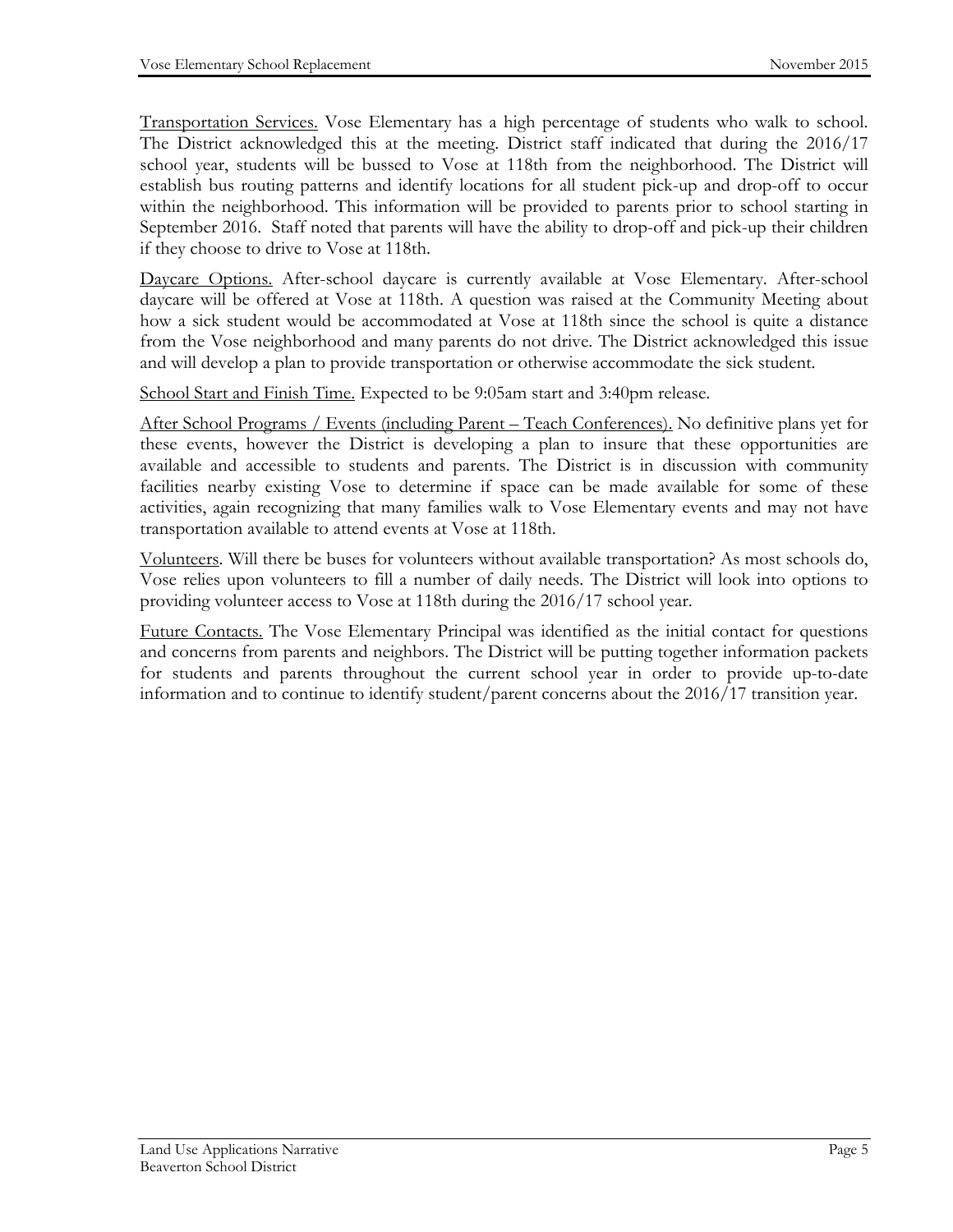<u>Transportation Services.</u> Vose Elementary has a high percentage of students who walk to school. The District acknowledged this at the meeting. District staff indicated that during the 2016/17 school year, students will be bussed to Vose at 118th from the neighborhood. The District will establish bus routing patterns and identify locations for all student pick-up and drop-off to occur within the neighborhood. This information will be provided to parents prior to school starting in September 2016. Staff noted that parents will have the ability to drop-off and pick-up their children if they choose to drive to Vose at 118th.

<u>Daycare Options.</u> After-school daycare is currently available at Vose Elementary. After-school daycare will be offered at Vose at 118th. A question was raised at the Community Meeting about how a sick student would be accommodated at Vose at 118th since the school is quite a distance from the Vose neighborhood and many parents do not drive. The District acknowledged this issue and will develop a plan to provide transportation or otherwise accommodate the sick student.

<u>School Start and Finish Time.</u> Expected to be 9:05am start and 3:40pm release.

<u>After School Programs / Events (including Parent – Teach Conferences).</u> No definitive plans yet for these events, however the District is developing a plan to insure that these opportunities are available and accessible to students and parents. The District is in discussion with community facilities nearby existing Vose to determine if space can be made available for some of these activities, again recognizing that many families walk to Vose Elementary events and may not have transportation available to attend events at Vose at 118th.

<u>Volunteers</u>. Will there be buses for volunteers without available transportation? As most schools do, Vose relies upon volunteers to fill a number of daily needs. The District will look into options to providing volunteer access to Vose at 118th during the 2016/17 school year.

<u>Future Contacts.</u> The Vose Elementary Principal was identified as the initial contact for questions and concerns from parents and neighbors. The District will be putting together information packets for students and parents throughout the current school year in order to provide up-to-date information and to continue to identify student/parent concerns about the 2016/17 transition year.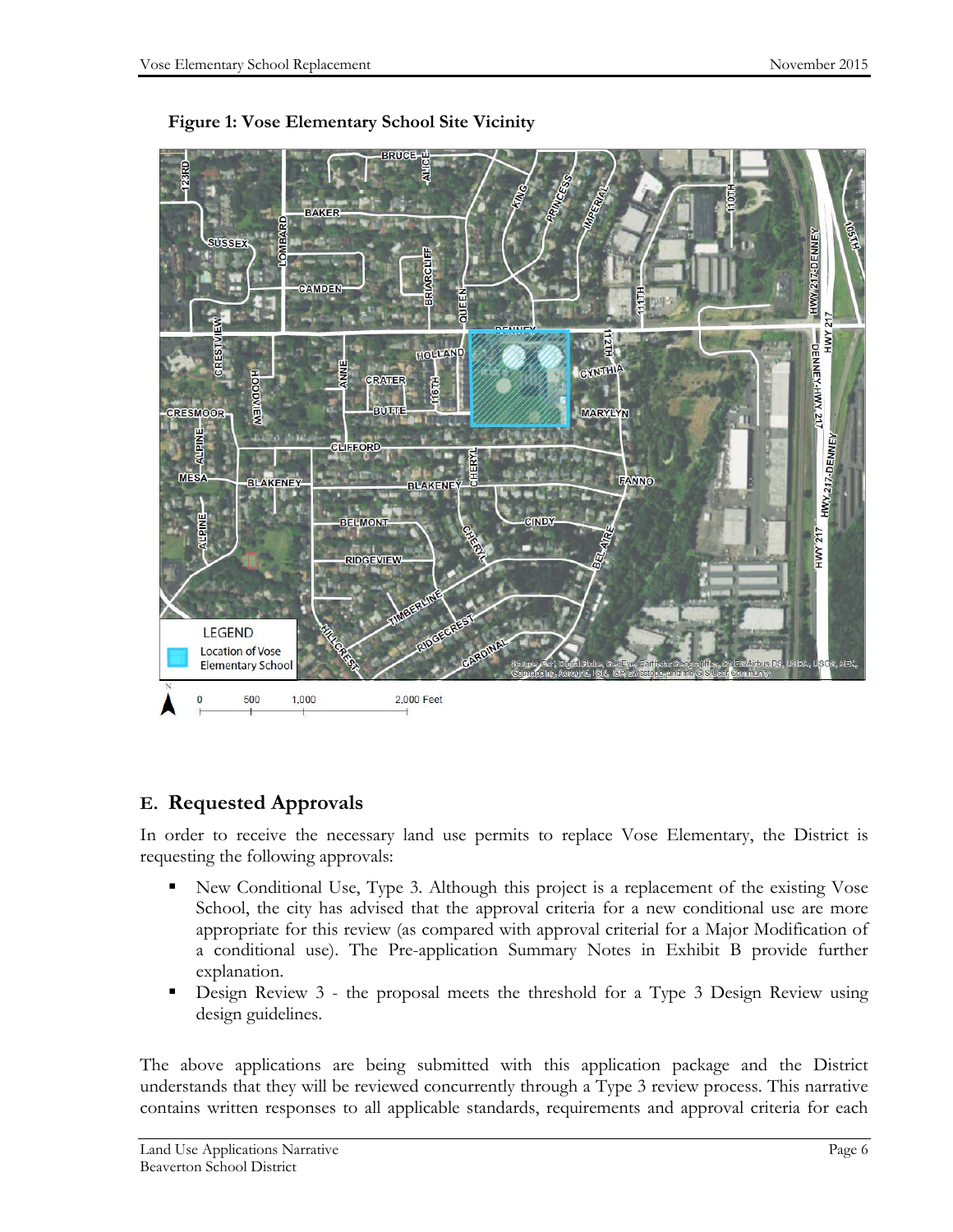**Figure 1: Vose Elementary School Site Vicinity**

## E. Requested Approvals

In order to receive the necessary land use permits to replace Vose Elementary, the District is requesting the following approvals:

- New Conditional Use, Type 3. Although this project is a replacement of the existing Vose School, the city has advised that the approval criteria for a new conditional use are more appropriate for this review (as compared with approval criterial for a Major Modification of a conditional use). The Pre-application Summary Notes in Exhibit B provide further explanation.
- Design Review 3 - the proposal meets the threshold for a Type 3 Design Review using design guidelines.

The above applications are being submitted with this application package and the District understands that they will be reviewed concurrently through a Type 3 review process. This narrative contains written responses to all applicable standards, requirements and approval criteria for each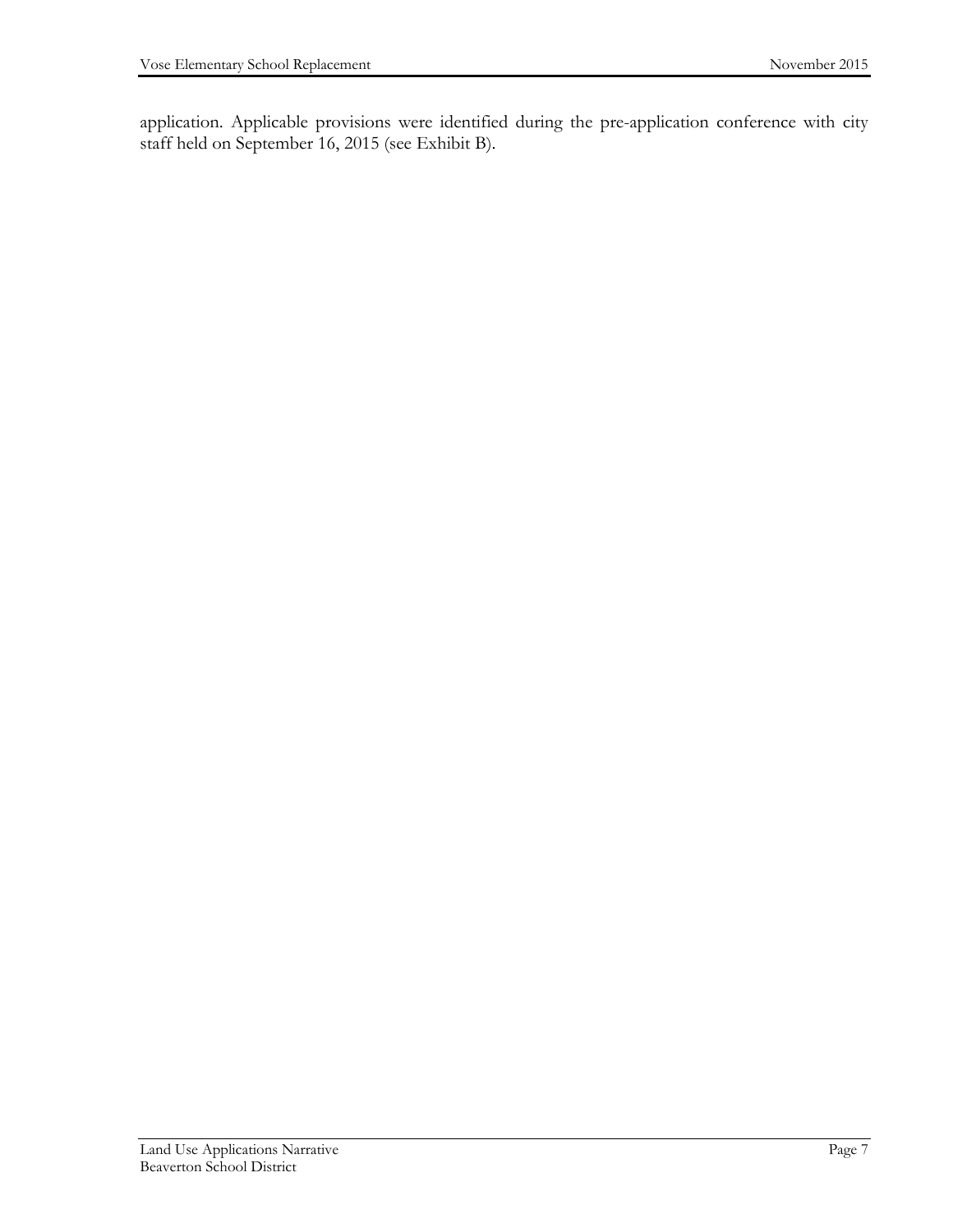application. Applicable provisions were identified during the pre-application conference with city staff held on September 16, 2015 (see Exhibit B).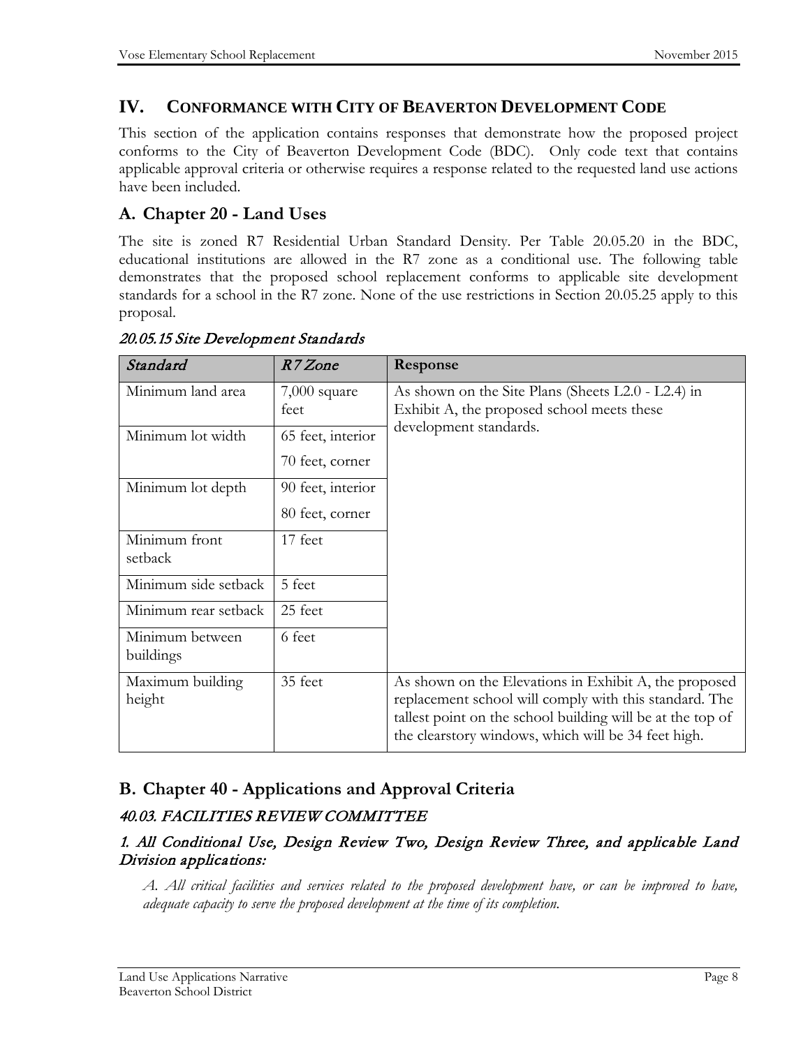## IV. CONFORMANCE WITH CITY OF BEAVERTON DEVELOPMENT CODE

This section of the application contains responses that demonstrate how the proposed project conforms to the City of Beaverton Development Code (BDC). Only code text that contains applicable approval criteria or otherwise requires a response related to the requested land use actions have been included.

### A. Chapter 20 - Land Uses

The site is zoned R7 Residential Urban Standard Density. Per Table 20.05.20 in the BDC, educational institutions are allowed in the R7 zone as a conditional use. The following table demonstrates that the proposed school replacement conforms to applicable site development standards for a school in the R7 zone. None of the use restrictions in Section 20.05.25 apply to this proposal.

*20.05.15 Site Development Standards*

| *Standard* | *R7 Zone* | **Response** |
|---|---|---|
| Minimum land area | 7,000 square feet | As shown on the Site Plans (Sheets L2.0 - L2.4) in Exhibit A, the proposed school meets these development standards. |
| Minimum lot width | 65 feet, interior<br>70 feet, corner | |
| Minimum lot depth | 90 feet, interior<br>80 feet, corner | |
| Minimum front setback | 17 feet | |
| Minimum side setback | 5 feet | |
| Minimum rear setback | 25 feet | |
| Minimum between buildings | 6 feet | |
| Maximum building height | 35 feet | As shown on the Elevations in Exhibit A, the proposed replacement school will comply with this standard. The tallest point on the school building will be at the top of the clearstory windows, which will be 34 feet high. |

### B. Chapter 40 - Applications and Approval Criteria

#### *40.03. FACILITIES REVIEW COMMITTEE*

#### *1. All Conditional Use, Design Review Two, Design Review Three, and applicable Land Division applications:*

*A. All critical facilities and services related to the proposed development have, or can be improved to have, adequate capacity to serve the proposed development at the time of its completion.*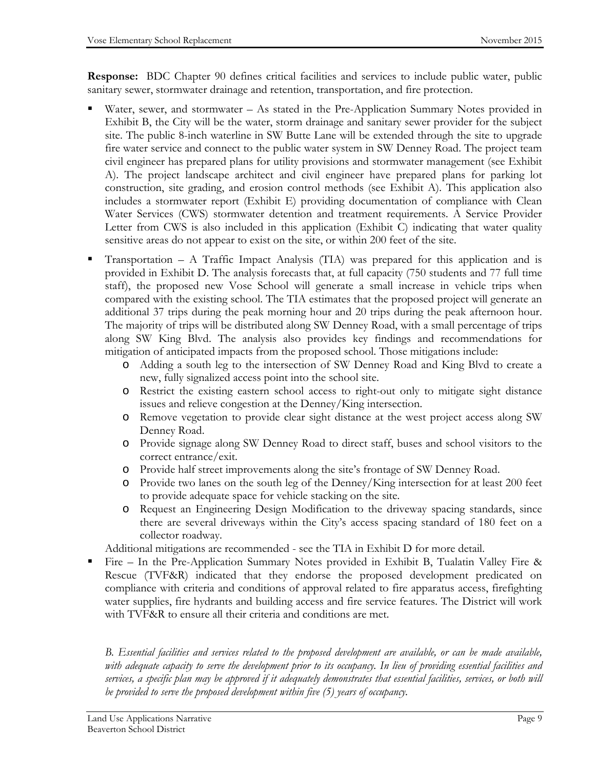**Response:** BDC Chapter 90 defines critical facilities and services to include public water, public sanitary sewer, stormwater drainage and retention, transportation, and fire protection.

- Water, sewer, and stormwater – As stated in the Pre-Application Summary Notes provided in Exhibit B, the City will be the water, storm drainage and sanitary sewer provider for the subject site. The public 8-inch waterline in SW Butte Lane will be extended through the site to upgrade fire water service and connect to the public water system in SW Denney Road. The project team civil engineer has prepared plans for utility provisions and stormwater management (see Exhibit A). The project landscape architect and civil engineer have prepared plans for parking lot construction, site grading, and erosion control methods (see Exhibit A). This application also includes a stormwater report (Exhibit E) providing documentation of compliance with Clean Water Services (CWS) stormwater detention and treatment requirements. A Service Provider Letter from CWS is also included in this application (Exhibit C) indicating that water quality sensitive areas do not appear to exist on the site, or within 200 feet of the site.
- Transportation – A Traffic Impact Analysis (TIA) was prepared for this application and is provided in Exhibit D. The analysis forecasts that, at full capacity (750 students and 77 full time staff), the proposed new Vose School will generate a small increase in vehicle trips when compared with the existing school. The TIA estimates that the proposed project will generate an additional 37 trips during the peak morning hour and 20 trips during the peak afternoon hour. The majority of trips will be distributed along SW Denney Road, with a small percentage of trips along SW King Blvd. The analysis also provides key findings and recommendations for mitigation of anticipated impacts from the proposed school. Those mitigations include:
  - Adding a south leg to the intersection of SW Denney Road and King Blvd to create a new, fully signalized access point into the school site.
  - Restrict the existing eastern school access to right-out only to mitigate sight distance issues and relieve congestion at the Denney/King intersection.
  - Remove vegetation to provide clear sight distance at the west project access along SW Denney Road.
  - Provide signage along SW Denney Road to direct staff, buses and school visitors to the correct entrance/exit.
  - Provide half street improvements along the site's frontage of SW Denney Road.
  - Provide two lanes on the south leg of the Denney/King intersection for at least 200 feet to provide adequate space for vehicle stacking on the site.
  - Request an Engineering Design Modification to the driveway spacing standards, since there are several driveways within the City's access spacing standard of 180 feet on a collector roadway.

  Additional mitigations are recommended - see the TIA in Exhibit D for more detail.
- Fire – In the Pre-Application Summary Notes provided in Exhibit B, Tualatin Valley Fire & Rescue (TVF&R) indicated that they endorse the proposed development predicated on compliance with criteria and conditions of approval related to fire apparatus access, firefighting water supplies, fire hydrants and building access and fire service features. The District will work with TVF&R to ensure all their criteria and conditions are met.

*B. Essential facilities and services related to the proposed development are available, or can be made available, with adequate capacity to serve the development prior to its occupancy. In lieu of providing essential facilities and services, a specific plan may be approved if it adequately demonstrates that essential facilities, services, or both will be provided to serve the proposed development within five (5) years of occupancy.*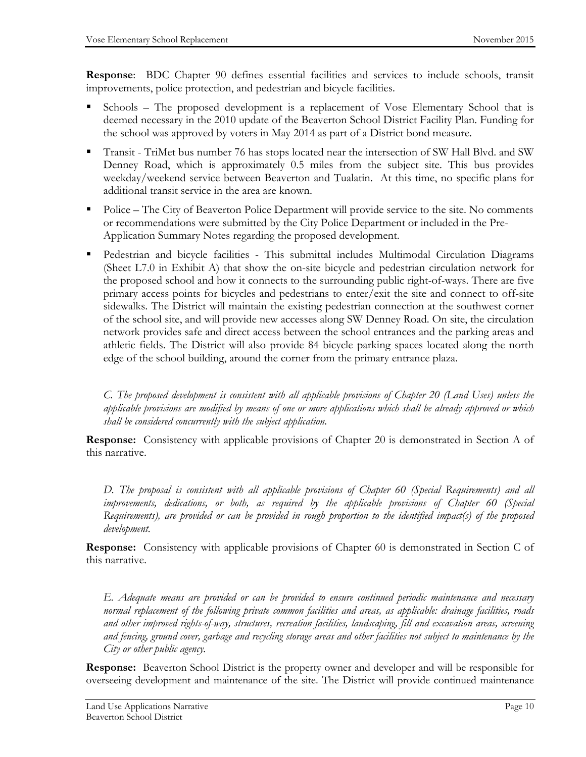**Response**: BDC Chapter 90 defines essential facilities and services to include schools, transit improvements, police protection, and pedestrian and bicycle facilities.

- Schools – The proposed development is a replacement of Vose Elementary School that is deemed necessary in the 2010 update of the Beaverton School District Facility Plan. Funding for the school was approved by voters in May 2014 as part of a District bond measure.
- Transit - TriMet bus number 76 has stops located near the intersection of SW Hall Blvd. and SW Denney Road, which is approximately 0.5 miles from the subject site. This bus provides weekday/weekend service between Beaverton and Tualatin. At this time, no specific plans for additional transit service in the area are known.
- Police – The City of Beaverton Police Department will provide service to the site. No comments or recommendations were submitted by the City Police Department or included in the Pre-Application Summary Notes regarding the proposed development.
- Pedestrian and bicycle facilities - This submittal includes Multimodal Circulation Diagrams (Sheet L7.0 in Exhibit A) that show the on-site bicycle and pedestrian circulation network for the proposed school and how it connects to the surrounding public right-of-ways. There are five primary access points for bicycles and pedestrians to enter/exit the site and connect to off-site sidewalks. The District will maintain the existing pedestrian connection at the southwest corner of the school site, and will provide new accesses along SW Denney Road. On site, the circulation network provides safe and direct access between the school entrances and the parking areas and athletic fields. The District will also provide 84 bicycle parking spaces located along the north edge of the school building, around the corner from the primary entrance plaza.

*C. The proposed development is consistent with all applicable provisions of Chapter 20 (Land Uses) unless the applicable provisions are modified by means of one or more applications which shall be already approved or which shall be considered concurrently with the subject application.*

**Response:** Consistency with applicable provisions of Chapter 20 is demonstrated in Section A of this narrative.

*D. The proposal is consistent with all applicable provisions of Chapter 60 (Special Requirements) and all improvements, dedications, or both, as required by the applicable provisions of Chapter 60 (Special Requirements), are provided or can be provided in rough proportion to the identified impact(s) of the proposed development.*

**Response:** Consistency with applicable provisions of Chapter 60 is demonstrated in Section C of this narrative.

*E. Adequate means are provided or can be provided to ensure continued periodic maintenance and necessary normal replacement of the following private common facilities and areas, as applicable: drainage facilities, roads and other improved rights-of-way, structures, recreation facilities, landscaping, fill and excavation areas, screening and fencing, ground cover, garbage and recycling storage areas and other facilities not subject to maintenance by the City or other public agency.*

**Response:** Beaverton School District is the property owner and developer and will be responsible for overseeing development and maintenance of the site. The District will provide continued maintenance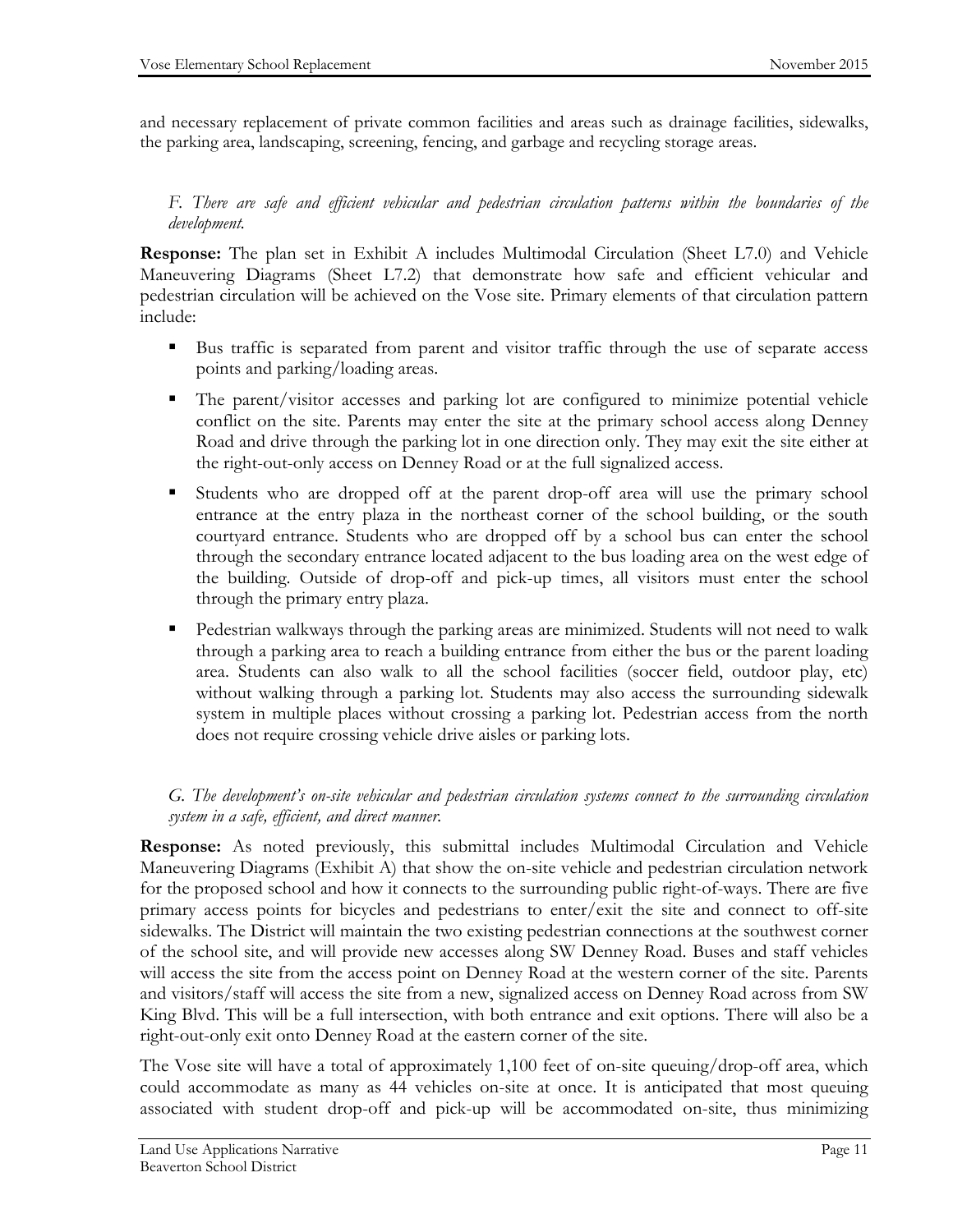and necessary replacement of private common facilities and areas such as drainage facilities, sidewalks, the parking area, landscaping, screening, fencing, and garbage and recycling storage areas.

*F. There are safe and efficient vehicular and pedestrian circulation patterns within the boundaries of the development.*

**Response:** The plan set in Exhibit A includes Multimodal Circulation (Sheet L7.0) and Vehicle Maneuvering Diagrams (Sheet L7.2) that demonstrate how safe and efficient vehicular and pedestrian circulation will be achieved on the Vose site. Primary elements of that circulation pattern include:

- Bus traffic is separated from parent and visitor traffic through the use of separate access points and parking/loading areas.
- The parent/visitor accesses and parking lot are configured to minimize potential vehicle conflict on the site. Parents may enter the site at the primary school access along Denney Road and drive through the parking lot in one direction only. They may exit the site either at the right-out-only access on Denney Road or at the full signalized access.
- Students who are dropped off at the parent drop-off area will use the primary school entrance at the entry plaza in the northeast corner of the school building, or the south courtyard entrance. Students who are dropped off by a school bus can enter the school through the secondary entrance located adjacent to the bus loading area on the west edge of the building. Outside of drop-off and pick-up times, all visitors must enter the school through the primary entry plaza.
- Pedestrian walkways through the parking areas are minimized. Students will not need to walk through a parking area to reach a building entrance from either the bus or the parent loading area. Students can also walk to all the school facilities (soccer field, outdoor play, etc) without walking through a parking lot. Students may also access the surrounding sidewalk system in multiple places without crossing a parking lot. Pedestrian access from the north does not require crossing vehicle drive aisles or parking lots.

*G. The development's on-site vehicular and pedestrian circulation systems connect to the surrounding circulation system in a safe, efficient, and direct manner.*

**Response:** As noted previously, this submittal includes Multimodal Circulation and Vehicle Maneuvering Diagrams (Exhibit A) that show the on-site vehicle and pedestrian circulation network for the proposed school and how it connects to the surrounding public right-of-ways. There are five primary access points for bicycles and pedestrians to enter/exit the site and connect to off-site sidewalks. The District will maintain the two existing pedestrian connections at the southwest corner of the school site, and will provide new accesses along SW Denney Road. Buses and staff vehicles will access the site from the access point on Denney Road at the western corner of the site. Parents and visitors/staff will access the site from a new, signalized access on Denney Road across from SW King Blvd. This will be a full intersection, with both entrance and exit options. There will also be a right-out-only exit onto Denney Road at the eastern corner of the site.

The Vose site will have a total of approximately 1,100 feet of on-site queuing/drop-off area, which could accommodate as many as 44 vehicles on-site at once. It is anticipated that most queuing associated with student drop-off and pick-up will be accommodated on-site, thus minimizing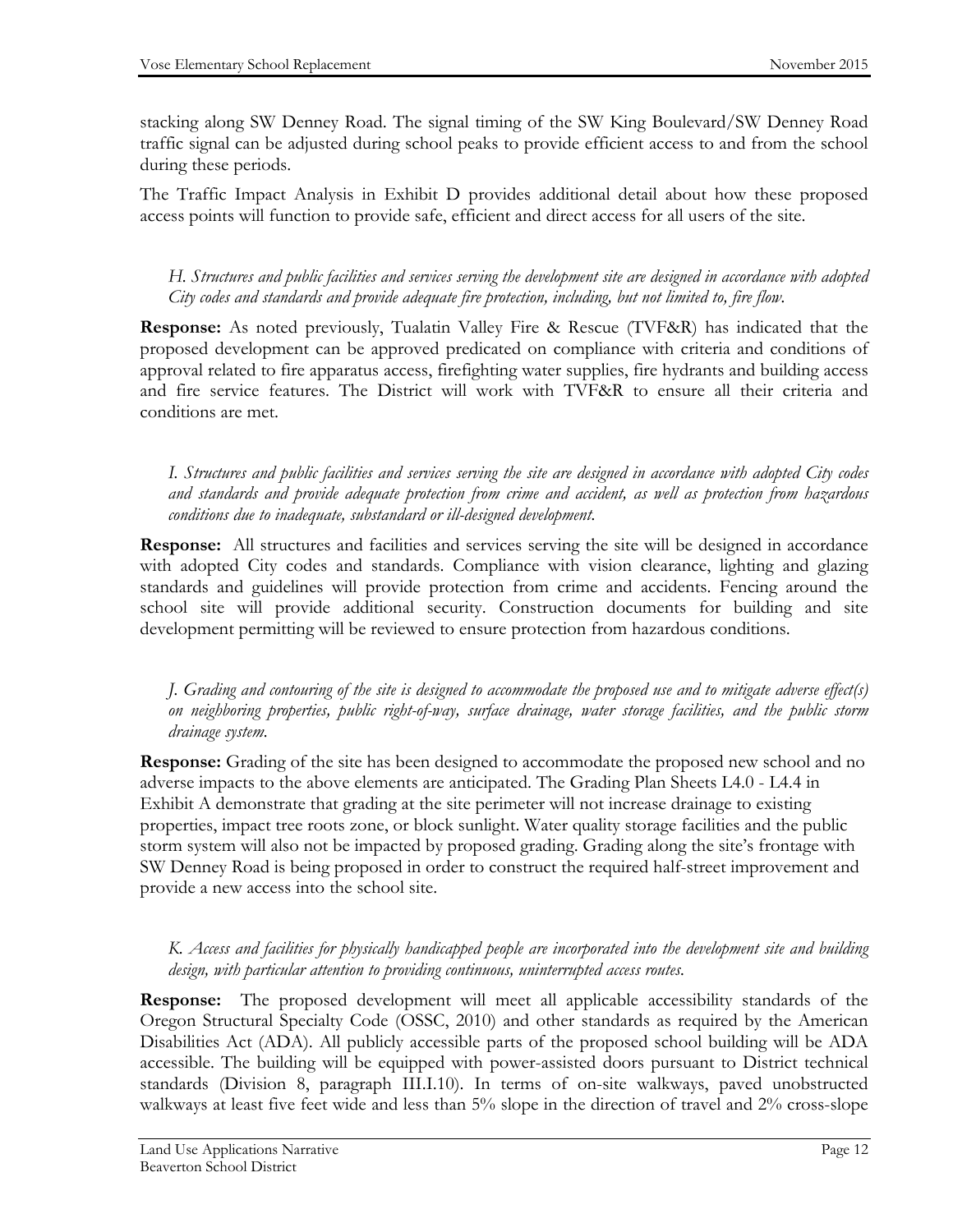stacking along SW Denney Road. The signal timing of the SW King Boulevard/SW Denney Road traffic signal can be adjusted during school peaks to provide efficient access to and from the school during these periods.

The Traffic Impact Analysis in Exhibit D provides additional detail about how these proposed access points will function to provide safe, efficient and direct access for all users of the site.

*H. Structures and public facilities and services serving the development site are designed in accordance with adopted City codes and standards and provide adequate fire protection, including, but not limited to, fire flow.*

**Response:** As noted previously, Tualatin Valley Fire & Rescue (TVF&R) has indicated that the proposed development can be approved predicated on compliance with criteria and conditions of approval related to fire apparatus access, firefighting water supplies, fire hydrants and building access and fire service features. The District will work with TVF&R to ensure all their criteria and conditions are met.

*I. Structures and public facilities and services serving the site are designed in accordance with adopted City codes and standards and provide adequate protection from crime and accident, as well as protection from hazardous conditions due to inadequate, substandard or ill-designed development.*

**Response:** All structures and facilities and services serving the site will be designed in accordance with adopted City codes and standards. Compliance with vision clearance, lighting and glazing standards and guidelines will provide protection from crime and accidents. Fencing around the school site will provide additional security. Construction documents for building and site development permitting will be reviewed to ensure protection from hazardous conditions.

*J. Grading and contouring of the site is designed to accommodate the proposed use and to mitigate adverse effect(s) on neighboring properties, public right-of-way, surface drainage, water storage facilities, and the public storm drainage system.*

**Response:** Grading of the site has been designed to accommodate the proposed new school and no adverse impacts to the above elements are anticipated. The Grading Plan Sheets L4.0 - L4.4 in Exhibit A demonstrate that grading at the site perimeter will not increase drainage to existing properties, impact tree roots zone, or block sunlight. Water quality storage facilities and the public storm system will also not be impacted by proposed grading. Grading along the site's frontage with SW Denney Road is being proposed in order to construct the required half-street improvement and provide a new access into the school site.

*K. Access and facilities for physically handicapped people are incorporated into the development site and building design, with particular attention to providing continuous, uninterrupted access routes.*

**Response:** The proposed development will meet all applicable accessibility standards of the Oregon Structural Specialty Code (OSSC, 2010) and other standards as required by the American Disabilities Act (ADA). All publicly accessible parts of the proposed school building will be ADA accessible. The building will be equipped with power-assisted doors pursuant to District technical standards (Division 8, paragraph III.I.10). In terms of on-site walkways, paved unobstructed walkways at least five feet wide and less than 5% slope in the direction of travel and 2% cross-slope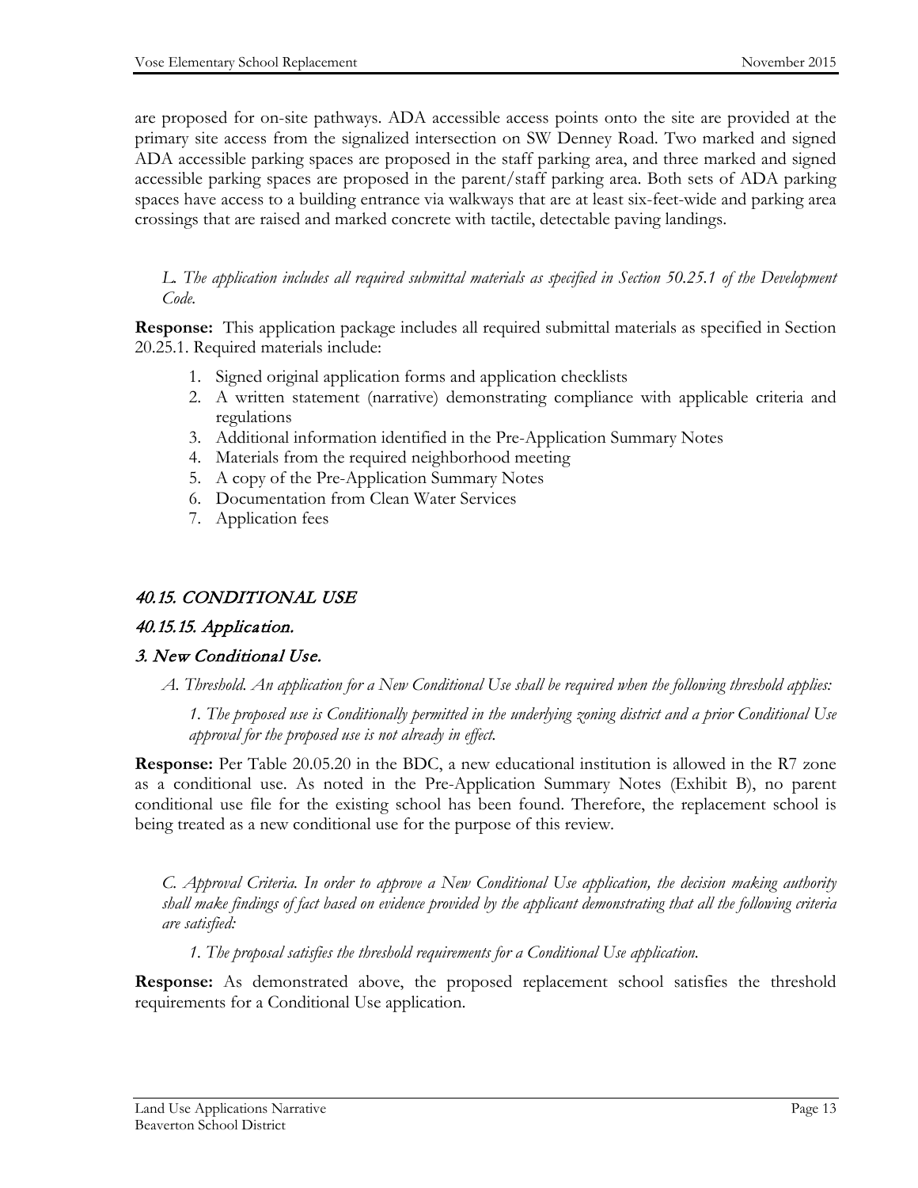are proposed for on-site pathways. ADA accessible access points onto the site are provided at the primary site access from the signalized intersection on SW Denney Road. Two marked and signed ADA accessible parking spaces are proposed in the staff parking area, and three marked and signed accessible parking spaces are proposed in the parent/staff parking area. Both sets of ADA parking spaces have access to a building entrance via walkways that are at least six-feet-wide and parking area crossings that are raised and marked concrete with tactile, detectable paving landings.

*L. The application includes all required submittal materials as specified in Section 50.25.1 of the Development Code.*

**Response:** This application package includes all required submittal materials as specified in Section 20.25.1. Required materials include:

1. Signed original application forms and application checklists
2. A written statement (narrative) demonstrating compliance with applicable criteria and regulations
3. Additional information identified in the Pre-Application Summary Notes
4. Materials from the required neighborhood meeting
5. A copy of the Pre-Application Summary Notes
6. Documentation from Clean Water Services
7. Application fees

## 40.15. CONDITIONAL USE

### 40.15.15. Application.

### 3. New Conditional Use.

*A. Threshold. An application for a New Conditional Use shall be required when the following threshold applies:*

*1. The proposed use is Conditionally permitted in the underlying zoning district and a prior Conditional Use approval for the proposed use is not already in effect.*

**Response:** Per Table 20.05.20 in the BDC, a new educational institution is allowed in the R7 zone as a conditional use. As noted in the Pre-Application Summary Notes (Exhibit B), no parent conditional use file for the existing school has been found. Therefore, the replacement school is being treated as a new conditional use for the purpose of this review.

*C. Approval Criteria. In order to approve a New Conditional Use application, the decision making authority shall make findings of fact based on evidence provided by the applicant demonstrating that all the following criteria are satisfied:*

*1. The proposal satisfies the threshold requirements for a Conditional Use application.*

**Response:** As demonstrated above, the proposed replacement school satisfies the threshold requirements for a Conditional Use application.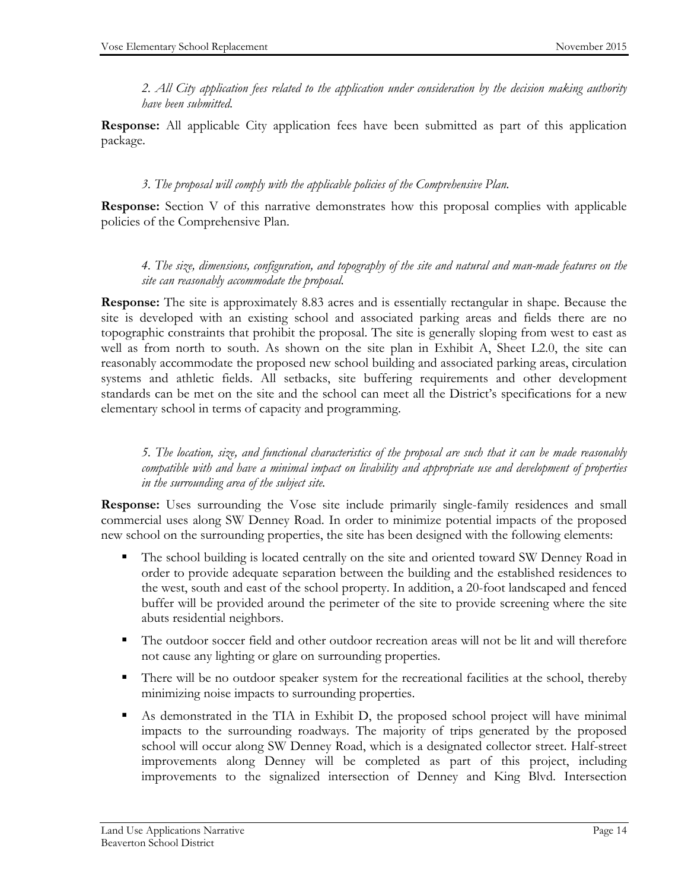*2. All City application fees related to the application under consideration by the decision making authority have been submitted.*

**Response:** All applicable City application fees have been submitted as part of this application package.

*3. The proposal will comply with the applicable policies of the Comprehensive Plan.*

**Response:** Section V of this narrative demonstrates how this proposal complies with applicable policies of the Comprehensive Plan.

*4. The size, dimensions, configuration, and topography of the site and natural and man-made features on the site can reasonably accommodate the proposal.*

**Response:** The site is approximately 8.83 acres and is essentially rectangular in shape. Because the site is developed with an existing school and associated parking areas and fields there are no topographic constraints that prohibit the proposal. The site is generally sloping from west to east as well as from north to south. As shown on the site plan in Exhibit A, Sheet L2.0, the site can reasonably accommodate the proposed new school building and associated parking areas, circulation systems and athletic fields. All setbacks, site buffering requirements and other development standards can be met on the site and the school can meet all the District's specifications for a new elementary school in terms of capacity and programming.

*5. The location, size, and functional characteristics of the proposal are such that it can be made reasonably compatible with and have a minimal impact on livability and appropriate use and development of properties in the surrounding area of the subject site.*

**Response:** Uses surrounding the Vose site include primarily single-family residences and small commercial uses along SW Denney Road. In order to minimize potential impacts of the proposed new school on the surrounding properties, the site has been designed with the following elements:

- The school building is located centrally on the site and oriented toward SW Denney Road in order to provide adequate separation between the building and the established residences to the west, south and east of the school property. In addition, a 20-foot landscaped and fenced buffer will be provided around the perimeter of the site to provide screening where the site abuts residential neighbors.
- The outdoor soccer field and other outdoor recreation areas will not be lit and will therefore not cause any lighting or glare on surrounding properties.
- There will be no outdoor speaker system for the recreational facilities at the school, thereby minimizing noise impacts to surrounding properties.
- As demonstrated in the TIA in Exhibit D, the proposed school project will have minimal impacts to the surrounding roadways. The majority of trips generated by the proposed school will occur along SW Denney Road, which is a designated collector street. Half-street improvements along Denney will be completed as part of this project, including improvements to the signalized intersection of Denney and King Blvd. Intersection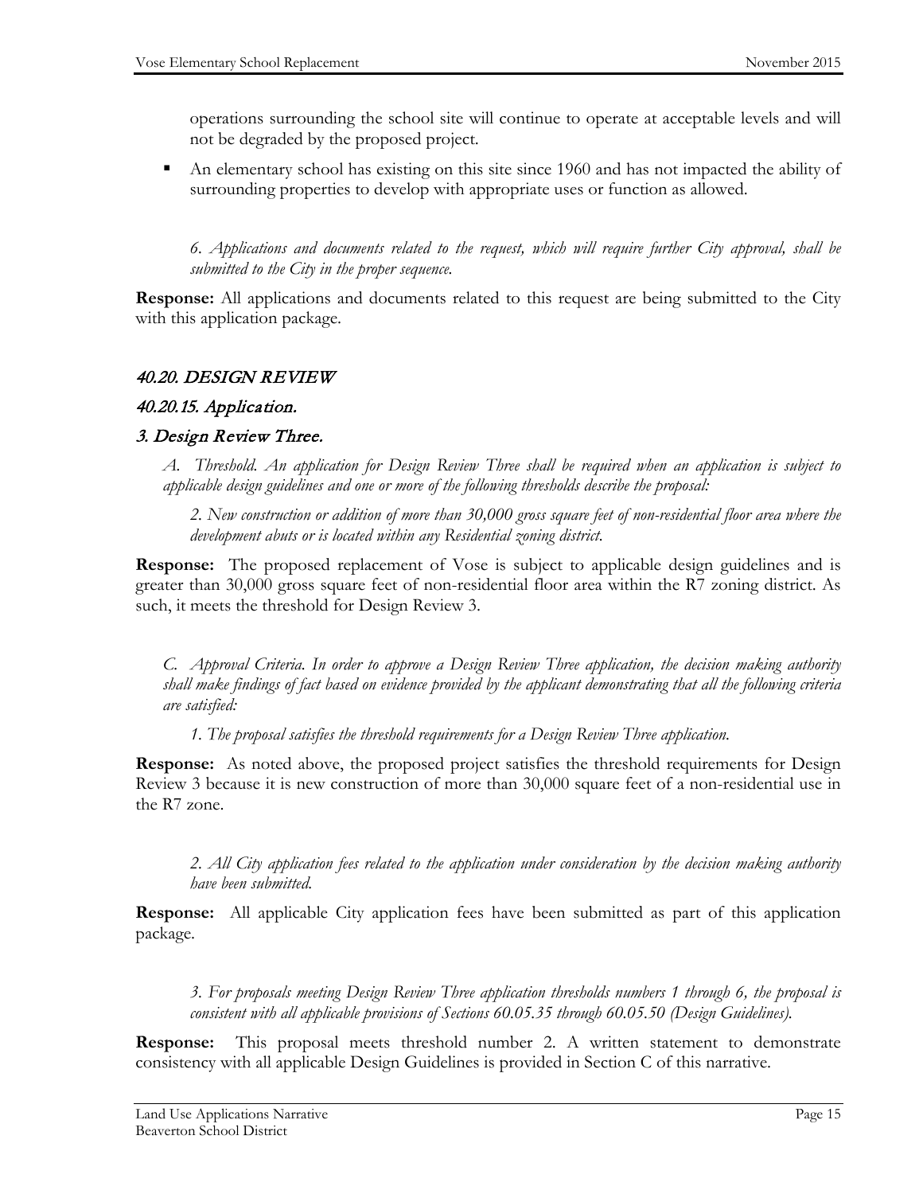operations surrounding the school site will continue to operate at acceptable levels and will not be degraded by the proposed project.

- An elementary school has existing on this site since 1960 and has not impacted the ability of surrounding properties to develop with appropriate uses or function as allowed.

*6. Applications and documents related to the request, which will require further City approval, shall be submitted to the City in the proper sequence.*

**Response:** All applications and documents related to this request are being submitted to the City with this application package.

## *40.20. DESIGN REVIEW*

### *40.20.15. Application.*

### *3. Design Review Three.*

*A. Threshold. An application for Design Review Three shall be required when an application is subject to applicable design guidelines and one or more of the following thresholds describe the proposal:*

*2. New construction or addition of more than 30,000 gross square feet of non-residential floor area where the development abuts or is located within any Residential zoning district.*

**Response:** The proposed replacement of Vose is subject to applicable design guidelines and is greater than 30,000 gross square feet of non-residential floor area within the R7 zoning district. As such, it meets the threshold for Design Review 3.

*C. Approval Criteria. In order to approve a Design Review Three application, the decision making authority shall make findings of fact based on evidence provided by the applicant demonstrating that all the following criteria are satisfied:*

*1. The proposal satisfies the threshold requirements for a Design Review Three application.*

**Response:** As noted above, the proposed project satisfies the threshold requirements for Design Review 3 because it is new construction of more than 30,000 square feet of a non-residential use in the R7 zone.

*2. All City application fees related to the application under consideration by the decision making authority have been submitted.*

**Response:** All applicable City application fees have been submitted as part of this application package.

*3. For proposals meeting Design Review Three application thresholds numbers 1 through 6, the proposal is consistent with all applicable provisions of Sections 60.05.35 through 60.05.50 (Design Guidelines).*

**Response:** This proposal meets threshold number 2. A written statement to demonstrate consistency with all applicable Design Guidelines is provided in Section C of this narrative.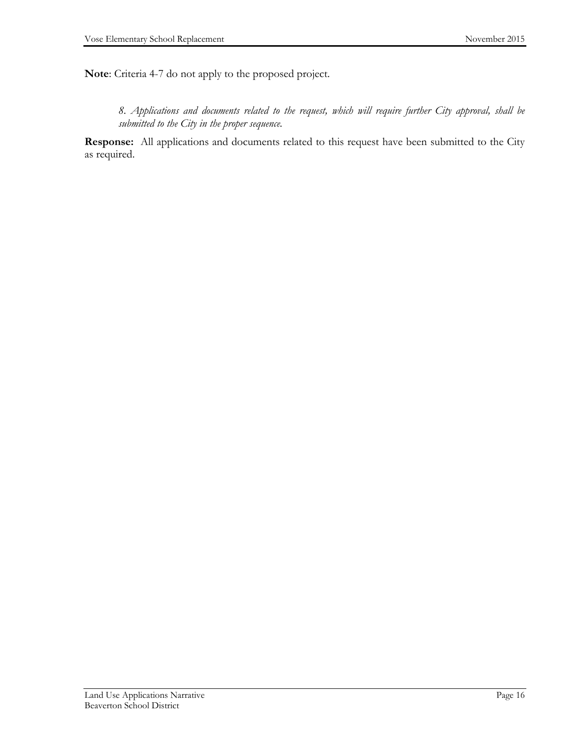**Note**: Criteria 4-7 do not apply to the proposed project.

> *8. Applications and documents related to the request, which will require further City approval, shall be submitted to the City in the proper sequence.*

**Response:** All applications and documents related to this request have been submitted to the City as required.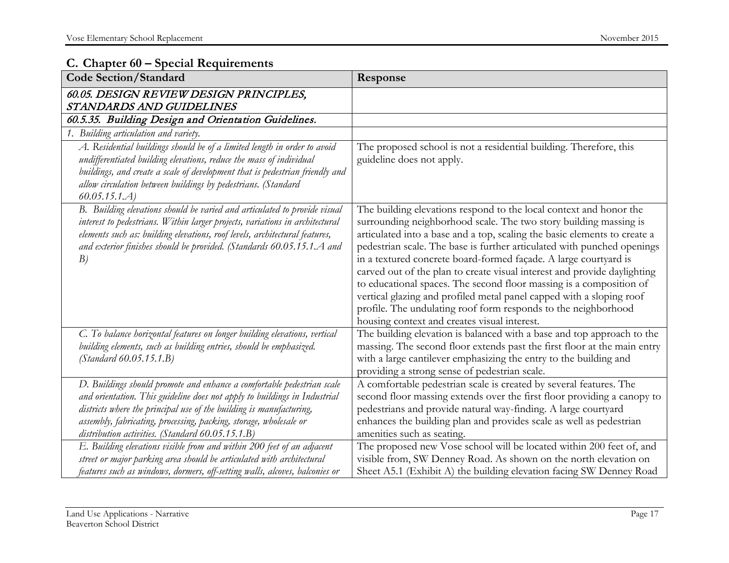## C. Chapter 60 – Special Requirements

| Code Section/Standard | Response |
|---|---|
| *60.05. DESIGN REVIEW DESIGN PRINCIPLES, STANDARDS AND GUIDELINES* | |
| *60.5.35. Building Design and Orientation Guidelines.* | |
| *1. Building articulation and variety.* | |
| *A. Residential buildings should be of a limited length in order to avoid undifferentiated building elevations, reduce the mass of individual buildings, and create a scale of development that is pedestrian friendly and allow circulation between buildings by pedestrians. (Standard 60.05.15.1.A)* | The proposed school is not a residential building. Therefore, this guideline does not apply. |
| *B. Building elevations should be varied and articulated to provide visual interest to pedestrians. Within larger projects, variations in architectural elements such as: building elevations, roof levels, architectural features, and exterior finishes should be provided. (Standards 60.05.15.1.A and B)* | The building elevations respond to the local context and honor the surrounding neighborhood scale. The two story building massing is articulated into a base and a top, scaling the basic elements to create a pedestrian scale. The base is further articulated with punched openings in a textured concrete board-formed façade. A large courtyard is carved out of the plan to create visual interest and provide daylighting to educational spaces. The second floor massing is a composition of vertical glazing and profiled metal panel capped with a sloping roof profile. The undulating roof form responds to the neighborhood housing context and creates visual interest. |
| *C. To balance horizontal features on longer building elevations, vertical building elements, such as building entries, should be emphasized. (Standard 60.05.15.1.B)* | The building elevation is balanced with a base and top approach to the massing. The second floor extends past the first floor at the main entry with a large cantilever emphasizing the entry to the building and providing a strong sense of pedestrian scale. |
| *D. Buildings should promote and enhance a comfortable pedestrian scale and orientation. This guideline does not apply to buildings in Industrial districts where the principal use of the building is manufacturing, assembly, fabricating, processing, packing, storage, wholesale or distribution activities. (Standard 60.05.15.1.B)* | A comfortable pedestrian scale is created by several features. The second floor massing extends over the first floor providing a canopy to pedestrians and provide natural way-finding. A large courtyard enhances the building plan and provides scale as well as pedestrian amenities such as seating. |
| *E. Building elevations visible from and within 200 feet of an adjacent street or major parking area should be articulated with architectural features such as windows, dormers, off-setting walls, alcoves, balconies or* | The proposed new Vose school will be located within 200 feet of, and visible from, SW Denney Road. As shown on the north elevation on Sheet A5.1 (Exhibit A) the building elevation facing SW Denney Road |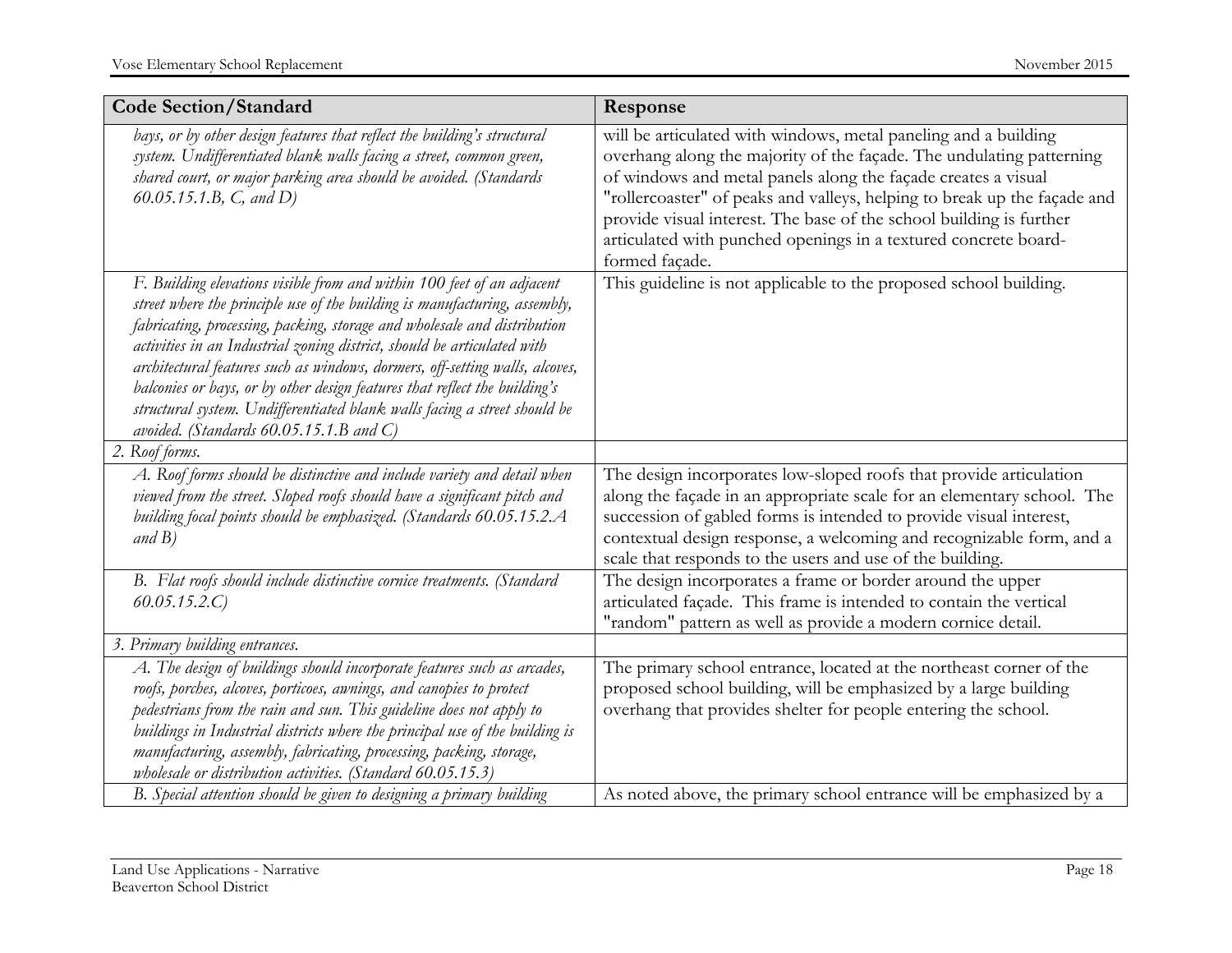| Code Section/Standard | Response |
|---|---|
| *bays, or by other design features that reflect the building's structural system. Undifferentiated blank walls facing a street, common green, shared court, or major parking area should be avoided. (Standards 60.05.15.1.B, C, and D)* | will be articulated with windows, metal paneling and a building overhang along the majority of the façade. The undulating patterning of windows and metal panels along the façade creates a visual "rollercoaster" of peaks and valleys, helping to break up the façade and provide visual interest. The base of the school building is further articulated with punched openings in a textured concrete board-formed façade. |
| *F. Building elevations visible from and within 100 feet of an adjacent street where the principle use of the building is manufacturing, assembly, fabricating, processing, packing, storage and wholesale and distribution activities in an Industrial zoning district, should be articulated with architectural features such as windows, dormers, off-setting walls, alcoves, balconies or bays, or by other design features that reflect the building's structural system. Undifferentiated blank walls facing a street should be avoided. (Standards 60.05.15.1.B and C)* | This guideline is not applicable to the proposed school building. |
| *2. Roof forms.* | |
| *A. Roof forms should be distinctive and include variety and detail when viewed from the street. Sloped roofs should have a significant pitch and building focal points should be emphasized. (Standards 60.05.15.2.A and B)* | The design incorporates low-sloped roofs that provide articulation along the façade in an appropriate scale for an elementary school. The succession of gabled forms is intended to provide visual interest, contextual design response, a welcoming and recognizable form, and a scale that responds to the users and use of the building. |
| *B. Flat roofs should include distinctive cornice treatments. (Standard 60.05.15.2.C)* | The design incorporates a frame or border around the upper articulated façade. This frame is intended to contain the vertical "random" pattern as well as provide a modern cornice detail. |
| *3. Primary building entrances.* | |
| *A. The design of buildings should incorporate features such as arcades, roofs, porches, alcoves, porticoes, awnings, and canopies to protect pedestrians from the rain and sun. This guideline does not apply to buildings in Industrial districts where the principal use of the building is manufacturing, assembly, fabricating, processing, packing, storage, wholesale or distribution activities. (Standard 60.05.15.3)* | The primary school entrance, located at the northeast corner of the proposed school building, will be emphasized by a large building overhang that provides shelter for people entering the school. |
| *B. Special attention should be given to designing a primary building* | As noted above, the primary school entrance will be emphasized by a |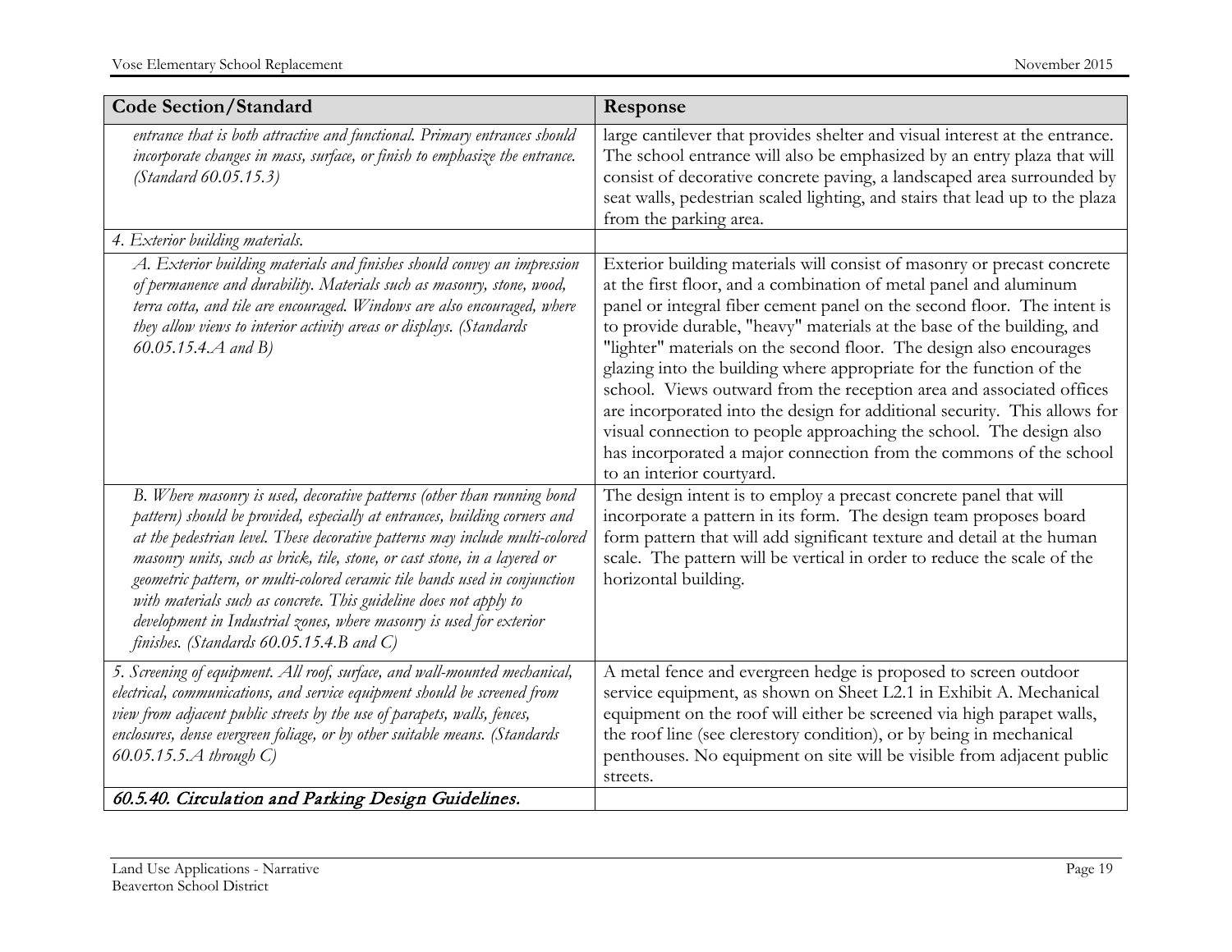| Code Section/Standard | Response |
|---|---|
| *entrance that is both attractive and functional. Primary entrances should incorporate changes in mass, surface, or finish to emphasize the entrance. (Standard 60.05.15.3)* | large cantilever that provides shelter and visual interest at the entrance. The school entrance will also be emphasized by an entry plaza that will consist of decorative concrete paving, a landscaped area surrounded by seat walls, pedestrian scaled lighting, and stairs that lead up to the plaza from the parking area. |
| *4. Exterior building materials.* | |
| *A. Exterior building materials and finishes should convey an impression of permanence and durability. Materials such as masonry, stone, wood, terra cotta, and tile are encouraged. Windows are also encouraged, where they allow views to interior activity areas or displays. (Standards 60.05.15.4.A and B)* | Exterior building materials will consist of masonry or precast concrete at the first floor, and a combination of metal panel and aluminum panel or integral fiber cement panel on the second floor. The intent is to provide durable, "heavy" materials at the base of the building, and "lighter" materials on the second floor. The design also encourages glazing into the building where appropriate for the function of the school. Views outward from the reception area and associated offices are incorporated into the design for additional security. This allows for visual connection to people approaching the school. The design also has incorporated a major connection from the commons of the school to an interior courtyard. |
| *B. Where masonry is used, decorative patterns (other than running bond pattern) should be provided, especially at entrances, building corners and at the pedestrian level. These decorative patterns may include multi-colored masonry units, such as brick, tile, stone, or cast stone, in a layered or geometric pattern, or multi-colored ceramic tile bands used in conjunction with materials such as concrete. This guideline does not apply to development in Industrial zones, where masonry is used for exterior finishes. (Standards 60.05.15.4.B and C)* | The design intent is to employ a precast concrete panel that will incorporate a pattern in its form. The design team proposes board form pattern that will add significant texture and detail at the human scale. The pattern will be vertical in order to reduce the scale of the horizontal building. |
| *5. Screening of equipment. All roof, surface, and wall-mounted mechanical, electrical, communications, and service equipment should be screened from view from adjacent public streets by the use of parapets, walls, fences, enclosures, dense evergreen foliage, or by other suitable means. (Standards 60.05.15.5.A through C)* | A metal fence and evergreen hedge is proposed to screen outdoor service equipment, as shown on Sheet L2.1 in Exhibit A. Mechanical equipment on the roof will either be screened via high parapet walls, the roof line (see clerestory condition), or by being in mechanical penthouses. No equipment on site will be visible from adjacent public streets. |
| ***60.5.40. Circulation and Parking Design Guidelines.*** | |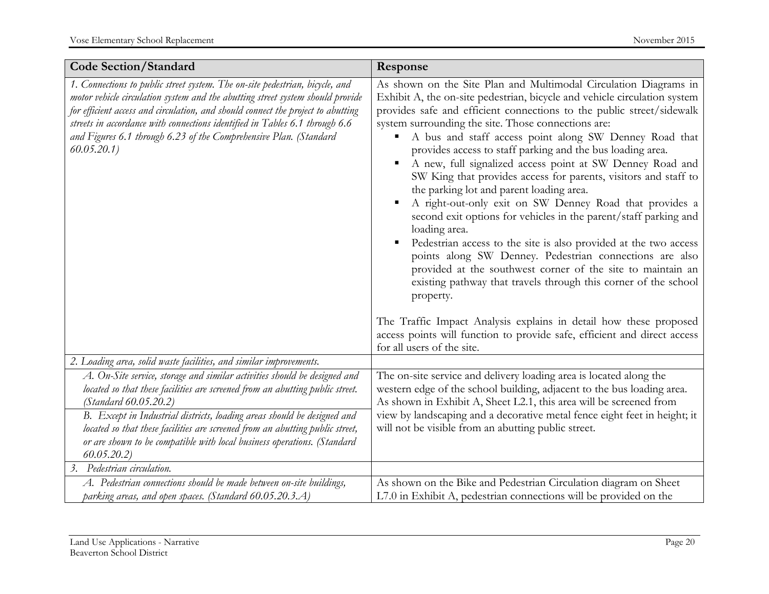| Code Section/Standard | Response |
|---|---|
| *1. Connections to public street system. The on-site pedestrian, bicycle, and motor vehicle circulation system and the abutting street system should provide for efficient access and circulation, and should connect the project to abutting streets in accordance with connections identified in Tables 6.1 through 6.6 and Figures 6.1 through 6.23 of the Comprehensive Plan. (Standard 60.05.20.1)* | As shown on the Site Plan and Multimodal Circulation Diagrams in Exhibit A, the on-site pedestrian, bicycle and vehicle circulation system provides safe and efficient connections to the public street/sidewalk system surrounding the site. Those connections are:<br>▪ A bus and staff access point along SW Denney Road that provides access to staff parking and the bus loading area.<br>▪ A new, full signalized access point at SW Denney Road and SW King that provides access for parents, visitors and staff to the parking lot and parent loading area.<br>▪ A right-out-only exit on SW Denney Road that provides a second exit options for vehicles in the parent/staff parking and loading area.<br>▪ Pedestrian access to the site is also provided at the two access points along SW Denney. Pedestrian connections are also provided at the southwest corner of the site to maintain an existing pathway that travels through this corner of the school property.<br><br>The Traffic Impact Analysis explains in detail how these proposed access points will function to provide safe, efficient and direct access for all users of the site. |
| *2. Loading area, solid waste facilities, and similar improvements.* | |
| *A. On-Site service, storage and similar activities should be designed and located so that these facilities are screened from an abutting public street. (Standard 60.05.20.2)*<br>*B. Except in Industrial districts, loading areas should be designed and located so that these facilities are screened from an abutting public street, or are shown to be compatible with local business operations. (Standard 60.05.20.2)* | The on-site service and delivery loading area is located along the western edge of the school building, adjacent to the bus loading area. As shown in Exhibit A, Sheet L2.1, this area will be screened from view by landscaping and a decorative metal fence eight feet in height; it will not be visible from an abutting public street. |
| *3. Pedestrian circulation.* | |
| *A. Pedestrian connections should be made between on-site buildings, parking areas, and open spaces. (Standard 60.05.20.3.A)* | As shown on the Bike and Pedestrian Circulation diagram on Sheet L7.0 in Exhibit A, pedestrian connections will be provided on the |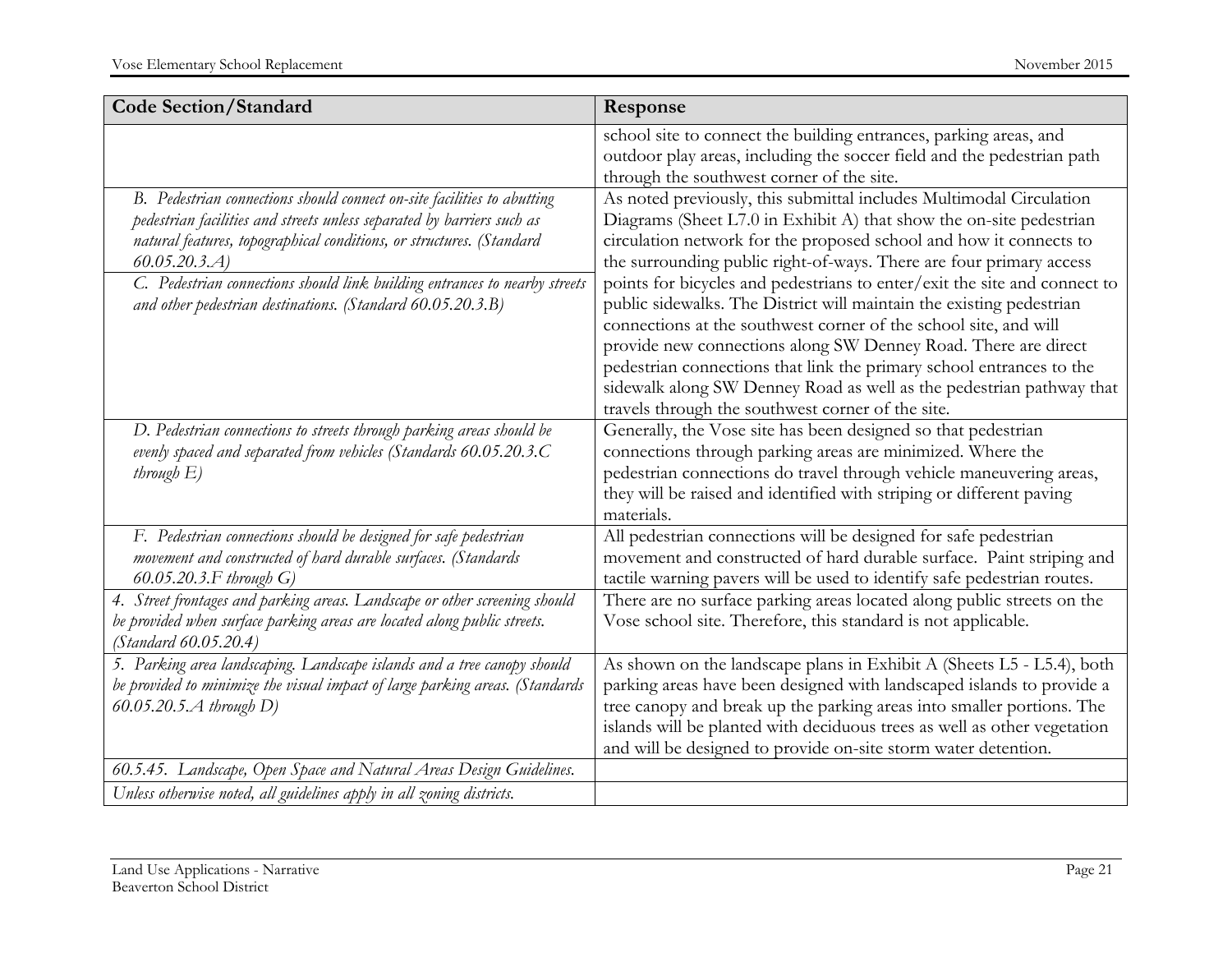| Code Section/Standard | Response |
|---|---|
| | school site to connect the building entrances, parking areas, and outdoor play areas, including the soccer field and the pedestrian path through the southwest corner of the site. |
| *B. Pedestrian connections should connect on-site facilities to abutting pedestrian facilities and streets unless separated by barriers such as natural features, topographical conditions, or structures. (Standard 60.05.20.3.A)*<br>*C. Pedestrian connections should link building entrances to nearby streets and other pedestrian destinations. (Standard 60.05.20.3.B)* | As noted previously, this submittal includes Multimodal Circulation Diagrams (Sheet L7.0 in Exhibit A) that show the on-site pedestrian circulation network for the proposed school and how it connects to the surrounding public right-of-ways. There are four primary access points for bicycles and pedestrians to enter/exit the site and connect to public sidewalks. The District will maintain the existing pedestrian connections at the southwest corner of the school site, and will provide new connections along SW Denney Road. There are direct pedestrian connections that link the primary school entrances to the sidewalk along SW Denney Road as well as the pedestrian pathway that travels through the southwest corner of the site. |
| *D. Pedestrian connections to streets through parking areas should be evenly spaced and separated from vehicles (Standards 60.05.20.3.C through E)* | Generally, the Vose site has been designed so that pedestrian connections through parking areas are minimized. Where the pedestrian connections do travel through vehicle maneuvering areas, they will be raised and identified with striping or different paving materials. |
| *F. Pedestrian connections should be designed for safe pedestrian movement and constructed of hard durable surfaces. (Standards 60.05.20.3.F through G)* | All pedestrian connections will be designed for safe pedestrian movement and constructed of hard durable surface. Paint striping and tactile warning pavers will be used to identify safe pedestrian routes. |
| *4. Street frontages and parking areas. Landscape or other screening should be provided when surface parking areas are located along public streets. (Standard 60.05.20.4)* | There are no surface parking areas located along public streets on the Vose school site. Therefore, this standard is not applicable. |
| *5. Parking area landscaping. Landscape islands and a tree canopy should be provided to minimize the visual impact of large parking areas. (Standards 60.05.20.5.A through D)* | As shown on the landscape plans in Exhibit A (Sheets L5 - L5.4), both parking areas have been designed with landscaped islands to provide a tree canopy and break up the parking areas into smaller portions. The islands will be planted with deciduous trees as well as other vegetation and will be designed to provide on-site storm water detention. |
| *60.5.45. Landscape, Open Space and Natural Areas Design Guidelines.* | |
| *Unless otherwise noted, all guidelines apply in all zoning districts.* | |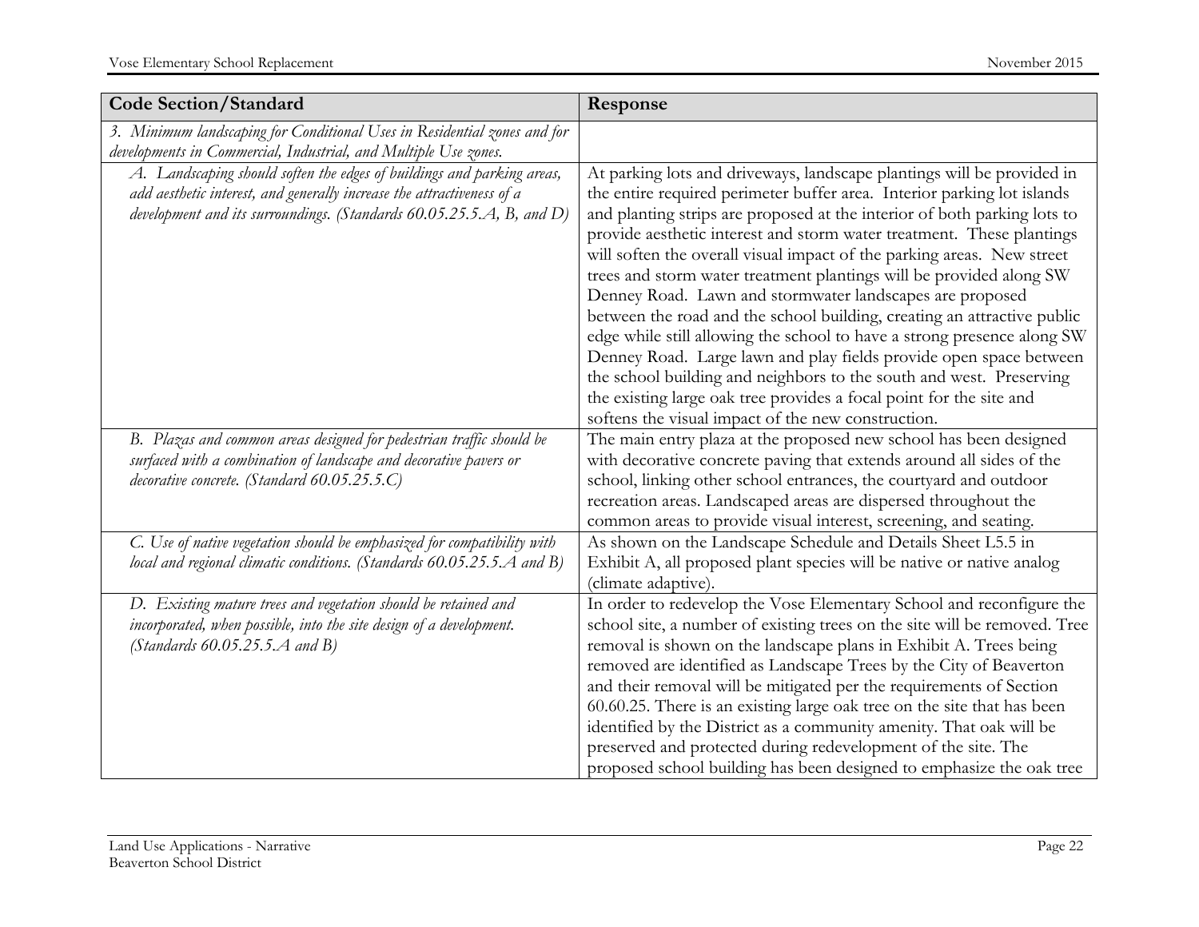| Code Section/Standard | Response |
|---|---|
| *3. Minimum landscaping for Conditional Uses in Residential zones and for developments in Commercial, Industrial, and Multiple Use zones.* | |
| *A. Landscaping should soften the edges of buildings and parking areas, add aesthetic interest, and generally increase the attractiveness of a development and its surroundings. (Standards 60.05.25.5.A, B, and D)* | At parking lots and driveways, landscape plantings will be provided in the entire required perimeter buffer area. Interior parking lot islands and planting strips are proposed at the interior of both parking lots to provide aesthetic interest and storm water treatment. These plantings will soften the overall visual impact of the parking areas. New street trees and storm water treatment plantings will be provided along SW Denney Road. Lawn and stormwater landscapes are proposed between the road and the school building, creating an attractive public edge while still allowing the school to have a strong presence along SW Denney Road. Large lawn and play fields provide open space between the school building and neighbors to the south and west. Preserving the existing large oak tree provides a focal point for the site and softens the visual impact of the new construction. |
| *B. Plazas and common areas designed for pedestrian traffic should be surfaced with a combination of landscape and decorative pavers or decorative concrete. (Standard 60.05.25.5.C)* | The main entry plaza at the proposed new school has been designed with decorative concrete paving that extends around all sides of the school, linking other school entrances, the courtyard and outdoor recreation areas. Landscaped areas are dispersed throughout the common areas to provide visual interest, screening, and seating. |
| *C. Use of native vegetation should be emphasized for compatibility with local and regional climatic conditions. (Standards 60.05.25.5.A and B)* | As shown on the Landscape Schedule and Details Sheet L5.5 in Exhibit A, all proposed plant species will be native or native analog (climate adaptive). |
| *D. Existing mature trees and vegetation should be retained and incorporated, when possible, into the site design of a development. (Standards 60.05.25.5.A and B)* | In order to redevelop the Vose Elementary School and reconfigure the school site, a number of existing trees on the site will be removed. Tree removal is shown on the landscape plans in Exhibit A. Trees being removed are identified as Landscape Trees by the City of Beaverton and their removal will be mitigated per the requirements of Section 60.60.25. There is an existing large oak tree on the site that has been identified by the District as a community amenity. That oak will be preserved and protected during redevelopment of the site. The proposed school building has been designed to emphasize the oak tree |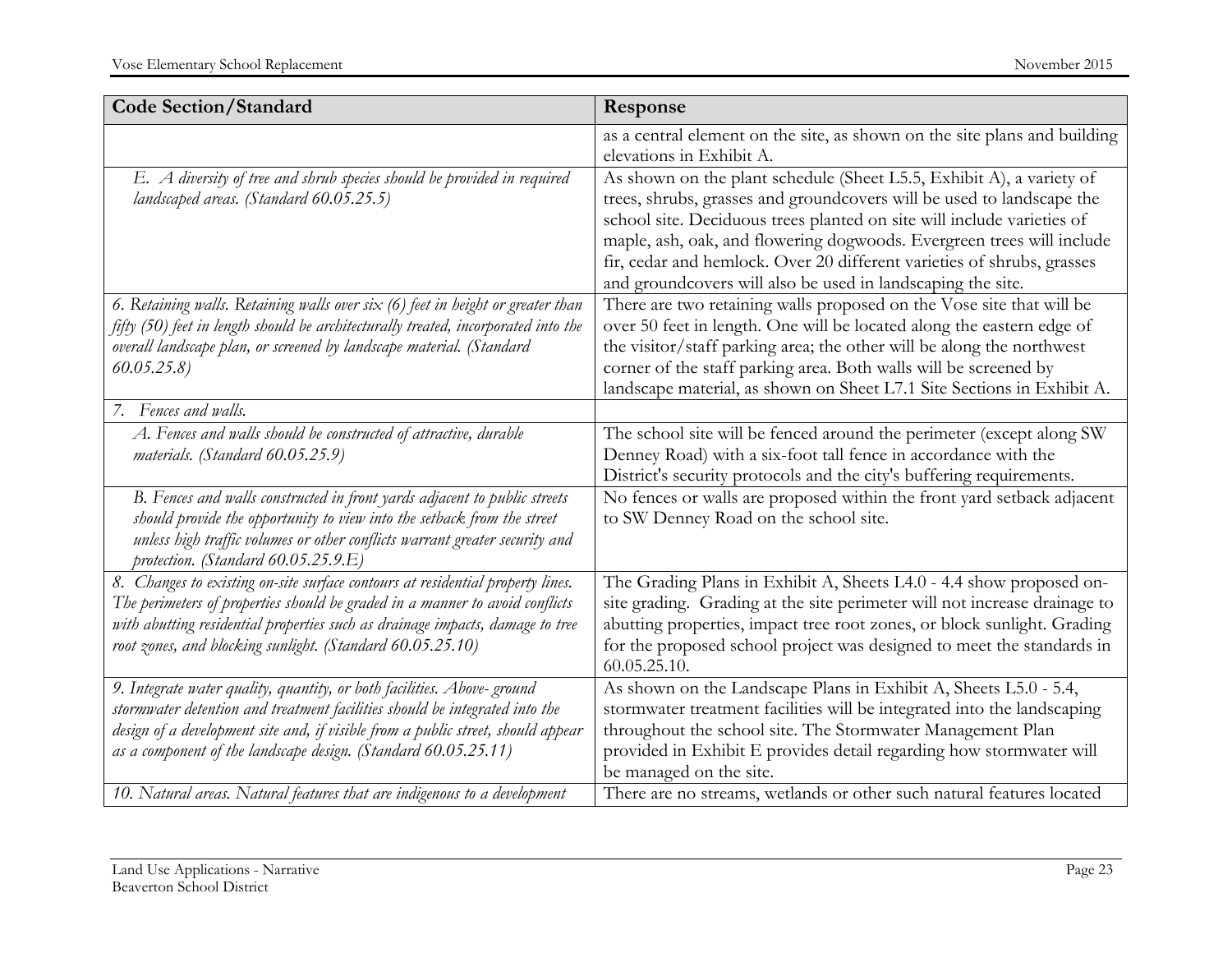| Code Section/Standard | Response |
| --- | --- |
| | as a central element on the site, as shown on the site plans and building elevations in Exhibit A. |
| *E. A diversity of tree and shrub species should be provided in required landscaped areas. (Standard 60.05.25.5)* | As shown on the plant schedule (Sheet L5.5, Exhibit A), a variety of trees, shrubs, grasses and groundcovers will be used to landscape the school site. Deciduous trees planted on site will include varieties of maple, ash, oak, and flowering dogwoods. Evergreen trees will include fir, cedar and hemlock. Over 20 different varieties of shrubs, grasses and groundcovers will also be used in landscaping the site. |
| *6. Retaining walls. Retaining walls over six (6) feet in height or greater than fifty (50) feet in length should be architecturally treated, incorporated into the overall landscape plan, or screened by landscape material. (Standard 60.05.25.8)* | There are two retaining walls proposed on the Vose site that will be over 50 feet in length. One will be located along the eastern edge of the visitor/staff parking area; the other will be along the northwest corner of the staff parking area. Both walls will be screened by landscape material, as shown on Sheet L7.1 Site Sections in Exhibit A. |
| *7. Fences and walls.* | |
| *A. Fences and walls should be constructed of attractive, durable materials. (Standard 60.05.25.9)* | The school site will be fenced around the perimeter (except along SW Denney Road) with a six-foot tall fence in accordance with the District's security protocols and the city's buffering requirements. |
| *B. Fences and walls constructed in front yards adjacent to public streets should provide the opportunity to view into the setback from the street unless high traffic volumes or other conflicts warrant greater security and protection. (Standard 60.05.25.9.E)* | No fences or walls are proposed within the front yard setback adjacent to SW Denney Road on the school site. |
| *8. Changes to existing on-site surface contours at residential property lines. The perimeters of properties should be graded in a manner to avoid conflicts with abutting residential properties such as drainage impacts, damage to tree root zones, and blocking sunlight. (Standard 60.05.25.10)* | The Grading Plans in Exhibit A, Sheets L4.0 - 4.4 show proposed on-site grading. Grading at the site perimeter will not increase drainage to abutting properties, impact tree root zones, or block sunlight. Grading for the proposed school project was designed to meet the standards in 60.05.25.10. |
| *9. Integrate water quality, quantity, or both facilities. Above- ground stormwater detention and treatment facilities should be integrated into the design of a development site and, if visible from a public street, should appear as a component of the landscape design. (Standard 60.05.25.11)* | As shown on the Landscape Plans in Exhibit A, Sheets L5.0 - 5.4, stormwater treatment facilities will be integrated into the landscaping throughout the school site. The Stormwater Management Plan provided in Exhibit E provides detail regarding how stormwater will be managed on the site. |
| *10. Natural areas. Natural features that are indigenous to a development* | There are no streams, wetlands or other such natural features located |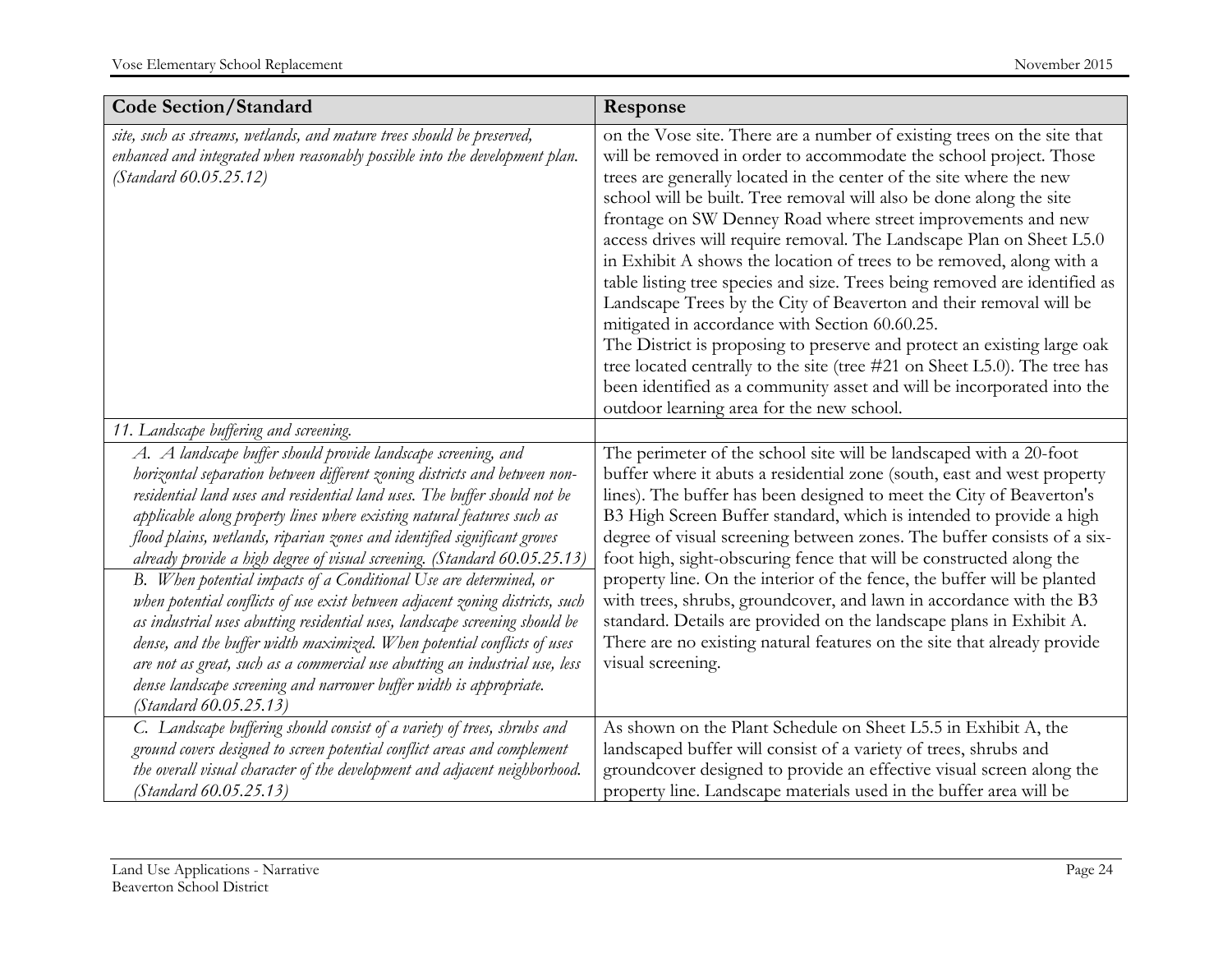| Code Section/Standard | Response |
|---|---|
| *site, such as streams, wetlands, and mature trees should be preserved, enhanced and integrated when reasonably possible into the development plan. (Standard 60.05.25.12)* | on the Vose site. There are a number of existing trees on the site that will be removed in order to accommodate the school project. Those trees are generally located in the center of the site where the new school will be built. Tree removal will also be done along the site frontage on SW Denney Road where street improvements and new access drives will require removal. The Landscape Plan on Sheet L5.0 in Exhibit A shows the location of trees to be removed, along with a table listing tree species and size. Trees being removed are identified as Landscape Trees by the City of Beaverton and their removal will be mitigated in accordance with Section 60.60.25. The District is proposing to preserve and protect an existing large oak tree located centrally to the site (tree #21 on Sheet L5.0). The tree has been identified as a community asset and will be incorporated into the outdoor learning area for the new school. |
| *11. Landscape buffering and screening.* | |
| *A. A landscape buffer should provide landscape screening, and horizontal separation between different zoning districts and between non-residential land uses and residential land uses. The buffer should not be applicable along property lines where existing natural features such as flood plains, wetlands, riparian zones and identified significant groves already provide a high degree of visual screening. (Standard 60.05.25.13)* *B. When potential impacts of a Conditional Use are determined, or when potential conflicts of use exist between adjacent zoning districts, such as industrial uses abutting residential uses, landscape screening should be dense, and the buffer width maximized. When potential conflicts of uses are not as great, such as a commercial use abutting an industrial use, less dense landscape screening and narrower buffer width is appropriate. (Standard 60.05.25.13)* | The perimeter of the school site will be landscaped with a 20-foot buffer where it abuts a residential zone (south, east and west property lines). The buffer has been designed to meet the City of Beaverton's B3 High Screen Buffer standard, which is intended to provide a high degree of visual screening between zones. The buffer consists of a six-foot high, sight-obscuring fence that will be constructed along the property line. On the interior of the fence, the buffer will be planted with trees, shrubs, groundcover, and lawn in accordance with the B3 standard. Details are provided on the landscape plans in Exhibit A. There are no existing natural features on the site that already provide visual screening. |
| *C. Landscape buffering should consist of a variety of trees, shrubs and ground covers designed to screen potential conflict areas and complement the overall visual character of the development and adjacent neighborhood. (Standard 60.05.25.13)* | As shown on the Plant Schedule on Sheet L5.5 in Exhibit A, the landscaped buffer will consist of a variety of trees, shrubs and groundcover designed to provide an effective visual screen along the property line. Landscape materials used in the buffer area will be |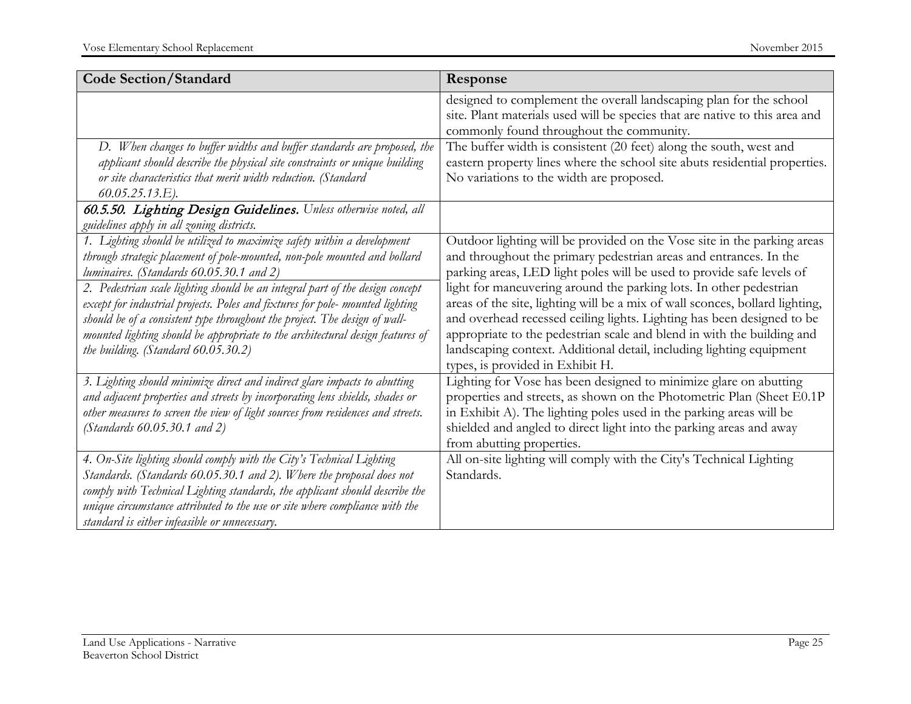| Code Section/Standard | Response |
|---|---|
| | designed to complement the overall landscaping plan for the school site. Plant materials used will be species that are native to this area and commonly found throughout the community. |
| *D. When changes to buffer widths and buffer standards are proposed, the applicant should describe the physical site constraints or unique building or site characteristics that merit width reduction. (Standard 60.05.25.13.E).* | The buffer width is consistent (20 feet) along the south, west and eastern property lines where the school site abuts residential properties. No variations to the width are proposed. |
| ***60.5.50. Lighting Design Guidelines.*** *Unless otherwise noted, all guidelines apply in all zoning districts.* | |
| *1. Lighting should be utilized to maximize safety within a development through strategic placement of pole-mounted, non-pole mounted and bollard luminaires. (Standards 60.05.30.1 and 2)* <br> *2. Pedestrian scale lighting should be an integral part of the design concept except for industrial projects. Poles and fixtures for pole- mounted lighting should be of a consistent type throughout the project. The design of wall-mounted lighting should be appropriate to the architectural design features of the building. (Standard 60.05.30.2)* | Outdoor lighting will be provided on the Vose site in the parking areas and throughout the primary pedestrian areas and entrances. In the parking areas, LED light poles will be used to provide safe levels of light for maneuvering around the parking lots. In other pedestrian areas of the site, lighting will be a mix of wall sconces, bollard lighting, and overhead recessed ceiling lights. Lighting has been designed to be appropriate to the pedestrian scale and blend in with the building and landscaping context. Additional detail, including lighting equipment types, is provided in Exhibit H. |
| *3. Lighting should minimize direct and indirect glare impacts to abutting and adjacent properties and streets by incorporating lens shields, shades or other measures to screen the view of light sources from residences and streets. (Standards 60.05.30.1 and 2)* | Lighting for Vose has been designed to minimize glare on abutting properties and streets, as shown on the Photometric Plan (Sheet E0.1P in Exhibit A). The lighting poles used in the parking areas will be shielded and angled to direct light into the parking areas and away from abutting properties. |
| *4. On-Site lighting should comply with the City's Technical Lighting Standards. (Standards 60.05.30.1 and 2). Where the proposal does not comply with Technical Lighting standards, the applicant should describe the unique circumstance attributed to the use or site where compliance with the standard is either infeasible or unnecessary.* | All on-site lighting will comply with the City's Technical Lighting Standards. |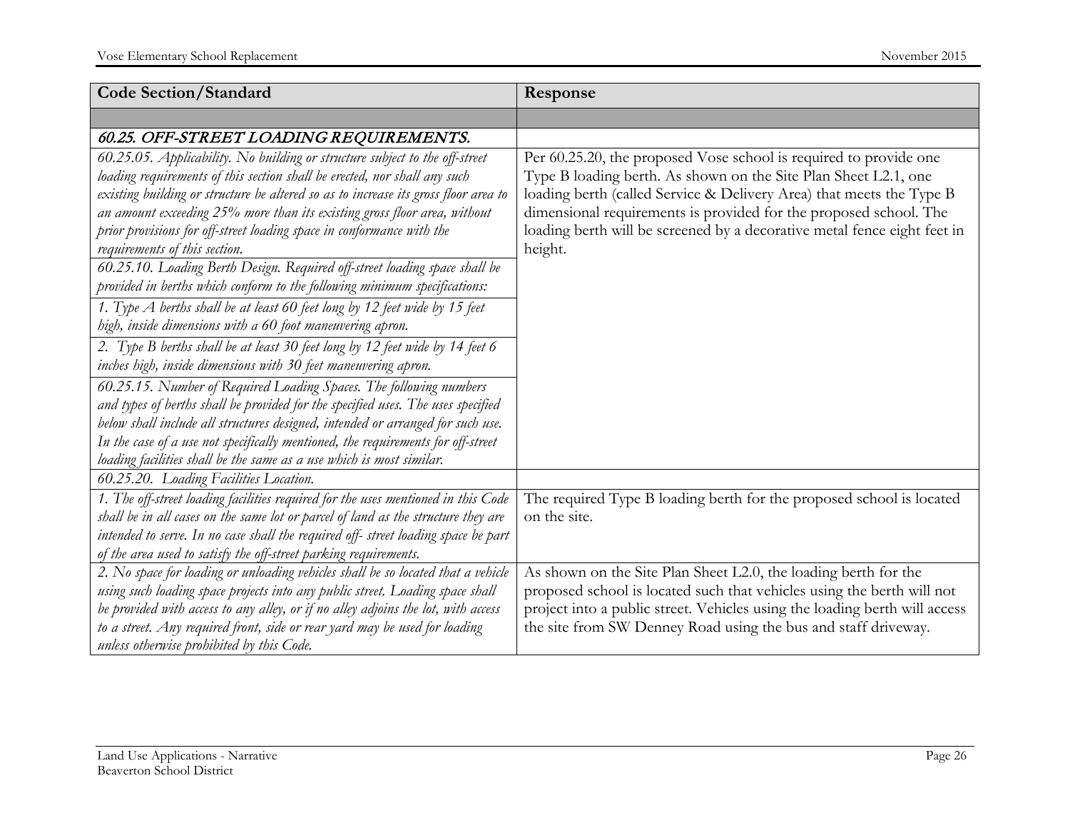| Code Section/Standard | Response |
|---|---|
| | |
| ***60.25. OFF-STREET LOADING REQUIREMENTS.*** | |
| *60.25.05. Applicability. No building or structure subject to the off-street loading requirements of this section shall be erected, nor shall any such existing building or structure be altered so as to increase its gross floor area to an amount exceeding 25% more than its existing gross floor area, without prior provisions for off-street loading space in conformance with the requirements of this section.* | Per 60.25.20, the proposed Vose school is required to provide one Type B loading berth. As shown on the Site Plan Sheet L2.1, one loading berth (called Service & Delivery Area) that meets the Type B dimensional requirements is provided for the proposed school. The loading berth will be screened by a decorative metal fence eight feet in height. |
| *60.25.10. Loading Berth Design. Required off-street loading space shall be provided in berths which conform to the following minimum specifications:* | |
| *1. Type A berths shall be at least 60 feet long by 12 feet wide by 15 feet high, inside dimensions with a 60 foot maneuvering apron.* | |
| *2. Type B berths shall be at least 30 feet long by 12 feet wide by 14 feet 6 inches high, inside dimensions with 30 feet maneuvering apron.* | |
| *60.25.15. Number of Required Loading Spaces. The following numbers and types of berths shall be provided for the specified uses. The uses specified below shall include all structures designed, intended or arranged for such use. In the case of a use not specifically mentioned, the requirements for off-street loading facilities shall be the same as a use which is most similar.* | |
| *60.25.20. Loading Facilities Location.* | |
| *1. The off-street loading facilities required for the uses mentioned in this Code shall be in all cases on the same lot or parcel of land as the structure they are intended to serve. In no case shall the required off- street loading space be part of the area used to satisfy the off-street parking requirements.* | The required Type B loading berth for the proposed school is located on the site. |
| *2. No space for loading or unloading vehicles shall be so located that a vehicle using such loading space projects into any public street. Loading space shall be provided with access to any alley, or if no alley adjoins the lot, with access to a street. Any required front, side or rear yard may be used for loading unless otherwise prohibited by this Code.* | As shown on the Site Plan Sheet L2.0, the loading berth for the proposed school is located such that vehicles using the berth will not project into a public street. Vehicles using the loading berth will access the site from SW Denney Road using the bus and staff driveway. |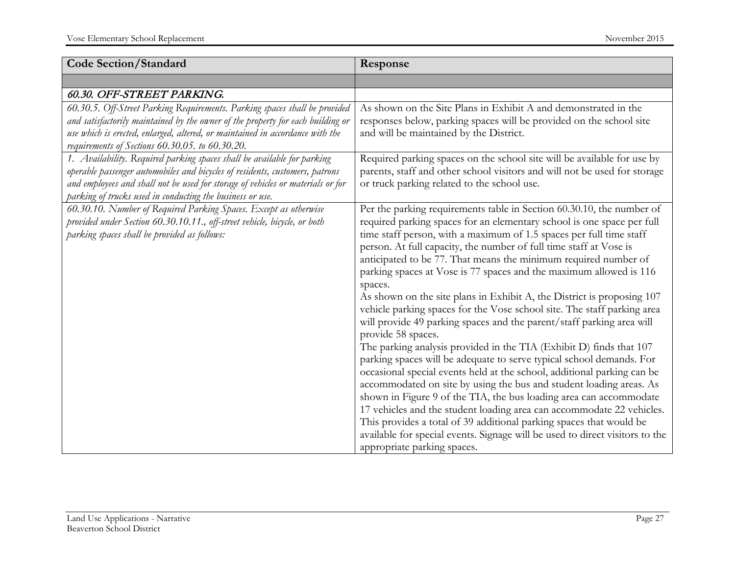| Code Section/Standard | Response |
|---|---|
| | |
| ***60.30. OFF-STREET PARKING.*** | |
| *60.30.5. Off-Street Parking Requirements. Parking spaces shall be provided and satisfactorily maintained by the owner of the property for each building or use which is erected, enlarged, altered, or maintained in accordance with the requirements of Sections 60.30.05. to 60.30.20.* | As shown on the Site Plans in Exhibit A and demonstrated in the responses below, parking spaces will be provided on the school site and will be maintained by the District. |
| *1. Availability. Required parking spaces shall be available for parking operable passenger automobiles and bicycles of residents, customers, patrons and employees and shall not be used for storage of vehicles or materials or for parking of trucks used in conducting the business or use.* | Required parking spaces on the school site will be available for use by parents, staff and other school visitors and will not be used for storage or truck parking related to the school use. |
| *60.30.10. Number of Required Parking Spaces. Except as otherwise provided under Section 60.30.10.11., off-street vehicle, bicycle, or both parking spaces shall be provided as follows:* | Per the parking requirements table in Section 60.30.10, the number of required parking spaces for an elementary school is one space per full time staff person, with a maximum of 1.5 spaces per full time staff person. At full capacity, the number of full time staff at Vose is anticipated to be 77. That means the minimum required number of parking spaces at Vose is 77 spaces and the maximum allowed is 116 spaces.<br>As shown on the site plans in Exhibit A, the District is proposing 107 vehicle parking spaces for the Vose school site. The staff parking area will provide 49 parking spaces and the parent/staff parking area will provide 58 spaces.<br>The parking analysis provided in the TIA (Exhibit D) finds that 107 parking spaces will be adequate to serve typical school demands. For occasional special events held at the school, additional parking can be accommodated on site by using the bus and student loading areas. As shown in Figure 9 of the TIA, the bus loading area can accommodate 17 vehicles and the student loading area can accommodate 22 vehicles. This provides a total of 39 additional parking spaces that would be available for special events. Signage will be used to direct visitors to the appropriate parking spaces. |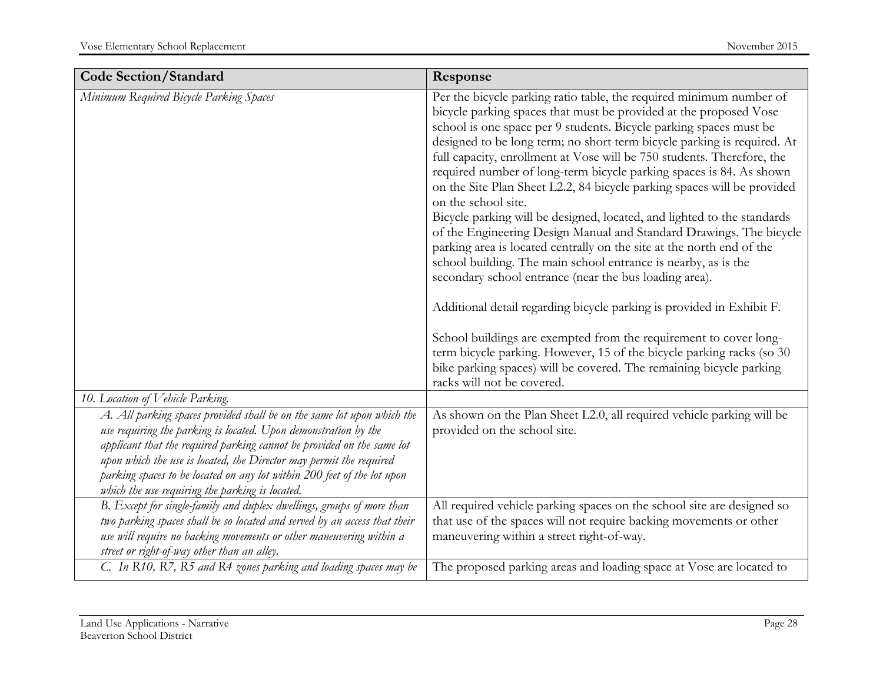| Code Section/Standard | Response |
|---|---|
| *Minimum Required Bicycle Parking Spaces* | Per the bicycle parking ratio table, the required minimum number of bicycle parking spaces that must be provided at the proposed Vose school is one space per 9 students. Bicycle parking spaces must be designed to be long term; no short term bicycle parking is required. At full capacity, enrollment at Vose will be 750 students. Therefore, the required number of long-term bicycle parking spaces is 84. As shown on the Site Plan Sheet L2.2, 84 bicycle parking spaces will be provided on the school site.<br>Bicycle parking will be designed, located, and lighted to the standards of the Engineering Design Manual and Standard Drawings. The bicycle parking area is located centrally on the site at the north end of the school building. The main school entrance is nearby, as is the secondary school entrance (near the bus loading area).<br><br>Additional detail regarding bicycle parking is provided in Exhibit F.<br><br>School buildings are exempted from the requirement to cover long-term bicycle parking. However, 15 of the bicycle parking racks (so 30 bike parking spaces) will be covered. The remaining bicycle parking racks will not be covered. |
| *10. Location of Vehicle Parking.* | |
| *A. All parking spaces provided shall be on the same lot upon which the use requiring the parking is located. Upon demonstration by the applicant that the required parking cannot be provided on the same lot upon which the use is located, the Director may permit the required parking spaces to be located on any lot within 200 feet of the lot upon which the use requiring the parking is located.* | As shown on the Plan Sheet L2.0, all required vehicle parking will be provided on the school site. |
| *B. Except for single-family and duplex dwellings, groups of more than two parking spaces shall be so located and served by an access that their use will require no backing movements or other maneuvering within a street or right-of-way other than an alley.* | All required vehicle parking spaces on the school site are designed so that use of the spaces will not require backing movements or other maneuvering within a street right-of-way. |
| *C. In R10, R7, R5 and R4 zones parking and loading spaces may be* | The proposed parking areas and loading space at Vose are located to |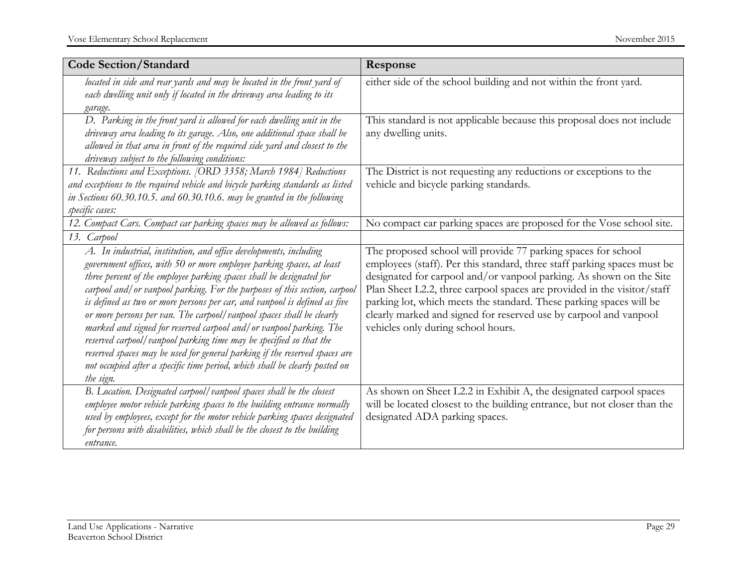| Code Section/Standard | Response |
|---|---|
| *located in side and rear yards and may be located in the front yard of each dwelling unit only if located in the driveway area leading to its garage.* | either side of the school building and not within the front yard. |
| *D. Parking in the front yard is allowed for each dwelling unit in the driveway area leading to its garage. Also, one additional space shall be allowed in that area in front of the required side yard and closest to the driveway subject to the following conditions:* | This standard is not applicable because this proposal does not include any dwelling units. |
| *11. Reductions and Exceptions. [ORD 3358; March 1984] Reductions and exceptions to the required vehicle and bicycle parking standards as listed in Sections 60.30.10.5. and 60.30.10.6. may be granted in the following specific cases:* | The District is not requesting any reductions or exceptions to the vehicle and bicycle parking standards. |
| *12. Compact Cars. Compact car parking spaces may be allowed as follows:* | No compact car parking spaces are proposed for the Vose school site. |
| *13. Carpool* | |
| *A. In industrial, institution, and office developments, including government offices, with 50 or more employee parking spaces, at least three percent of the employee parking spaces shall be designated for carpool and/or vanpool parking. For the purposes of this section, carpool is defined as two or more persons per car, and vanpool is defined as five or more persons per van. The carpool/vanpool spaces shall be clearly marked and signed for reserved carpool and/or vanpool parking. The reserved carpool/vanpool parking time may be specified so that the reserved spaces may be used for general parking if the reserved spaces are not occupied after a specific time period, which shall be clearly posted on the sign.* | The proposed school will provide 77 parking spaces for school employees (staff). Per this standard, three staff parking spaces must be designated for carpool and/or vanpool parking. As shown on the Site Plan Sheet L2.2, three carpool spaces are provided in the visitor/staff parking lot, which meets the standard. These parking spaces will be clearly marked and signed for reserved use by carpool and vanpool vehicles only during school hours. |
| *B. Location. Designated carpool/vanpool spaces shall be the closest employee motor vehicle parking spaces to the building entrance normally used by employees, except for the motor vehicle parking spaces designated for persons with disabilities, which shall be the closest to the building entrance.* | As shown on Sheet L2.2 in Exhibit A, the designated carpool spaces will be located closest to the building entrance, but not closer than the designated ADA parking spaces. |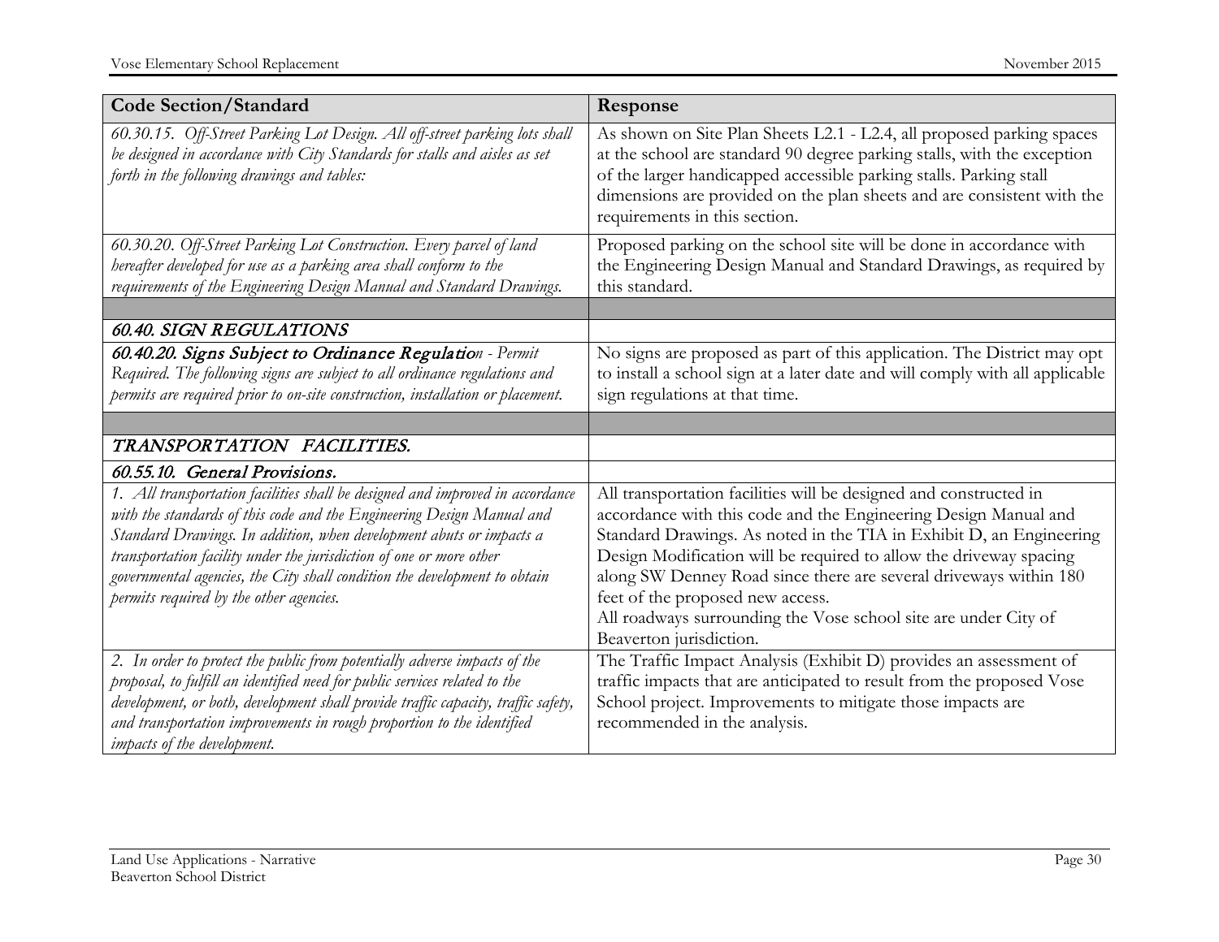| Code Section/Standard | Response |
|---|---|
| *60.30.15. Off-Street Parking Lot Design. All off-street parking lots shall be designed in accordance with City Standards for stalls and aisles as set forth in the following drawings and tables:* | As shown on Site Plan Sheets L2.1 - L2.4, all proposed parking spaces at the school are standard 90 degree parking stalls, with the exception of the larger handicapped accessible parking stalls. Parking stall dimensions are provided on the plan sheets and are consistent with the requirements in this section. |
| *60.30.20. Off-Street Parking Lot Construction. Every parcel of land hereafter developed for use as a parking area shall conform to the requirements of the Engineering Design Manual and Standard Drawings.* | Proposed parking on the school site will be done in accordance with the Engineering Design Manual and Standard Drawings, as required by this standard. |
| | |
| ***60.40. SIGN REGULATIONS*** | |
| ***60.40.20. Signs Subject to Ordinance Regulatio****n - Permit Required. The following signs are subject to all ordinance regulations and permits are required prior to on-site construction, installation or placement.* | No signs are proposed as part of this application. The District may opt to install a school sign at a later date and will comply with all applicable sign regulations at that time. |
| | |
| ***TRANSPORTATION FACILITIES.*** | |
| ***60.55.10. General Provisions.*** | |
| *1. All transportation facilities shall be designed and improved in accordance with the standards of this code and the Engineering Design Manual and Standard Drawings. In addition, when development abuts or impacts a transportation facility under the jurisdiction of one or more other governmental agencies, the City shall condition the development to obtain permits required by the other agencies.* | All transportation facilities will be designed and constructed in accordance with this code and the Engineering Design Manual and Standard Drawings. As noted in the TIA in Exhibit D, an Engineering Design Modification will be required to allow the driveway spacing along SW Denney Road since there are several driveways within 180 feet of the proposed new access.<br>All roadways surrounding the Vose school site are under City of Beaverton jurisdiction. |
| *2. In order to protect the public from potentially adverse impacts of the proposal, to fulfill an identified need for public services related to the development, or both, development shall provide traffic capacity, traffic safety, and transportation improvements in rough proportion to the identified impacts of the development.* | The Traffic Impact Analysis (Exhibit D) provides an assessment of traffic impacts that are anticipated to result from the proposed Vose School project. Improvements to mitigate those impacts are recommended in the analysis. |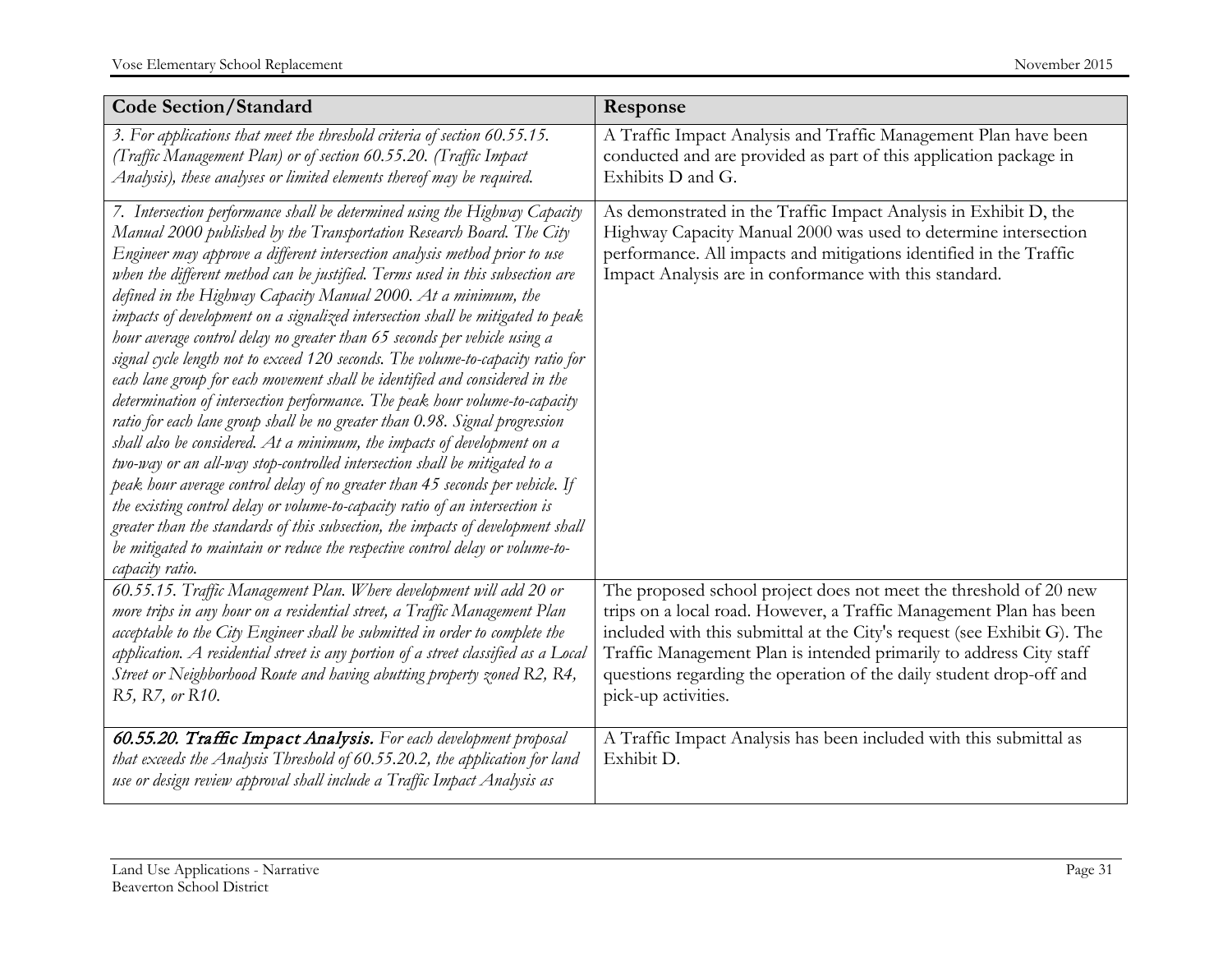| Code Section/Standard | Response |
|---|---|
| *3. For applications that meet the threshold criteria of section 60.55.15. (Traffic Management Plan) or of section 60.55.20. (Traffic Impact Analysis), these analyses or limited elements thereof may be required.* | A Traffic Impact Analysis and Traffic Management Plan have been conducted and are provided as part of this application package in Exhibits D and G. |
| *7. Intersection performance shall be determined using the Highway Capacity Manual 2000 published by the Transportation Research Board. The City Engineer may approve a different intersection analysis method prior to use when the different method can be justified. Terms used in this subsection are defined in the Highway Capacity Manual 2000. At a minimum, the impacts of development on a signalized intersection shall be mitigated to peak hour average control delay no greater than 65 seconds per vehicle using a signal cycle length not to exceed 120 seconds. The volume-to-capacity ratio for each lane group for each movement shall be identified and considered in the determination of intersection performance. The peak hour volume-to-capacity ratio for each lane group shall be no greater than 0.98. Signal progression shall also be considered. At a minimum, the impacts of development on a two-way or an all-way stop-controlled intersection shall be mitigated to a peak hour average control delay of no greater than 45 seconds per vehicle. If the existing control delay or volume-to-capacity ratio of an intersection is greater than the standards of this subsection, the impacts of development shall be mitigated to maintain or reduce the respective control delay or volume-to-capacity ratio.* | As demonstrated in the Traffic Impact Analysis in Exhibit D, the Highway Capacity Manual 2000 was used to determine intersection performance. All impacts and mitigations identified in the Traffic Impact Analysis are in conformance with this standard. |
| *60.55.15. Traffic Management Plan. Where development will add 20 or more trips in any hour on a residential street, a Traffic Management Plan acceptable to the City Engineer shall be submitted in order to complete the application. A residential street is any portion of a street classified as a Local Street or Neighborhood Route and having abutting property zoned R2, R4, R5, R7, or R10.* | The proposed school project does not meet the threshold of 20 new trips on a local road. However, a Traffic Management Plan has been included with this submittal at the City's request (see Exhibit G). The Traffic Management Plan is intended primarily to address City staff questions regarding the operation of the daily student drop-off and pick-up activities. |
| ***60.55.20. Traffic Impact Analysis.*** *For each development proposal that exceeds the Analysis Threshold of 60.55.20.2, the application for land use or design review approval shall include a Traffic Impact Analysis as* | A Traffic Impact Analysis has been included with this submittal as Exhibit D. |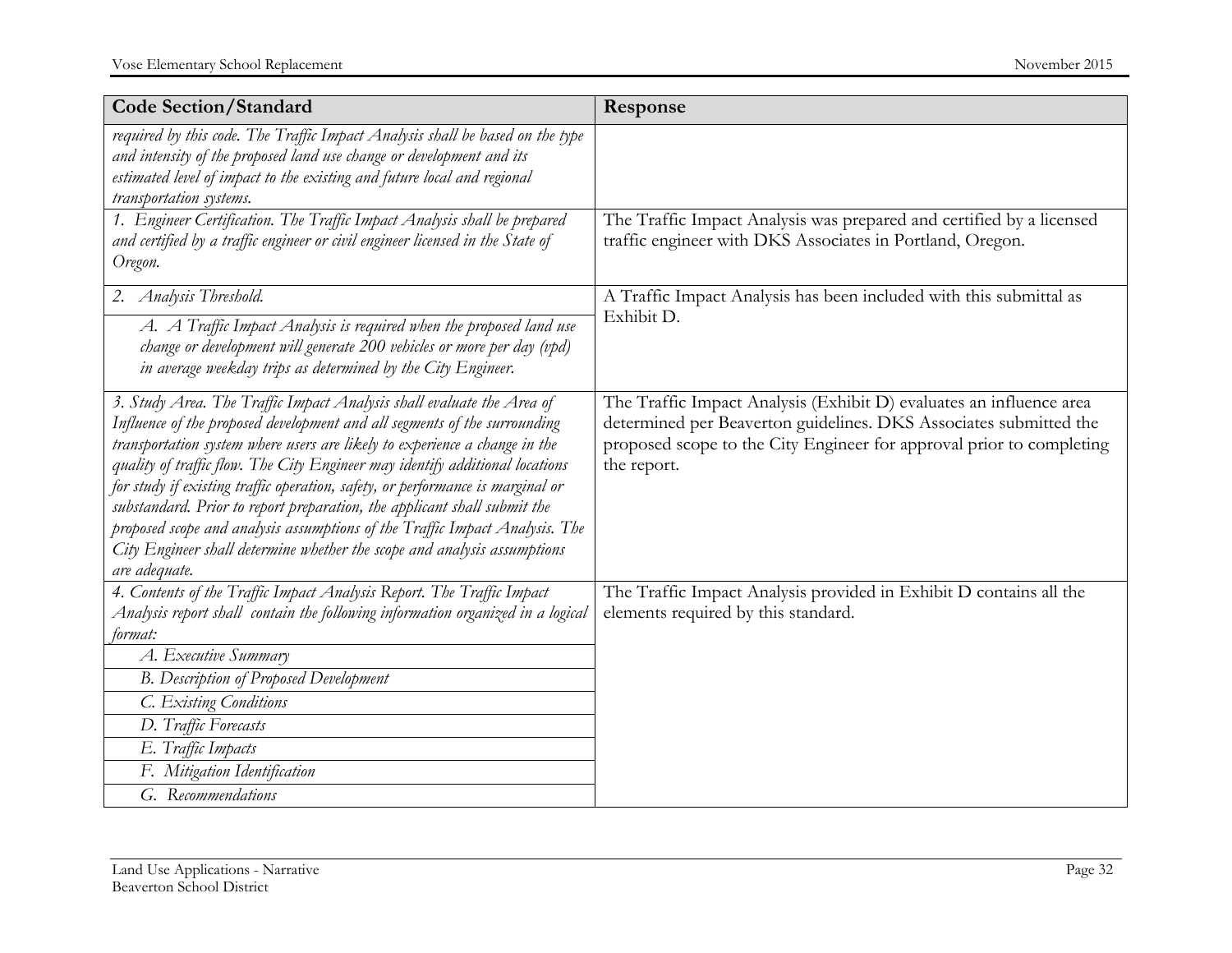| Code Section/Standard | Response |
|---|---|
| *required by this code. The Traffic Impact Analysis shall be based on the type and intensity of the proposed land use change or development and its estimated level of impact to the existing and future local and regional transportation systems.* | |
| *1. Engineer Certification. The Traffic Impact Analysis shall be prepared and certified by a traffic engineer or civil engineer licensed in the State of Oregon.* | The Traffic Impact Analysis was prepared and certified by a licensed traffic engineer with DKS Associates in Portland, Oregon. |
| *2. Analysis Threshold.* | A Traffic Impact Analysis has been included with this submittal as Exhibit D. |
| *A. A Traffic Impact Analysis is required when the proposed land use change or development will generate 200 vehicles or more per day (vpd) in average weekday trips as determined by the City Engineer.* | |
| *3. Study Area. The Traffic Impact Analysis shall evaluate the Area of Influence of the proposed development and all segments of the surrounding transportation system where users are likely to experience a change in the quality of traffic flow. The City Engineer may identify additional locations for study if existing traffic operation, safety, or performance is marginal or substandard. Prior to report preparation, the applicant shall submit the proposed scope and analysis assumptions of the Traffic Impact Analysis. The City Engineer shall determine whether the scope and analysis assumptions are adequate.* | The Traffic Impact Analysis (Exhibit D) evaluates an influence area determined per Beaverton guidelines. DKS Associates submitted the proposed scope to the City Engineer for approval prior to completing the report. |
| *4. Contents of the Traffic Impact Analysis Report. The Traffic Impact Analysis report shall contain the following information organized in a logical format:* | The Traffic Impact Analysis provided in Exhibit D contains all the elements required by this standard. |
| *A. Executive Summary* | |
| *B. Description of Proposed Development* | |
| *C. Existing Conditions* | |
| *D. Traffic Forecasts* | |
| *E. Traffic Impacts* | |
| *F. Mitigation Identification* | |
| *G. Recommendations* | |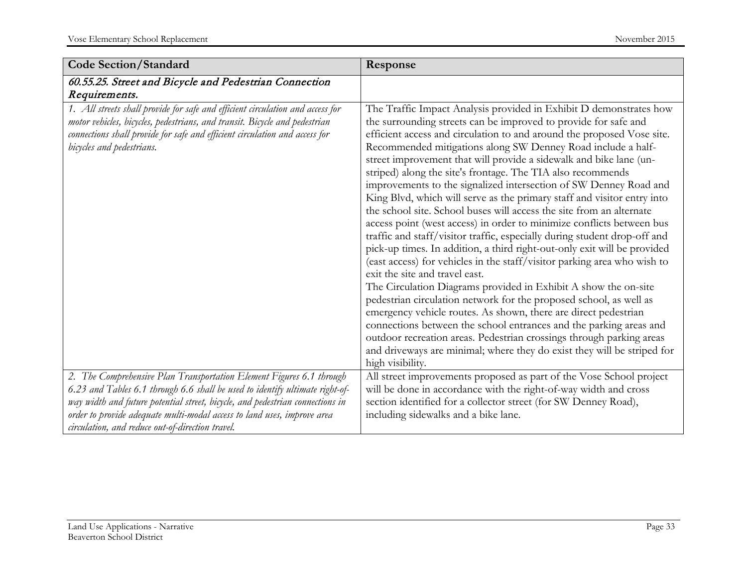| Code Section/Standard | Response |
|---|---|
| *60.55.25. Street and Bicycle and Pedestrian Connection Requirements.* | |
| *1. All streets shall provide for safe and efficient circulation and access for motor vehicles, bicycles, pedestrians, and transit. Bicycle and pedestrian connections shall provide for safe and efficient circulation and access for bicycles and pedestrians.* | The Traffic Impact Analysis provided in Exhibit D demonstrates how the surrounding streets can be improved to provide for safe and efficient access and circulation to and around the proposed Vose site. Recommended mitigations along SW Denney Road include a half-street improvement that will provide a sidewalk and bike lane (un-striped) along the site's frontage. The TIA also recommends improvements to the signalized intersection of SW Denney Road and King Blvd, which will serve as the primary staff and visitor entry into the school site. School buses will access the site from an alternate access point (west access) in order to minimize conflicts between bus traffic and staff/visitor traffic, especially during student drop-off and pick-up times. In addition, a third right-out-only exit will be provided (east access) for vehicles in the staff/visitor parking area who wish to exit the site and travel east.<br>The Circulation Diagrams provided in Exhibit A show the on-site pedestrian circulation network for the proposed school, as well as emergency vehicle routes. As shown, there are direct pedestrian connections between the school entrances and the parking areas and outdoor recreation areas. Pedestrian crossings through parking areas and driveways are minimal; where they do exist they will be striped for high visibility. |
| *2. The Comprehensive Plan Transportation Element Figures 6.1 through 6.23 and Tables 6.1 through 6.6 shall be used to identify ultimate right-of-way width and future potential street, bicycle, and pedestrian connections in order to provide adequate multi-modal access to land uses, improve area circulation, and reduce out-of-direction travel.* | All street improvements proposed as part of the Vose School project will be done in accordance with the right-of-way width and cross section identified for a collector street (for SW Denney Road), including sidewalks and a bike lane. |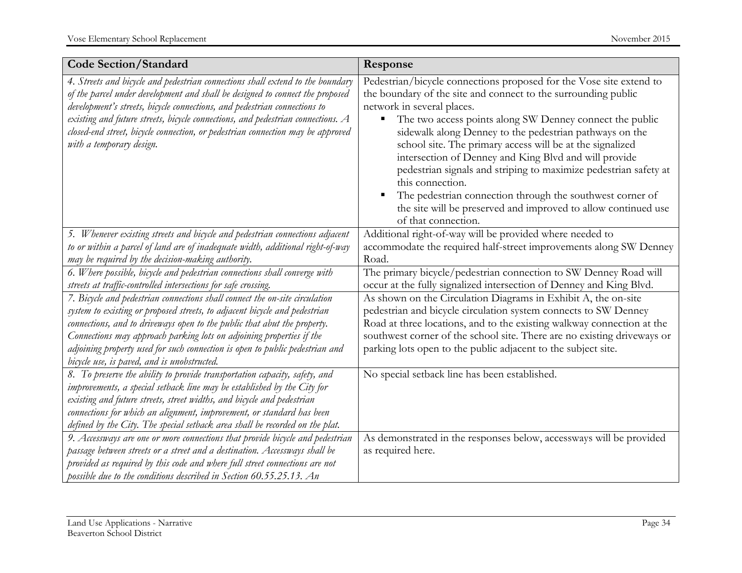| Code Section/Standard | Response |
|---|---|
| *4. Streets and bicycle and pedestrian connections shall extend to the boundary of the parcel under development and shall be designed to connect the proposed development's streets, bicycle connections, and pedestrian connections to existing and future streets, bicycle connections, and pedestrian connections. A closed-end street, bicycle connection, or pedestrian connection may be approved with a temporary design.* | Pedestrian/bicycle connections proposed for the Vose site extend to the boundary of the site and connect to the surrounding public network in several places.<br>▪ The two access points along SW Denney connect the public sidewalk along Denney to the pedestrian pathways on the school site. The primary access will be at the signalized intersection of Denney and King Blvd and will provide pedestrian signals and striping to maximize pedestrian safety at this connection.<br>▪ The pedestrian connection through the southwest corner of the site will be preserved and improved to allow continued use of that connection. |
| *5. Whenever existing streets and bicycle and pedestrian connections adjacent to or within a parcel of land are of inadequate width, additional right-of-way may be required by the decision-making authority.* | Additional right-of-way will be provided where needed to accommodate the required half-street improvements along SW Denney Road. |
| *6. Where possible, bicycle and pedestrian connections shall converge with streets at traffic-controlled intersections for safe crossing.* | The primary bicycle/pedestrian connection to SW Denney Road will occur at the fully signalized intersection of Denney and King Blvd. |
| *7. Bicycle and pedestrian connections shall connect the on-site circulation system to existing or proposed streets, to adjacent bicycle and pedestrian connections, and to driveways open to the public that abut the property. Connections may approach parking lots on adjoining properties if the adjoining property used for such connection is open to public pedestrian and bicycle use, is paved, and is unobstructed.* | As shown on the Circulation Diagrams in Exhibit A, the on-site pedestrian and bicycle circulation system connects to SW Denney Road at three locations, and to the existing walkway connection at the southwest corner of the school site. There are no existing driveways or parking lots open to the public adjacent to the subject site. |
| *8. To preserve the ability to provide transportation capacity, safety, and improvements, a special setback line may be established by the City for existing and future streets, street widths, and bicycle and pedestrian connections for which an alignment, improvement, or standard has been defined by the City. The special setback area shall be recorded on the plat.* | No special setback line has been established. |
| *9. Accessways are one or more connections that provide bicycle and pedestrian passage between streets or a street and a destination. Accessways shall be provided as required by this code and where full street connections are not possible due to the conditions described in Section 60.55.25.13. An* | As demonstrated in the responses below, accessways will be provided as required here. |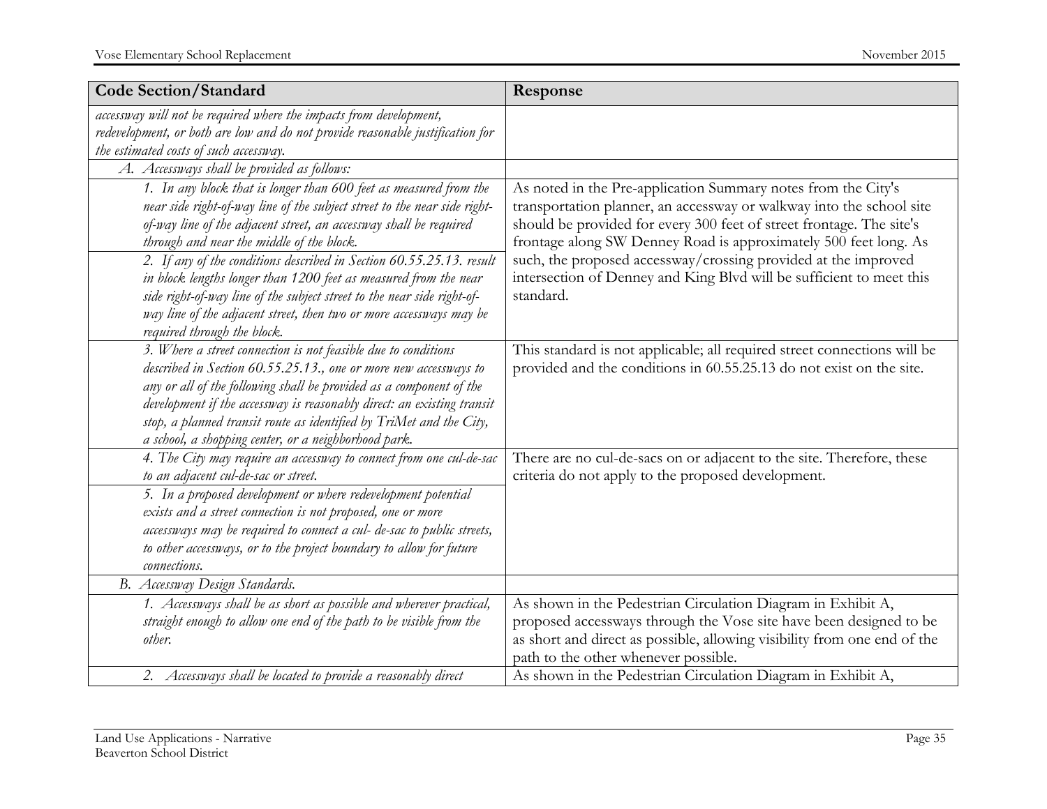| Code Section/Standard | Response |
|---|---|
| *accessway will not be required where the impacts from development, redevelopment, or both are low and do not provide reasonable justification for the estimated costs of such accessway.* | |
| *A. Accessways shall be provided as follows:* | |
| *1. In any block that is longer than 600 feet as measured from the near side right-of-way line of the subject street to the near side right-of-way line of the adjacent street, an accessway shall be required through and near the middle of the block.* <br> *2. If any of the conditions described in Section 60.55.25.13. result in block lengths longer than 1200 feet as measured from the near side right-of-way line of the subject street to the near side right-of-way line of the adjacent street, then two or more accessways may be required through the block.* | As noted in the Pre-application Summary notes from the City's transportation planner, an accessway or walkway into the school site should be provided for every 300 feet of street frontage. The site's frontage along SW Denney Road is approximately 500 feet long. As such, the proposed accessway/crossing provided at the improved intersection of Denney and King Blvd will be sufficient to meet this standard. |
| *3. Where a street connection is not feasible due to conditions described in Section 60.55.25.13., one or more new accessways to any or all of the following shall be provided as a component of the development if the accessway is reasonably direct: an existing transit stop, a planned transit route as identified by TriMet and the City, a school, a shopping center, or a neighborhood park.* | This standard is not applicable; all required street connections will be provided and the conditions in 60.55.25.13 do not exist on the site. |
| *4. The City may require an accessway to connect from one cul-de-sac to an adjacent cul-de-sac or street.* <br> *5. In a proposed development or where redevelopment potential exists and a street connection is not proposed, one or more accessways may be required to connect a cul- de-sac to public streets, to other accessways, or to the project boundary to allow for future connections.* | There are no cul-de-sacs on or adjacent to the site. Therefore, these criteria do not apply to the proposed development. |
| *B. Accessway Design Standards.* | |
| *1. Accessways shall be as short as possible and wherever practical, straight enough to allow one end of the path to be visible from the other.* | As shown in the Pedestrian Circulation Diagram in Exhibit A, proposed accessways through the Vose site have been designed to be as short and direct as possible, allowing visibility from one end of the path to the other whenever possible. |
| *2. Accessways shall be located to provide a reasonably direct* | As shown in the Pedestrian Circulation Diagram in Exhibit A, |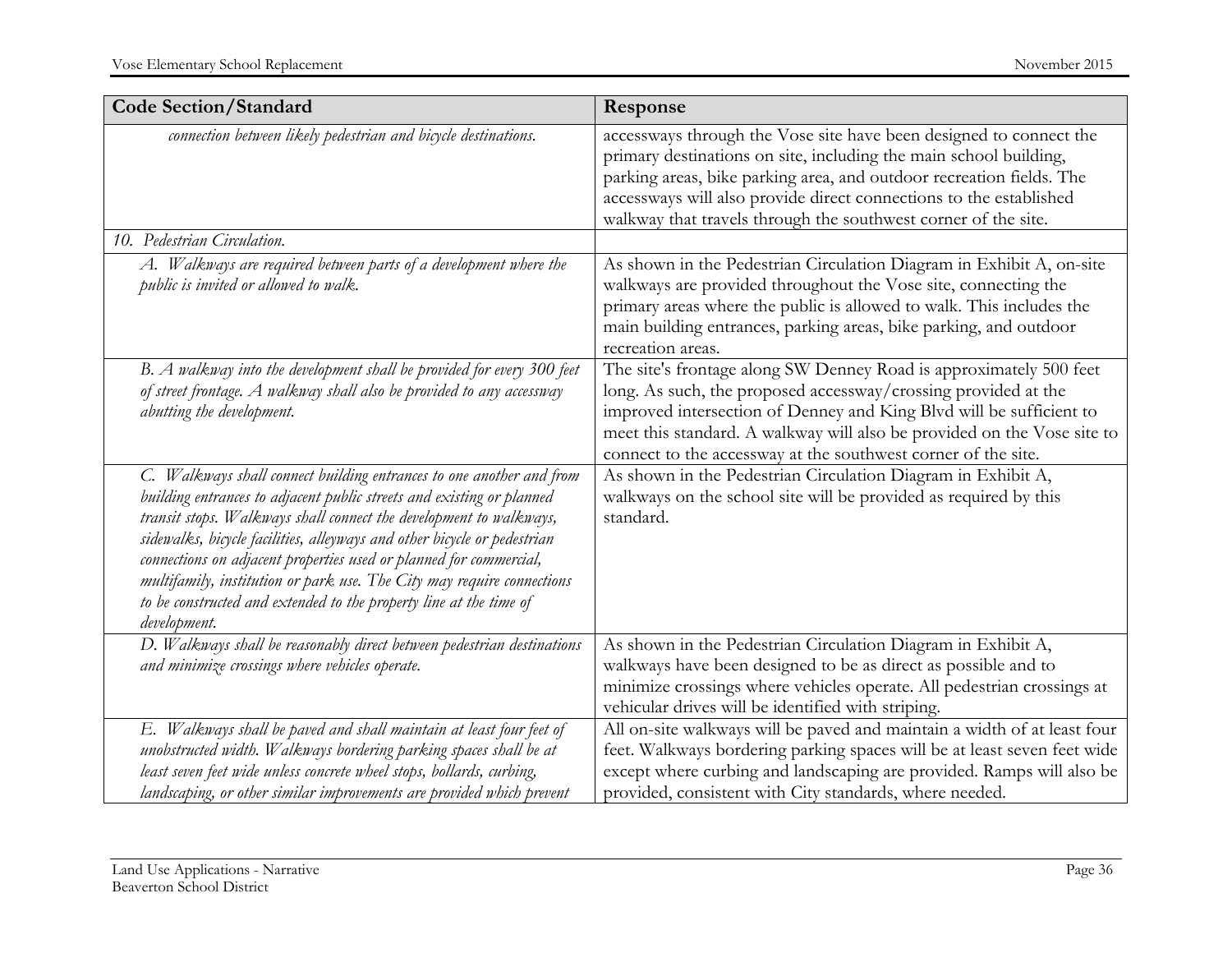| Code Section/Standard | Response |
|---|---|
| *connection between likely pedestrian and bicycle destinations.* | accessways through the Vose site have been designed to connect the primary destinations on site, including the main school building, parking areas, bike parking area, and outdoor recreation fields. The accessways will also provide direct connections to the established walkway that travels through the southwest corner of the site. |
| *10. Pedestrian Circulation.* | |
| *A. Walkways are required between parts of a development where the public is invited or allowed to walk.* | As shown in the Pedestrian Circulation Diagram in Exhibit A, on-site walkways are provided throughout the Vose site, connecting the primary areas where the public is allowed to walk. This includes the main building entrances, parking areas, bike parking, and outdoor recreation areas. |
| *B. A walkway into the development shall be provided for every 300 feet of street frontage. A walkway shall also be provided to any accessway abutting the development.* | The site's frontage along SW Denney Road is approximately 500 feet long. As such, the proposed accessway/crossing provided at the improved intersection of Denney and King Blvd will be sufficient to meet this standard. A walkway will also be provided on the Vose site to connect to the accessway at the southwest corner of the site. |
| *C. Walkways shall connect building entrances to one another and from building entrances to adjacent public streets and existing or planned transit stops. Walkways shall connect the development to walkways, sidewalks, bicycle facilities, alleyways and other bicycle or pedestrian connections on adjacent properties used or planned for commercial, multifamily, institution or park use. The City may require connections to be constructed and extended to the property line at the time of development.* | As shown in the Pedestrian Circulation Diagram in Exhibit A, walkways on the school site will be provided as required by this standard. |
| *D. Walkways shall be reasonably direct between pedestrian destinations and minimize crossings where vehicles operate.* | As shown in the Pedestrian Circulation Diagram in Exhibit A, walkways have been designed to be as direct as possible and to minimize crossings where vehicles operate. All pedestrian crossings at vehicular drives will be identified with striping. |
| *E. Walkways shall be paved and shall maintain at least four feet of unobstructed width. Walkways bordering parking spaces shall be at least seven feet wide unless concrete wheel stops, bollards, curbing, landscaping, or other similar improvements are provided which prevent* | All on-site walkways will be paved and maintain a width of at least four feet. Walkways bordering parking spaces will be at least seven feet wide except where curbing and landscaping are provided. Ramps will also be provided, consistent with City standards, where needed. |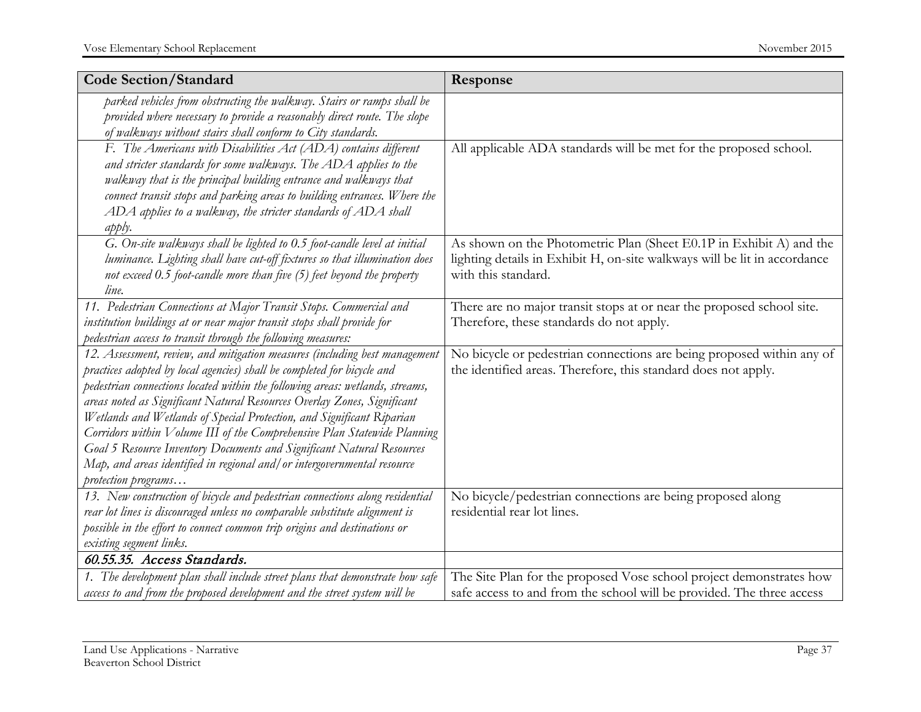| Code Section/Standard | Response |
|---|---|
| *parked vehicles from obstructing the walkway. Stairs or ramps shall be provided where necessary to provide a reasonably direct route. The slope of walkways without stairs shall conform to City standards.* | |
| *F. The Americans with Disabilities Act (ADA) contains different and stricter standards for some walkways. The ADA applies to the walkway that is the principal building entrance and walkways that connect transit stops and parking areas to building entrances. Where the ADA applies to a walkway, the stricter standards of ADA shall apply.* | All applicable ADA standards will be met for the proposed school. |
| *G. On-site walkways shall be lighted to 0.5 foot-candle level at initial luminance. Lighting shall have cut-off fixtures so that illumination does not exceed 0.5 foot-candle more than five (5) feet beyond the property line.* | As shown on the Photometric Plan (Sheet E0.1P in Exhibit A) and the lighting details in Exhibit H, on-site walkways will be lit in accordance with this standard. |
| *11. Pedestrian Connections at Major Transit Stops. Commercial and institution buildings at or near major transit stops shall provide for pedestrian access to transit through the following measures:* | There are no major transit stops at or near the proposed school site. Therefore, these standards do not apply. |
| *12. Assessment, review, and mitigation measures (including best management practices adopted by local agencies) shall be completed for bicycle and pedestrian connections located within the following areas: wetlands, streams, areas noted as Significant Natural Resources Overlay Zones, Significant Wetlands and Wetlands of Special Protection, and Significant Riparian Corridors within Volume III of the Comprehensive Plan Statewide Planning Goal 5 Resource Inventory Documents and Significant Natural Resources Map, and areas identified in regional and/or intergovernmental resource protection programs…* | No bicycle or pedestrian connections are being proposed within any of the identified areas. Therefore, this standard does not apply. |
| *13. New construction of bicycle and pedestrian connections along residential rear lot lines is discouraged unless no comparable substitute alignment is possible in the effort to connect common trip origins and destinations or existing segment links.* | No bicycle/pedestrian connections are being proposed along residential rear lot lines. |
| ***60.55.35. Access Standards.*** | |
| *1. The development plan shall include street plans that demonstrate how safe access to and from the proposed development and the street system will be* | The Site Plan for the proposed Vose school project demonstrates how safe access to and from the school will be provided. The three access |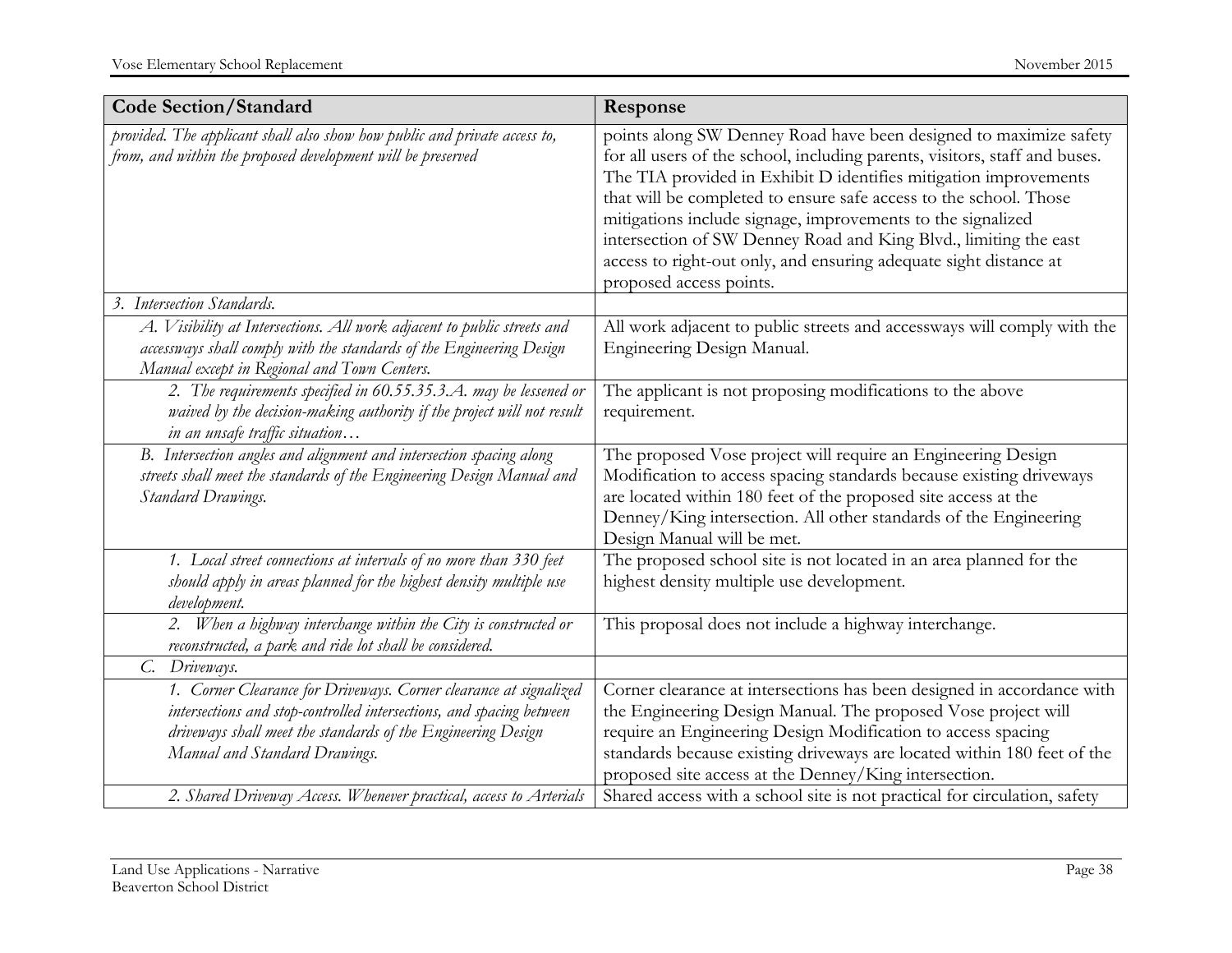| Code Section/Standard | Response |
|---|---|
| *provided. The applicant shall also show how public and private access to, from, and within the proposed development will be preserved* | points along SW Denney Road have been designed to maximize safety for all users of the school, including parents, visitors, staff and buses. The TIA provided in Exhibit D identifies mitigation improvements that will be completed to ensure safe access to the school. Those mitigations include signage, improvements to the signalized intersection of SW Denney Road and King Blvd., limiting the east access to right-out only, and ensuring adequate sight distance at proposed access points. |
| *3. Intersection Standards.* | |
| *A. Visibility at Intersections. All work adjacent to public streets and accessways shall comply with the standards of the Engineering Design Manual except in Regional and Town Centers.* | All work adjacent to public streets and accessways will comply with the Engineering Design Manual. |
| *2. The requirements specified in 60.55.35.3.A. may be lessened or waived by the decision-making authority if the project will not result in an unsafe traffic situation…* | The applicant is not proposing modifications to the above requirement. |
| *B. Intersection angles and alignment and intersection spacing along streets shall meet the standards of the Engineering Design Manual and Standard Drawings.* | The proposed Vose project will require an Engineering Design Modification to access spacing standards because existing driveways are located within 180 feet of the proposed site access at the Denney/King intersection. All other standards of the Engineering Design Manual will be met. |
| *1. Local street connections at intervals of no more than 330 feet should apply in areas planned for the highest density multiple use development.* | The proposed school site is not located in an area planned for the highest density multiple use development. |
| *2. When a highway interchange within the City is constructed or reconstructed, a park and ride lot shall be considered.* | This proposal does not include a highway interchange. |
| *C. Driveways.* | |
| *1. Corner Clearance for Driveways. Corner clearance at signalized intersections and stop-controlled intersections, and spacing between driveways shall meet the standards of the Engineering Design Manual and Standard Drawings.* | Corner clearance at intersections has been designed in accordance with the Engineering Design Manual. The proposed Vose project will require an Engineering Design Modification to access spacing standards because existing driveways are located within 180 feet of the proposed site access at the Denney/King intersection. |
| *2. Shared Driveway Access. Whenever practical, access to Arterials* | Shared access with a school site is not practical for circulation, safety |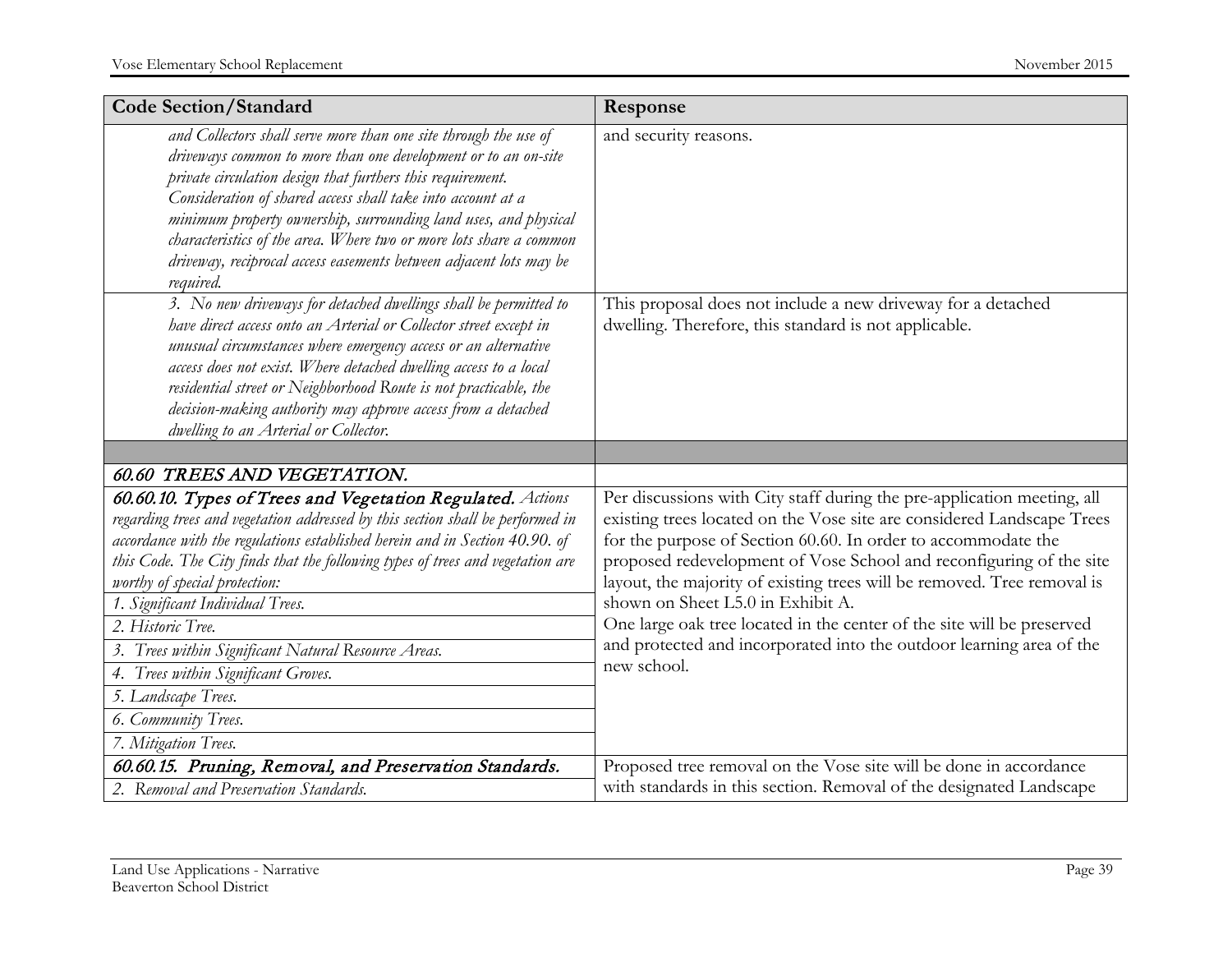| Code Section/Standard | Response |
|---|---|
| *and Collectors shall serve more than one site through the use of driveways common to more than one development or to an on-site private circulation design that furthers this requirement. Consideration of shared access shall take into account at a minimum property ownership, surrounding land uses, and physical characteristics of the area. Where two or more lots share a common driveway, reciprocal access easements between adjacent lots may be required.* | and security reasons. |
| *3. No new driveways for detached dwellings shall be permitted to have direct access onto an Arterial or Collector street except in unusual circumstances where emergency access or an alternative access does not exist. Where detached dwelling access to a local residential street or Neighborhood Route is not practicable, the decision-making authority may approve access from a detached dwelling to an Arterial or Collector.* | This proposal does not include a new driveway for a detached dwelling. Therefore, this standard is not applicable. |
| | |
| ***60.60 TREES AND VEGETATION.*** | |
| ***60.60.10. Types of Trees and Vegetation Regulated.*** *Actions regarding trees and vegetation addressed by this section shall be performed in accordance with the regulations established herein and in Section 40.90. of this Code. The City finds that the following types of trees and vegetation are worthy of special protection:* <br> *1. Significant Individual Trees.* <br> *2. Historic Tree.* <br> *3. Trees within Significant Natural Resource Areas.* <br> *4. Trees within Significant Groves.* <br> *5. Landscape Trees.* <br> *6. Community Trees.* <br> *7. Mitigation Trees.* | Per discussions with City staff during the pre-application meeting, all existing trees located on the Vose site are considered Landscape Trees for the purpose of Section 60.60. In order to accommodate the proposed redevelopment of Vose School and reconfiguring of the site layout, the majority of existing trees will be removed. Tree removal is shown on Sheet L5.0 in Exhibit A. <br> One large oak tree located in the center of the site will be preserved and protected and incorporated into the outdoor learning area of the new school. |
| ***60.60.15. Pruning, Removal, and Preservation Standards.*** <br> *2. Removal and Preservation Standards.* | Proposed tree removal on the Vose site will be done in accordance with standards in this section. Removal of the designated Landscape |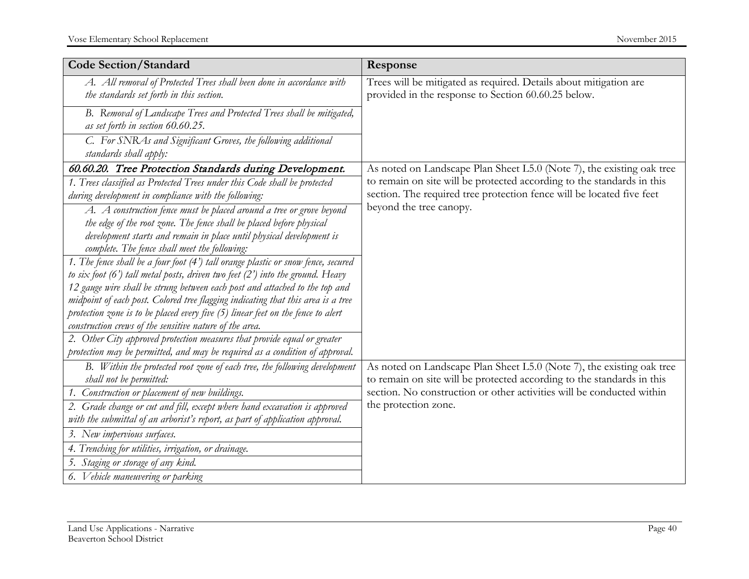| Code Section/Standard | Response |
|---|---|
| *A. All removal of Protected Trees shall been done in accordance with the standards set forth in this section.* | Trees will be mitigated as required. Details about mitigation are provided in the response to Section 60.60.25 below. |
| *B. Removal of Landscape Trees and Protected Trees shall be mitigated, as set forth in section 60.60.25.* | |
| *C. For SNRAs and Significant Groves, the following additional standards shall apply:* | |
| ***60.60.20. Tree Protection Standards during Development.*** | As noted on Landscape Plan Sheet L5.0 (Note 7), the existing oak tree to remain on site will be protected according to the standards in this section. The required tree protection fence will be located five feet beyond the tree canopy. |
| *1. Trees classified as Protected Trees under this Code shall be protected during development in compliance with the following:* | |
| *A. A construction fence must be placed around a tree or grove beyond the edge of the root zone. The fence shall be placed before physical development starts and remain in place until physical development is complete. The fence shall meet the following:* | |
| *1. The fence shall be a four foot (4') tall orange plastic or snow fence, secured to six foot (6') tall metal posts, driven two feet (2') into the ground. Heavy 12 gauge wire shall be strung between each post and attached to the top and midpoint of each post. Colored tree flagging indicating that this area is a tree protection zone is to be placed every five (5) linear feet on the fence to alert construction crews of the sensitive nature of the area.* | |
| *2. Other City approved protection measures that provide equal or greater protection may be permitted, and may be required as a condition of approval.* | |
| *B. Within the protected root zone of each tree, the following development shall not be permitted:* | As noted on Landscape Plan Sheet L5.0 (Note 7), the existing oak tree to remain on site will be protected according to the standards in this section. No construction or other activities will be conducted within the protection zone. |
| *1. Construction or placement of new buildings.* | |
| *2. Grade change or cut and fill, except where hand excavation is approved with the submittal of an arborist's report, as part of application approval.* | |
| *3. New impervious surfaces.* | |
| *4. Trenching for utilities, irrigation, or drainage.* | |
| *5. Staging or storage of any kind.* | |
| *6. Vehicle maneuvering or parking* | |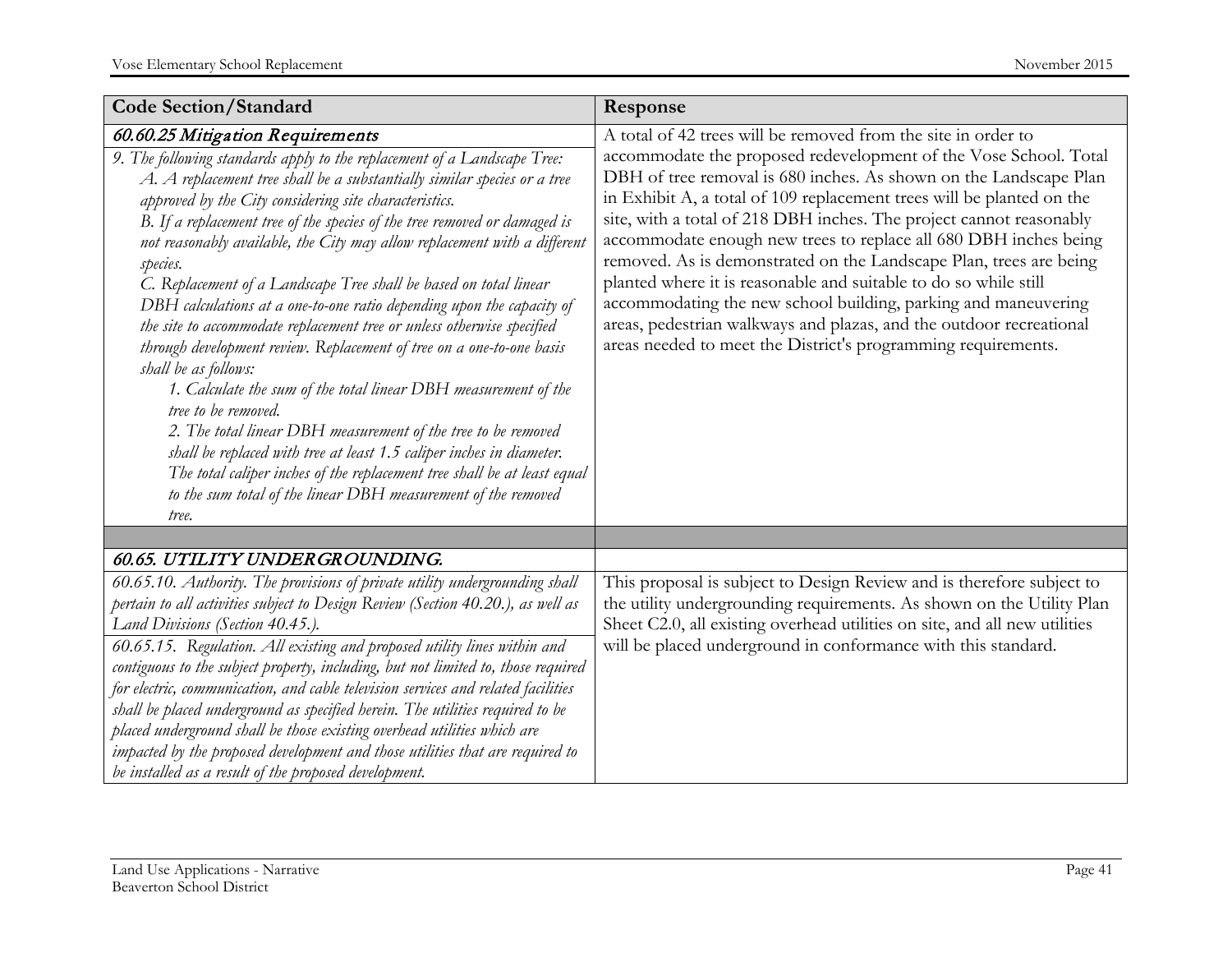| Code Section/Standard | Response |
|---|---|
| ***60.60.25 Mitigation Requirements***<br>*9. The following standards apply to the replacement of a Landscape Tree:*<br>*A. A replacement tree shall be a substantially similar species or a tree approved by the City considering site characteristics.*<br>*B. If a replacement tree of the species of the tree removed or damaged is not reasonably available, the City may allow replacement with a different species.*<br>*C. Replacement of a Landscape Tree shall be based on total linear DBH calculations at a one-to-one ratio depending upon the capacity of the site to accommodate replacement tree or unless otherwise specified through development review. Replacement of tree on a one-to-one basis shall be as follows:*<br>*1. Calculate the sum of the total linear DBH measurement of the tree to be removed.*<br>*2. The total linear DBH measurement of the tree to be removed shall be replaced with tree at least 1.5 caliper inches in diameter. The total caliper inches of the replacement tree shall be at least equal to the sum total of the linear DBH measurement of the removed tree.* | A total of 42 trees will be removed from the site in order to accommodate the proposed redevelopment of the Vose School. Total DBH of tree removal is 680 inches. As shown on the Landscape Plan in Exhibit A, a total of 109 replacement trees will be planted on the site, with a total of 218 DBH inches. The project cannot reasonably accommodate enough new trees to replace all 680 DBH inches being removed. As is demonstrated on the Landscape Plan, trees are being planted where it is reasonable and suitable to do so while still accommodating the new school building, parking and maneuvering areas, pedestrian walkways and plazas, and the outdoor recreational areas needed to meet the District's programming requirements. |
| | |
| ***60.65. UTILITY UNDERGROUNDING.*** | |
| *60.65.10. Authority. The provisions of private utility undergrounding shall pertain to all activities subject to Design Review (Section 40.20.), as well as Land Divisions (Section 40.45.).*<br>*60.65.15. Regulation. All existing and proposed utility lines within and contiguous to the subject property, including, but not limited to, those required for electric, communication, and cable television services and related facilities shall be placed underground as specified herein. The utilities required to be placed underground shall be those existing overhead utilities which are impacted by the proposed development and those utilities that are required to be installed as a result of the proposed development.* | This proposal is subject to Design Review and is therefore subject to the utility undergrounding requirements. As shown on the Utility Plan Sheet C2.0, all existing overhead utilities on site, and all new utilities will be placed underground in conformance with this standard. |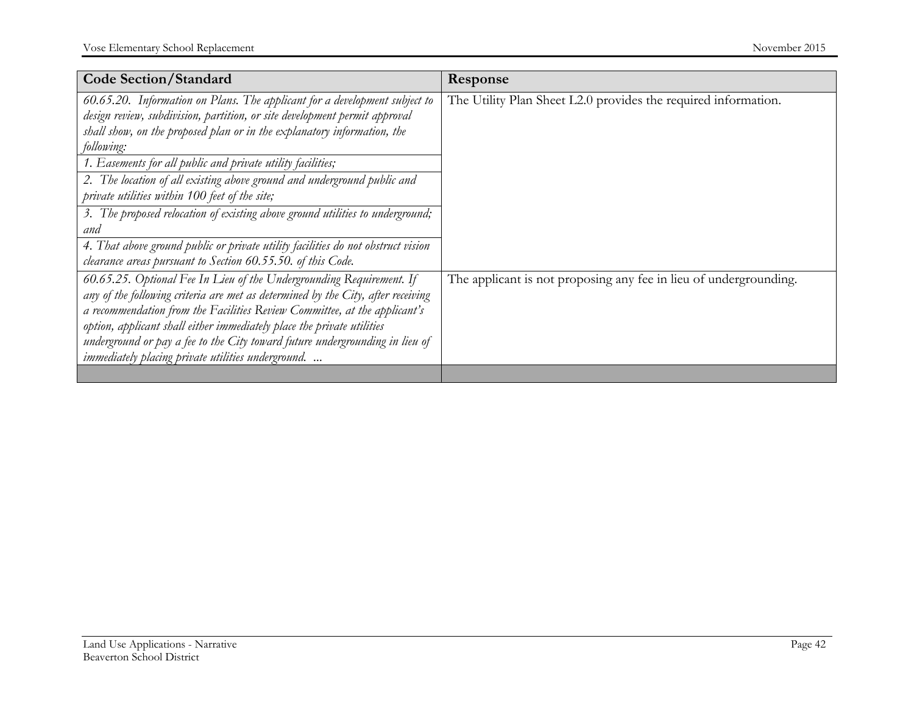| Code Section/Standard | Response |
|---|---|
| *60.65.20. Information on Plans. The applicant for a development subject to design review, subdivision, partition, or site development permit approval shall show, on the proposed plan or in the explanatory information, the following:* | The Utility Plan Sheet L2.0 provides the required information. |
| *1. Easements for all public and private utility facilities;* | |
| *2. The location of all existing above ground and underground public and private utilities within 100 feet of the site;* | |
| *3. The proposed relocation of existing above ground utilities to underground; and* | |
| *4. That above ground public or private utility facilities do not obstruct vision clearance areas pursuant to Section 60.55.50. of this Code.* | |
| *60.65.25. Optional Fee In Lieu of the Undergrounding Requirement. If any of the following criteria are met as determined by the City, after receiving a recommendation from the Facilities Review Committee, at the applicant's option, applicant shall either immediately place the private utilities underground or pay a fee to the City toward future undergrounding in lieu of immediately placing private utilities underground. ...* | The applicant is not proposing any fee in lieu of undergrounding. |
| | |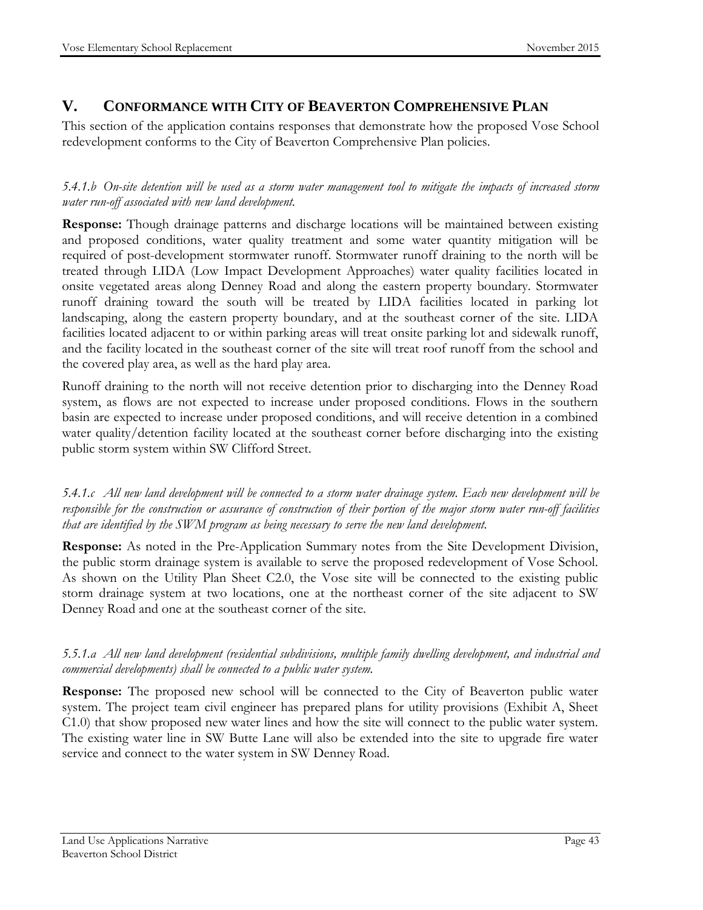## V. CONFORMANCE WITH CITY OF BEAVERTON COMPREHENSIVE PLAN

This section of the application contains responses that demonstrate how the proposed Vose School redevelopment conforms to the City of Beaverton Comprehensive Plan policies.

*5.4.1.b On-site detention will be used as a storm water management tool to mitigate the impacts of increased storm water run-off associated with new land development.*

**Response:** Though drainage patterns and discharge locations will be maintained between existing and proposed conditions, water quality treatment and some water quantity mitigation will be required of post-development stormwater runoff. Stormwater runoff draining to the north will be treated through LIDA (Low Impact Development Approaches) water quality facilities located in onsite vegetated areas along Denney Road and along the eastern property boundary. Stormwater runoff draining toward the south will be treated by LIDA facilities located in parking lot landscaping, along the eastern property boundary, and at the southeast corner of the site. LIDA facilities located adjacent to or within parking areas will treat onsite parking lot and sidewalk runoff, and the facility located in the southeast corner of the site will treat roof runoff from the school and the covered play area, as well as the hard play area.

Runoff draining to the north will not receive detention prior to discharging into the Denney Road system, as flows are not expected to increase under proposed conditions. Flows in the southern basin are expected to increase under proposed conditions, and will receive detention in a combined water quality/detention facility located at the southeast corner before discharging into the existing public storm system within SW Clifford Street.

*5.4.1.c All new land development will be connected to a storm water drainage system. Each new development will be responsible for the construction or assurance of construction of their portion of the major storm water run-off facilities that are identified by the SWM program as being necessary to serve the new land development.*

**Response:** As noted in the Pre-Application Summary notes from the Site Development Division, the public storm drainage system is available to serve the proposed redevelopment of Vose School. As shown on the Utility Plan Sheet C2.0, the Vose site will be connected to the existing public storm drainage system at two locations, one at the northeast corner of the site adjacent to SW Denney Road and one at the southeast corner of the site.

*5.5.1.a All new land development (residential subdivisions, multiple family dwelling development, and industrial and commercial developments) shall be connected to a public water system.*

**Response:** The proposed new school will be connected to the City of Beaverton public water system. The project team civil engineer has prepared plans for utility provisions (Exhibit A, Sheet C1.0) that show proposed new water lines and how the site will connect to the public water system. The existing water line in SW Butte Lane will also be extended into the site to upgrade fire water service and connect to the water system in SW Denney Road.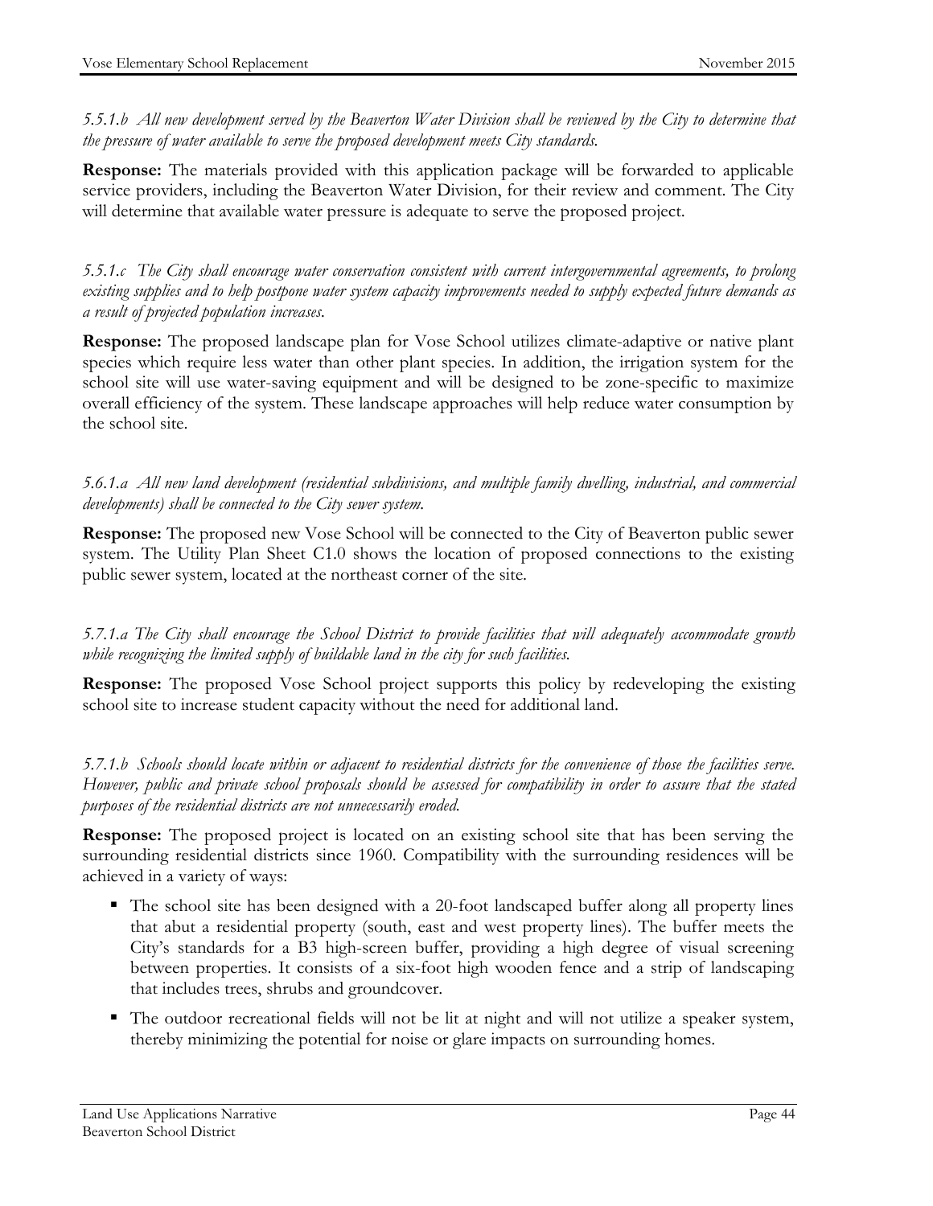*5.5.1.b All new development served by the Beaverton Water Division shall be reviewed by the City to determine that the pressure of water available to serve the proposed development meets City standards.*

**Response:** The materials provided with this application package will be forwarded to applicable service providers, including the Beaverton Water Division, for their review and comment. The City will determine that available water pressure is adequate to serve the proposed project.

*5.5.1.c The City shall encourage water conservation consistent with current intergovernmental agreements, to prolong existing supplies and to help postpone water system capacity improvements needed to supply expected future demands as a result of projected population increases.*

**Response:** The proposed landscape plan for Vose School utilizes climate-adaptive or native plant species which require less water than other plant species. In addition, the irrigation system for the school site will use water-saving equipment and will be designed to be zone-specific to maximize overall efficiency of the system. These landscape approaches will help reduce water consumption by the school site.

*5.6.1.a All new land development (residential subdivisions, and multiple family dwelling, industrial, and commercial developments) shall be connected to the City sewer system.*

**Response:** The proposed new Vose School will be connected to the City of Beaverton public sewer system. The Utility Plan Sheet C1.0 shows the location of proposed connections to the existing public sewer system, located at the northeast corner of the site.

*5.7.1.a The City shall encourage the School District to provide facilities that will adequately accommodate growth while recognizing the limited supply of buildable land in the city for such facilities.*

**Response:** The proposed Vose School project supports this policy by redeveloping the existing school site to increase student capacity without the need for additional land.

*5.7.1.b Schools should locate within or adjacent to residential districts for the convenience of those the facilities serve. However, public and private school proposals should be assessed for compatibility in order to assure that the stated purposes of the residential districts are not unnecessarily eroded.*

**Response:** The proposed project is located on an existing school site that has been serving the surrounding residential districts since 1960. Compatibility with the surrounding residences will be achieved in a variety of ways:

- The school site has been designed with a 20-foot landscaped buffer along all property lines that abut a residential property (south, east and west property lines). The buffer meets the City's standards for a B3 high-screen buffer, providing a high degree of visual screening between properties. It consists of a six-foot high wooden fence and a strip of landscaping that includes trees, shrubs and groundcover.
- The outdoor recreational fields will not be lit at night and will not utilize a speaker system, thereby minimizing the potential for noise or glare impacts on surrounding homes.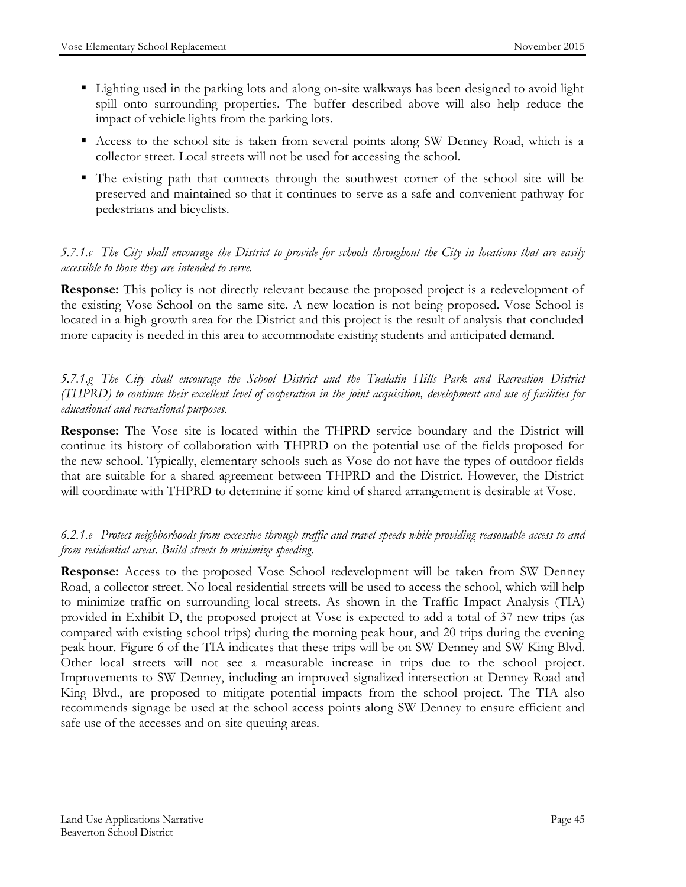- Lighting used in the parking lots and along on-site walkways has been designed to avoid light spill onto surrounding properties. The buffer described above will also help reduce the impact of vehicle lights from the parking lots.
- Access to the school site is taken from several points along SW Denney Road, which is a collector street. Local streets will not be used for accessing the school.
- The existing path that connects through the southwest corner of the school site will be preserved and maintained so that it continues to serve as a safe and convenient pathway for pedestrians and bicyclists.

*5.7.1.c The City shall encourage the District to provide for schools throughout the City in locations that are easily accessible to those they are intended to serve.*

**Response:** This policy is not directly relevant because the proposed project is a redevelopment of the existing Vose School on the same site. A new location is not being proposed. Vose School is located in a high-growth area for the District and this project is the result of analysis that concluded more capacity is needed in this area to accommodate existing students and anticipated demand.

*5.7.1.g The City shall encourage the School District and the Tualatin Hills Park and Recreation District (THPRD) to continue their excellent level of cooperation in the joint acquisition, development and use of facilities for educational and recreational purposes.*

**Response:** The Vose site is located within the THPRD service boundary and the District will continue its history of collaboration with THPRD on the potential use of the fields proposed for the new school. Typically, elementary schools such as Vose do not have the types of outdoor fields that are suitable for a shared agreement between THPRD and the District. However, the District will coordinate with THPRD to determine if some kind of shared arrangement is desirable at Vose.

*6.2.1.e Protect neighborhoods from excessive through traffic and travel speeds while providing reasonable access to and from residential areas. Build streets to minimize speeding.*

**Response:** Access to the proposed Vose School redevelopment will be taken from SW Denney Road, a collector street. No local residential streets will be used to access the school, which will help to minimize traffic on surrounding local streets. As shown in the Traffic Impact Analysis (TIA) provided in Exhibit D, the proposed project at Vose is expected to add a total of 37 new trips (as compared with existing school trips) during the morning peak hour, and 20 trips during the evening peak hour. Figure 6 of the TIA indicates that these trips will be on SW Denney and SW King Blvd. Other local streets will not see a measurable increase in trips due to the school project. Improvements to SW Denney, including an improved signalized intersection at Denney Road and King Blvd., are proposed to mitigate potential impacts from the school project. The TIA also recommends signage be used at the school access points along SW Denney to ensure efficient and safe use of the accesses and on-site queuing areas.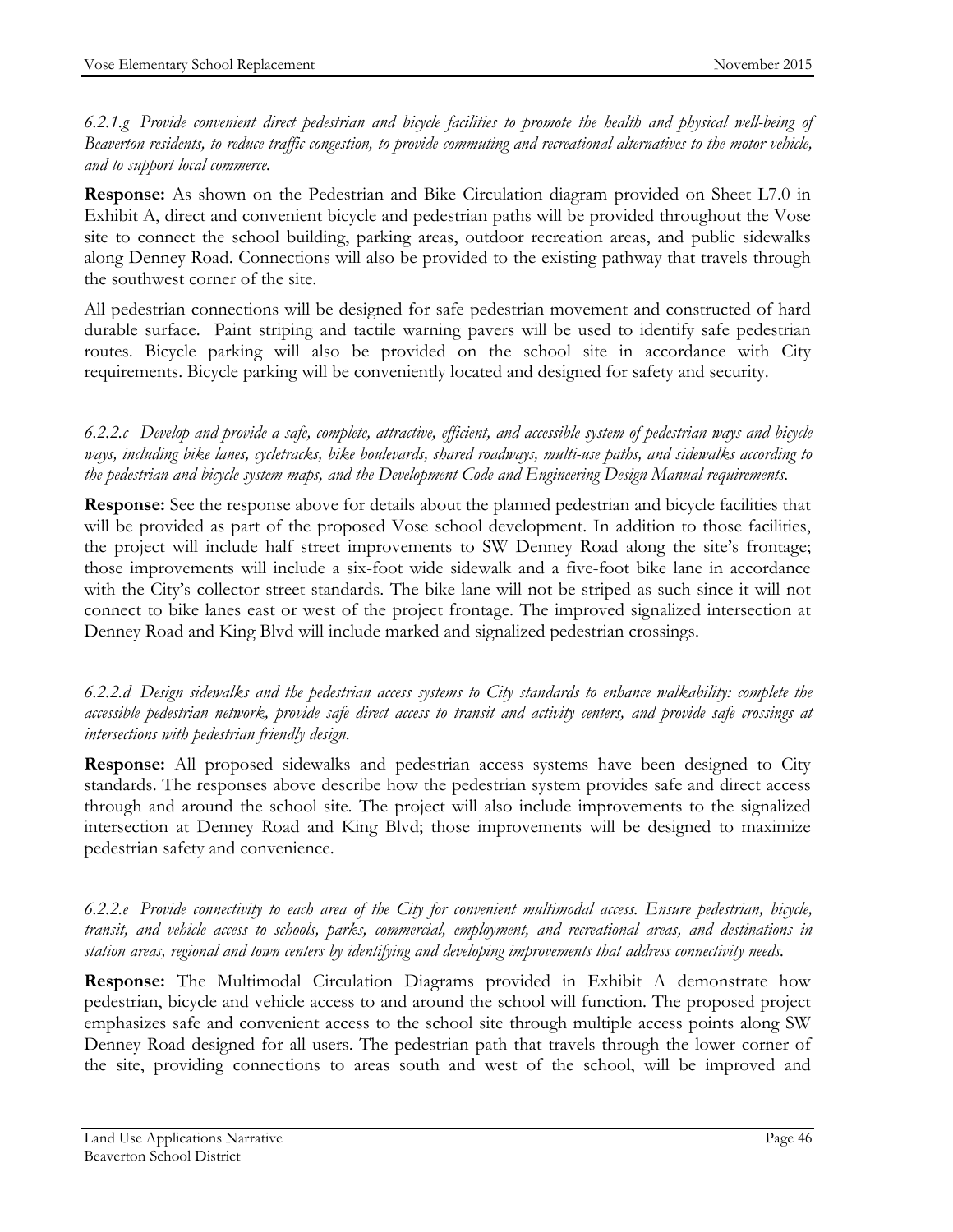*6.2.1.g Provide convenient direct pedestrian and bicycle facilities to promote the health and physical well-being of Beaverton residents, to reduce traffic congestion, to provide commuting and recreational alternatives to the motor vehicle, and to support local commerce.*

**Response:** As shown on the Pedestrian and Bike Circulation diagram provided on Sheet L7.0 in Exhibit A, direct and convenient bicycle and pedestrian paths will be provided throughout the Vose site to connect the school building, parking areas, outdoor recreation areas, and public sidewalks along Denney Road. Connections will also be provided to the existing pathway that travels through the southwest corner of the site.

All pedestrian connections will be designed for safe pedestrian movement and constructed of hard durable surface. Paint striping and tactile warning pavers will be used to identify safe pedestrian routes. Bicycle parking will also be provided on the school site in accordance with City requirements. Bicycle parking will be conveniently located and designed for safety and security.

*6.2.2.c Develop and provide a safe, complete, attractive, efficient, and accessible system of pedestrian ways and bicycle ways, including bike lanes, cycletracks, bike boulevards, shared roadways, multi-use paths, and sidewalks according to the pedestrian and bicycle system maps, and the Development Code and Engineering Design Manual requirements.*

**Response:** See the response above for details about the planned pedestrian and bicycle facilities that will be provided as part of the proposed Vose school development. In addition to those facilities, the project will include half street improvements to SW Denney Road along the site's frontage; those improvements will include a six-foot wide sidewalk and a five-foot bike lane in accordance with the City's collector street standards. The bike lane will not be striped as such since it will not connect to bike lanes east or west of the project frontage. The improved signalized intersection at Denney Road and King Blvd will include marked and signalized pedestrian crossings.

*6.2.2.d Design sidewalks and the pedestrian access systems to City standards to enhance walkability: complete the accessible pedestrian network, provide safe direct access to transit and activity centers, and provide safe crossings at intersections with pedestrian friendly design.*

**Response:** All proposed sidewalks and pedestrian access systems have been designed to City standards. The responses above describe how the pedestrian system provides safe and direct access through and around the school site. The project will also include improvements to the signalized intersection at Denney Road and King Blvd; those improvements will be designed to maximize pedestrian safety and convenience.

*6.2.2.e Provide connectivity to each area of the City for convenient multimodal access. Ensure pedestrian, bicycle, transit, and vehicle access to schools, parks, commercial, employment, and recreational areas, and destinations in station areas, regional and town centers by identifying and developing improvements that address connectivity needs.*

**Response:** The Multimodal Circulation Diagrams provided in Exhibit A demonstrate how pedestrian, bicycle and vehicle access to and around the school will function. The proposed project emphasizes safe and convenient access to the school site through multiple access points along SW Denney Road designed for all users. The pedestrian path that travels through the lower corner of the site, providing connections to areas south and west of the school, will be improved and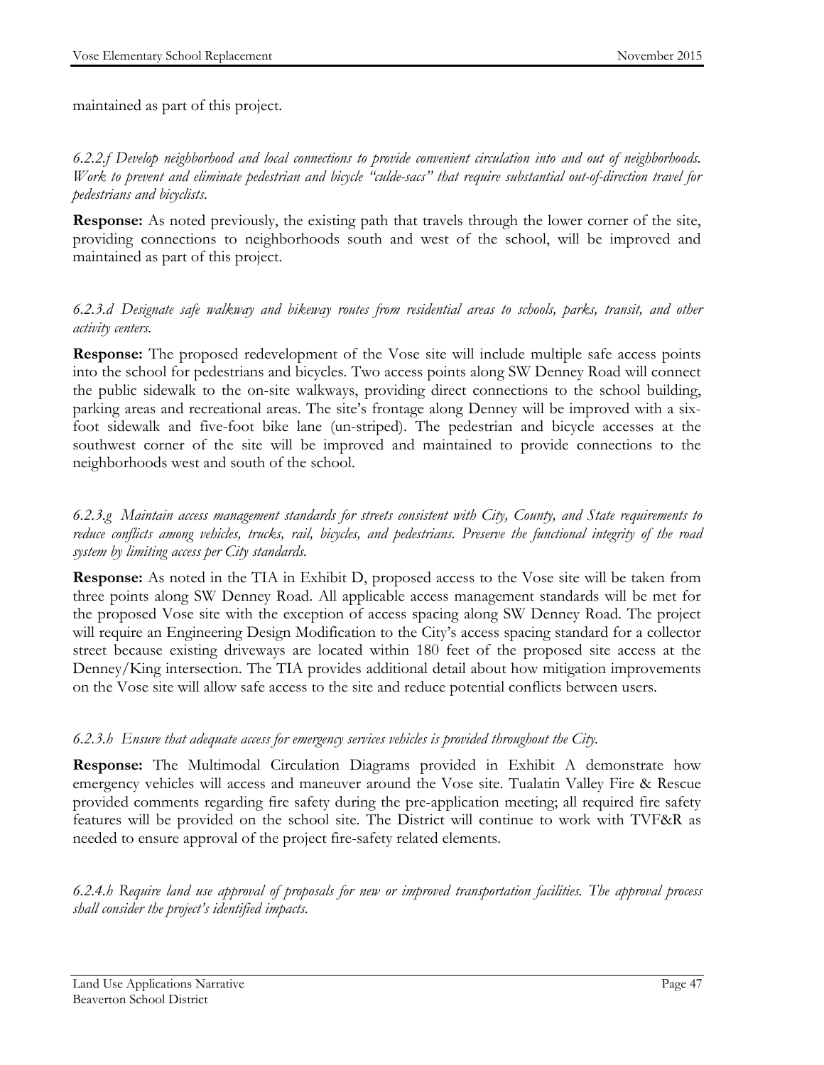maintained as part of this project.

*6.2.2.f Develop neighborhood and local connections to provide convenient circulation into and out of neighborhoods. Work to prevent and eliminate pedestrian and bicycle "culde-sacs" that require substantial out-of-direction travel for pedestrians and bicyclists.*

**Response:** As noted previously, the existing path that travels through the lower corner of the site, providing connections to neighborhoods south and west of the school, will be improved and maintained as part of this project.

*6.2.3.d Designate safe walkway and bikeway routes from residential areas to schools, parks, transit, and other activity centers.*

**Response:** The proposed redevelopment of the Vose site will include multiple safe access points into the school for pedestrians and bicycles. Two access points along SW Denney Road will connect the public sidewalk to the on-site walkways, providing direct connections to the school building, parking areas and recreational areas. The site's frontage along Denney will be improved with a six-foot sidewalk and five-foot bike lane (un-striped). The pedestrian and bicycle accesses at the southwest corner of the site will be improved and maintained to provide connections to the neighborhoods west and south of the school.

*6.2.3.g Maintain access management standards for streets consistent with City, County, and State requirements to reduce conflicts among vehicles, trucks, rail, bicycles, and pedestrians. Preserve the functional integrity of the road system by limiting access per City standards.*

**Response:** As noted in the TIA in Exhibit D, proposed access to the Vose site will be taken from three points along SW Denney Road. All applicable access management standards will be met for the proposed Vose site with the exception of access spacing along SW Denney Road. The project will require an Engineering Design Modification to the City's access spacing standard for a collector street because existing driveways are located within 180 feet of the proposed site access at the Denney/King intersection. The TIA provides additional detail about how mitigation improvements on the Vose site will allow safe access to the site and reduce potential conflicts between users.

*6.2.3.h Ensure that adequate access for emergency services vehicles is provided throughout the City.*

**Response:** The Multimodal Circulation Diagrams provided in Exhibit A demonstrate how emergency vehicles will access and maneuver around the Vose site. Tualatin Valley Fire & Rescue provided comments regarding fire safety during the pre-application meeting; all required fire safety features will be provided on the school site. The District will continue to work with TVF&R as needed to ensure approval of the project fire-safety related elements.

*6.2.4.h Require land use approval of proposals for new or improved transportation facilities. The approval process shall consider the project's identified impacts.*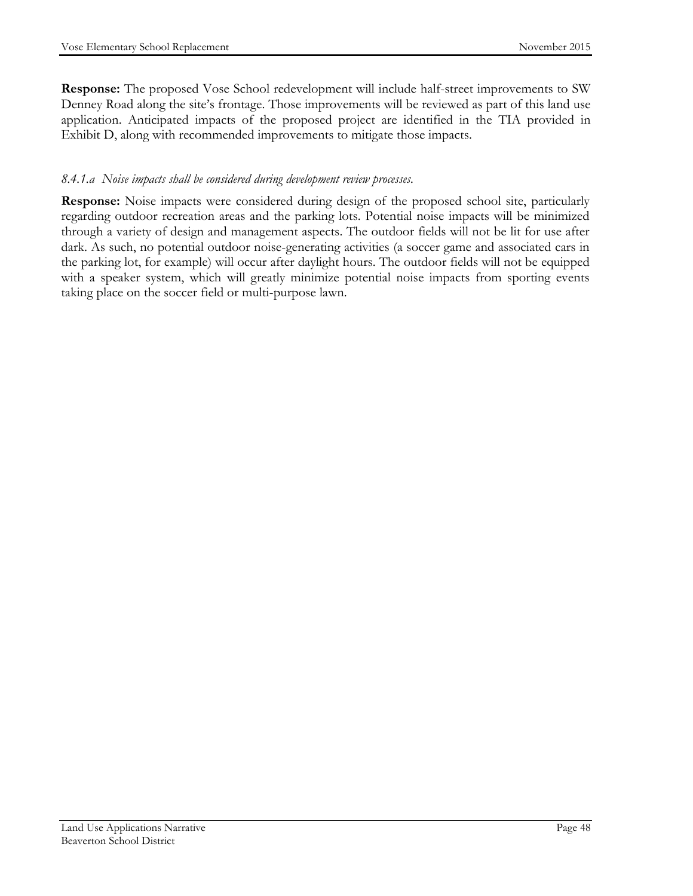**Response:** The proposed Vose School redevelopment will include half-street improvements to SW Denney Road along the site's frontage. Those improvements will be reviewed as part of this land use application. Anticipated impacts of the proposed project are identified in the TIA provided in Exhibit D, along with recommended improvements to mitigate those impacts.

*8.4.1.a Noise impacts shall be considered during development review processes.*

**Response:** Noise impacts were considered during design of the proposed school site, particularly regarding outdoor recreation areas and the parking lots. Potential noise impacts will be minimized through a variety of design and management aspects. The outdoor fields will not be lit for use after dark. As such, no potential outdoor noise-generating activities (a soccer game and associated cars in the parking lot, for example) will occur after daylight hours. The outdoor fields will not be equipped with a speaker system, which will greatly minimize potential noise impacts from sporting events taking place on the soccer field or multi-purpose lawn.